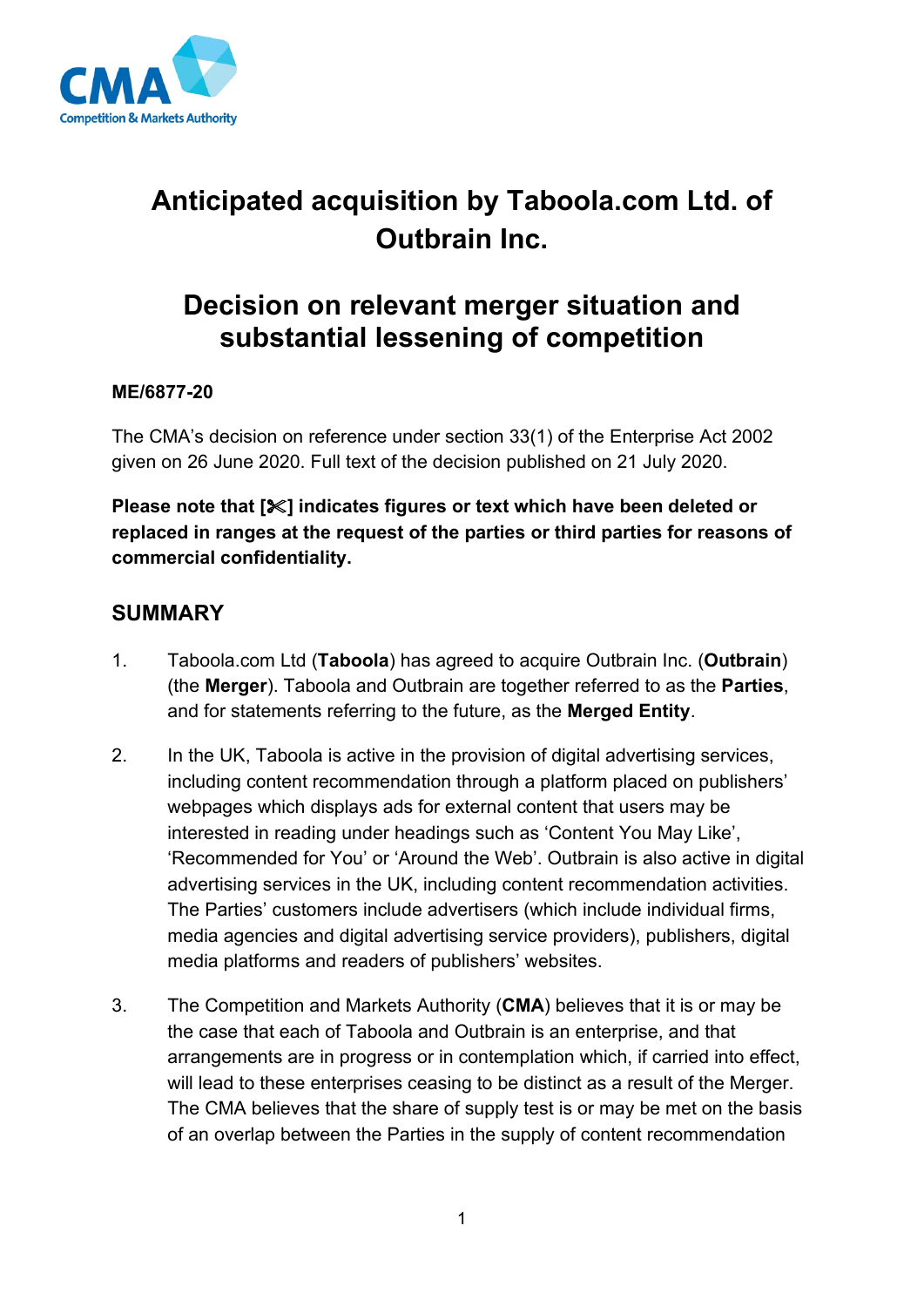# Anticipated acquisition by Taboola.com Ltd. of Outbrain Inc.

# Decision on relevant merger situation and substantial lessening of competition

**ME/6877-20**

The CMA's decision on reference under section 33(1) of the Enterprise Act 2002 given on 26 June 2020. Full text of the decision published on 21 July 2020.

**Please note that [✂] indicates figures or text which have been deleted or replaced in ranges at the request of the parties or third parties for reasons of commercial confidentiality.**

## SUMMARY

1. Taboola.com Ltd (**Taboola**) has agreed to acquire Outbrain Inc. (**Outbrain**) (the **Merger**). Taboola and Outbrain are together referred to as the **Parties**, and for statements referring to the future, as the **Merged Entity**.

2. In the UK, Taboola is active in the provision of digital advertising services, including content recommendation through a platform placed on publishers' webpages which displays ads for external content that users may be interested in reading under headings such as 'Content You May Like', 'Recommended for You' or 'Around the Web'. Outbrain is also active in digital advertising services in the UK, including content recommendation activities. The Parties' customers include advertisers (which include individual firms, media agencies and digital advertising service providers), publishers, digital media platforms and readers of publishers' websites.

3. The Competition and Markets Authority (**CMA**) believes that it is or may be the case that each of Taboola and Outbrain is an enterprise, and that arrangements are in progress or in contemplation which, if carried into effect, will lead to these enterprises ceasing to be distinct as a result of the Merger. The CMA believes that the share of supply test is or may be met on the basis of an overlap between the Parties in the supply of content recommendation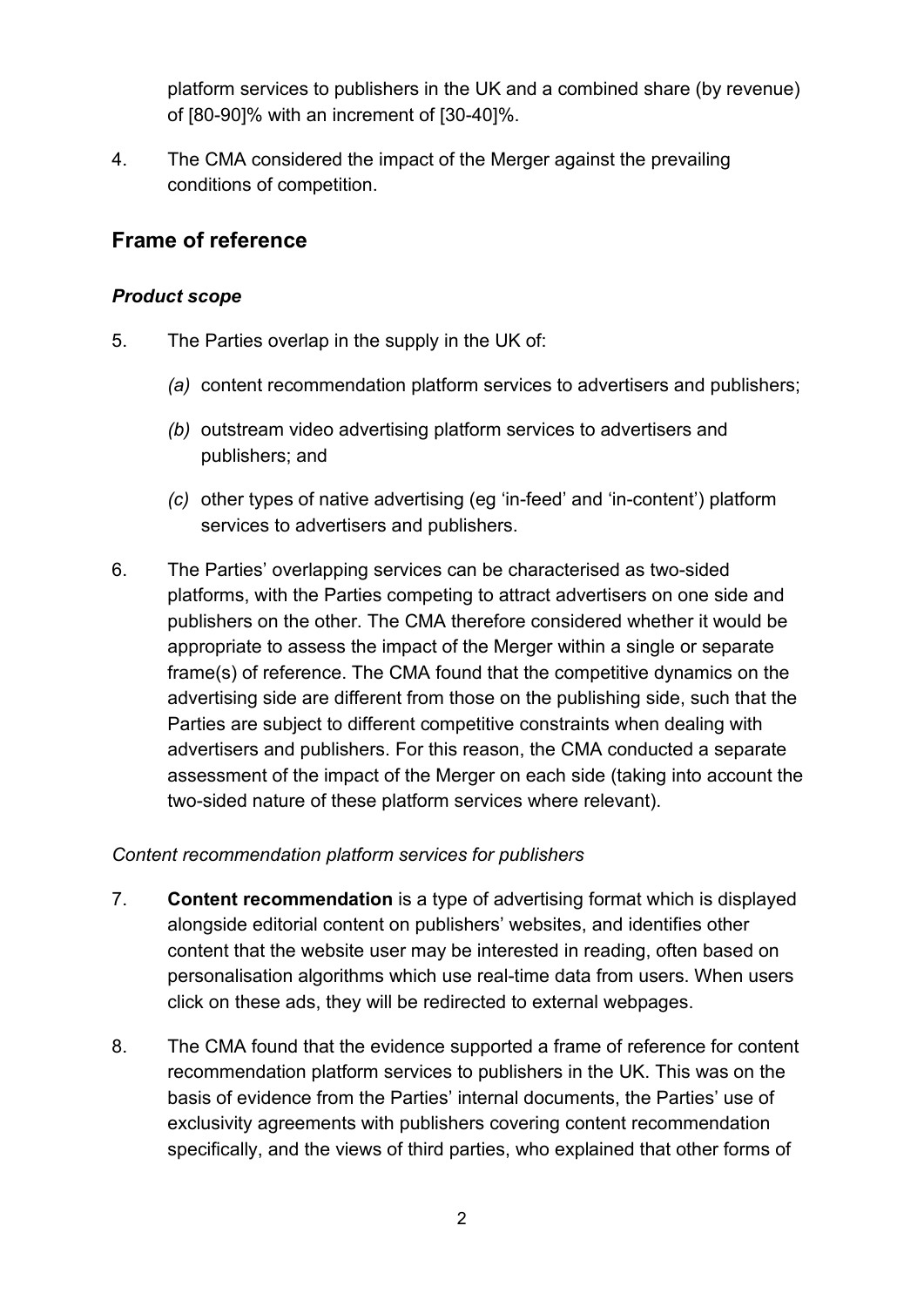platform services to publishers in the UK and a combined share (by revenue) of [80-90]% with an increment of [30-40]%.

4. The CMA considered the impact of the Merger against the prevailing conditions of competition.

## Frame of reference

### *Product scope*

5. The Parties overlap in the supply in the UK of:

   *(a)* content recommendation platform services to advertisers and publishers;

   *(b)* outstream video advertising platform services to advertisers and publishers; and

   *(c)* other types of native advertising (eg 'in-feed' and 'in-content') platform services to advertisers and publishers.

6. The Parties' overlapping services can be characterised as two-sided platforms, with the Parties competing to attract advertisers on one side and publishers on the other. The CMA therefore considered whether it would be appropriate to assess the impact of the Merger within a single or separate frame(s) of reference. The CMA found that the competitive dynamics on the advertising side are different from those on the publishing side, such that the Parties are subject to different competitive constraints when dealing with advertisers and publishers. For this reason, the CMA conducted a separate assessment of the impact of the Merger on each side (taking into account the two-sided nature of these platform services where relevant).

*Content recommendation platform services for publishers*

7. **Content recommendation** is a type of advertising format which is displayed alongside editorial content on publishers' websites, and identifies other content that the website user may be interested in reading, often based on personalisation algorithms which use real-time data from users. When users click on these ads, they will be redirected to external webpages.

8. The CMA found that the evidence supported a frame of reference for content recommendation platform services to publishers in the UK. This was on the basis of evidence from the Parties' internal documents, the Parties' use of exclusivity agreements with publishers covering content recommendation specifically, and the views of third parties, who explained that other forms of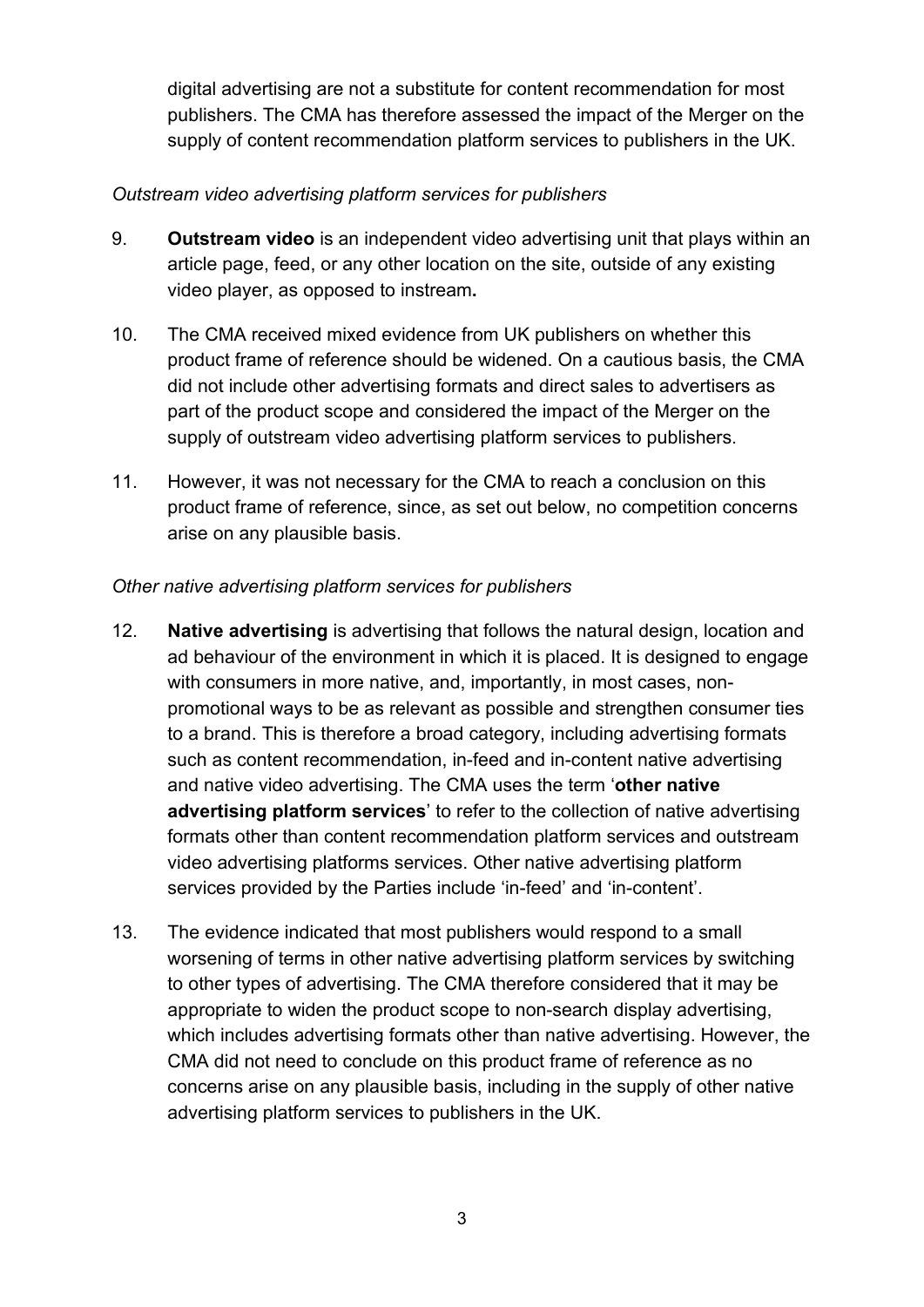digital advertising are not a substitute for content recommendation for most publishers. The CMA has therefore assessed the impact of the Merger on the supply of content recommendation platform services to publishers in the UK.

*Outstream video advertising platform services for publishers*

9. **Outstream video** is an independent video advertising unit that plays within an article page, feed, or any other location on the site, outside of any existing video player, as opposed to instream**.**

10. The CMA received mixed evidence from UK publishers on whether this product frame of reference should be widened. On a cautious basis, the CMA did not include other advertising formats and direct sales to advertisers as part of the product scope and considered the impact of the Merger on the supply of outstream video advertising platform services to publishers.

11. However, it was not necessary for the CMA to reach a conclusion on this product frame of reference, since, as set out below, no competition concerns arise on any plausible basis.

*Other native advertising platform services for publishers*

12. **Native advertising** is advertising that follows the natural design, location and ad behaviour of the environment in which it is placed. It is designed to engage with consumers in more native, and, importantly, in most cases, non-promotional ways to be as relevant as possible and strengthen consumer ties to a brand. This is therefore a broad category, including advertising formats such as content recommendation, in-feed and in-content native advertising and native video advertising. The CMA uses the term '**other native advertising platform services**' to refer to the collection of native advertising formats other than content recommendation platform services and outstream video advertising platforms services. Other native advertising platform services provided by the Parties include 'in-feed' and 'in-content'.

13. The evidence indicated that most publishers would respond to a small worsening of terms in other native advertising platform services by switching to other types of advertising. The CMA therefore considered that it may be appropriate to widen the product scope to non-search display advertising, which includes advertising formats other than native advertising. However, the CMA did not need to conclude on this product frame of reference as no concerns arise on any plausible basis, including in the supply of other native advertising platform services to publishers in the UK.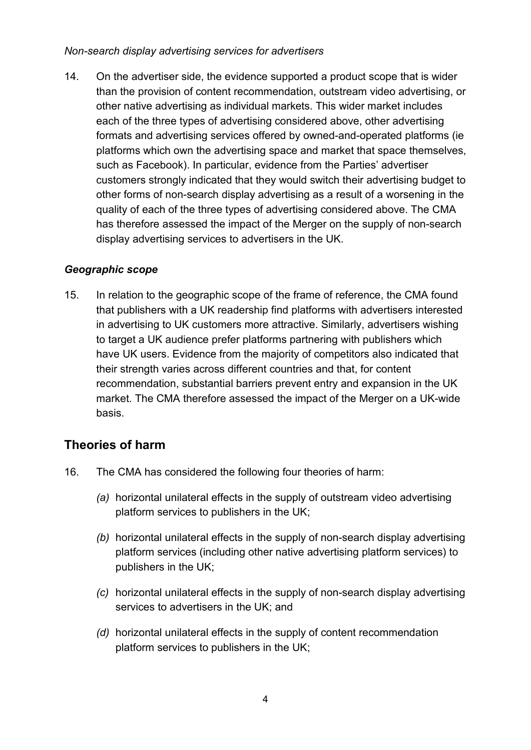*Non-search display advertising services for advertisers*

14. On the advertiser side, the evidence supported a product scope that is wider than the provision of content recommendation, outstream video advertising, or other native advertising as individual markets. This wider market includes each of the three types of advertising considered above, other advertising formats and advertising services offered by owned-and-operated platforms (ie platforms which own the advertising space and market that space themselves, such as Facebook). In particular, evidence from the Parties' advertiser customers strongly indicated that they would switch their advertising budget to other forms of non-search display advertising as a result of a worsening in the quality of each of the three types of advertising considered above. The CMA has therefore assessed the impact of the Merger on the supply of non-search display advertising services to advertisers in the UK.

***Geographic scope***

15. In relation to the geographic scope of the frame of reference, the CMA found that publishers with a UK readership find platforms with advertisers interested in advertising to UK customers more attractive. Similarly, advertisers wishing to target a UK audience prefer platforms partnering with publishers which have UK users. Evidence from the majority of competitors also indicated that their strength varies across different countries and that, for content recommendation, substantial barriers prevent entry and expansion in the UK market. The CMA therefore assessed the impact of the Merger on a UK-wide basis.

## Theories of harm

16. The CMA has considered the following four theories of harm:

    *(a)* horizontal unilateral effects in the supply of outstream video advertising platform services to publishers in the UK;

    *(b)* horizontal unilateral effects in the supply of non-search display advertising platform services (including other native advertising platform services) to publishers in the UK;

    *(c)* horizontal unilateral effects in the supply of non-search display advertising services to advertisers in the UK; and

    *(d)* horizontal unilateral effects in the supply of content recommendation platform services to publishers in the UK;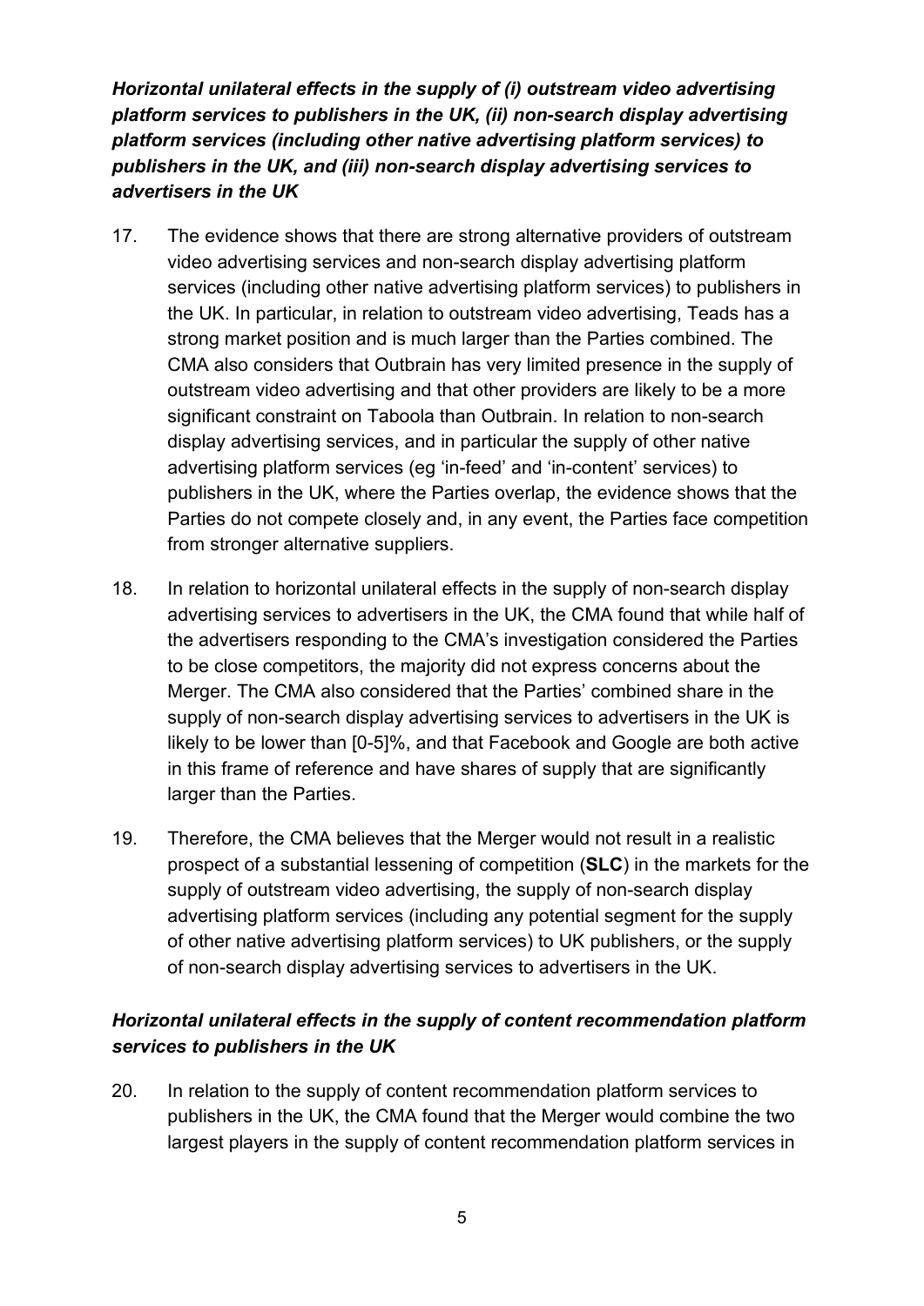***Horizontal unilateral effects in the supply of (i) outstream video advertising platform services to publishers in the UK, (ii) non-search display advertising platform services (including other native advertising platform services) to publishers in the UK, and (iii) non-search display advertising services to advertisers in the UK***

17. The evidence shows that there are strong alternative providers of outstream video advertising services and non-search display advertising platform services (including other native advertising platform services) to publishers in the UK. In particular, in relation to outstream video advertising, Teads has a strong market position and is much larger than the Parties combined. The CMA also considers that Outbrain has very limited presence in the supply of outstream video advertising and that other providers are likely to be a more significant constraint on Taboola than Outbrain. In relation to non-search display advertising services, and in particular the supply of other native advertising platform services (eg 'in-feed' and 'in-content' services) to publishers in the UK, where the Parties overlap, the evidence shows that the Parties do not compete closely and, in any event, the Parties face competition from stronger alternative suppliers.

18. In relation to horizontal unilateral effects in the supply of non-search display advertising services to advertisers in the UK, the CMA found that while half of the advertisers responding to the CMA's investigation considered the Parties to be close competitors, the majority did not express concerns about the Merger. The CMA also considered that the Parties' combined share in the supply of non-search display advertising services to advertisers in the UK is likely to be lower than [0-5]%, and that Facebook and Google are both active in this frame of reference and have shares of supply that are significantly larger than the Parties.

19. Therefore, the CMA believes that the Merger would not result in a realistic prospect of a substantial lessening of competition (**SLC**) in the markets for the supply of outstream video advertising, the supply of non-search display advertising platform services (including any potential segment for the supply of other native advertising platform services) to UK publishers, or the supply of non-search display advertising services to advertisers in the UK.

***Horizontal unilateral effects in the supply of content recommendation platform services to publishers in the UK***

20. In relation to the supply of content recommendation platform services to publishers in the UK, the CMA found that the Merger would combine the two largest players in the supply of content recommendation platform services in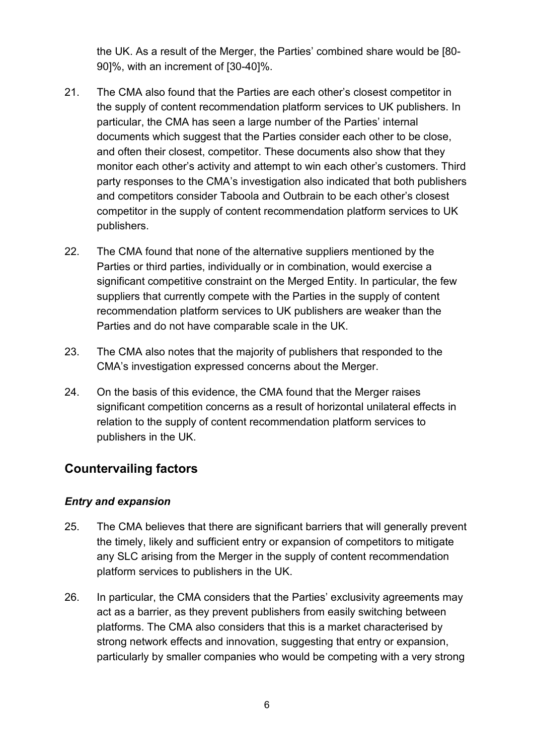the UK. As a result of the Merger, the Parties' combined share would be [80-90]%, with an increment of [30-40]%.

21. The CMA also found that the Parties are each other's closest competitor in the supply of content recommendation platform services to UK publishers. In particular, the CMA has seen a large number of the Parties' internal documents which suggest that the Parties consider each other to be close, and often their closest, competitor. These documents also show that they monitor each other's activity and attempt to win each other's customers. Third party responses to the CMA's investigation also indicated that both publishers and competitors consider Taboola and Outbrain to be each other's closest competitor in the supply of content recommendation platform services to UK publishers.

22. The CMA found that none of the alternative suppliers mentioned by the Parties or third parties, individually or in combination, would exercise a significant competitive constraint on the Merged Entity. In particular, the few suppliers that currently compete with the Parties in the supply of content recommendation platform services to UK publishers are weaker than the Parties and do not have comparable scale in the UK.

23. The CMA also notes that the majority of publishers that responded to the CMA's investigation expressed concerns about the Merger.

24. On the basis of this evidence, the CMA found that the Merger raises significant competition concerns as a result of horizontal unilateral effects in relation to the supply of content recommendation platform services to publishers in the UK.

## Countervailing factors

### *Entry and expansion*

25. The CMA believes that there are significant barriers that will generally prevent the timely, likely and sufficient entry or expansion of competitors to mitigate any SLC arising from the Merger in the supply of content recommendation platform services to publishers in the UK.

26. In particular, the CMA considers that the Parties' exclusivity agreements may act as a barrier, as they prevent publishers from easily switching between platforms. The CMA also considers that this is a market characterised by strong network effects and innovation, suggesting that entry or expansion, particularly by smaller companies who would be competing with a very strong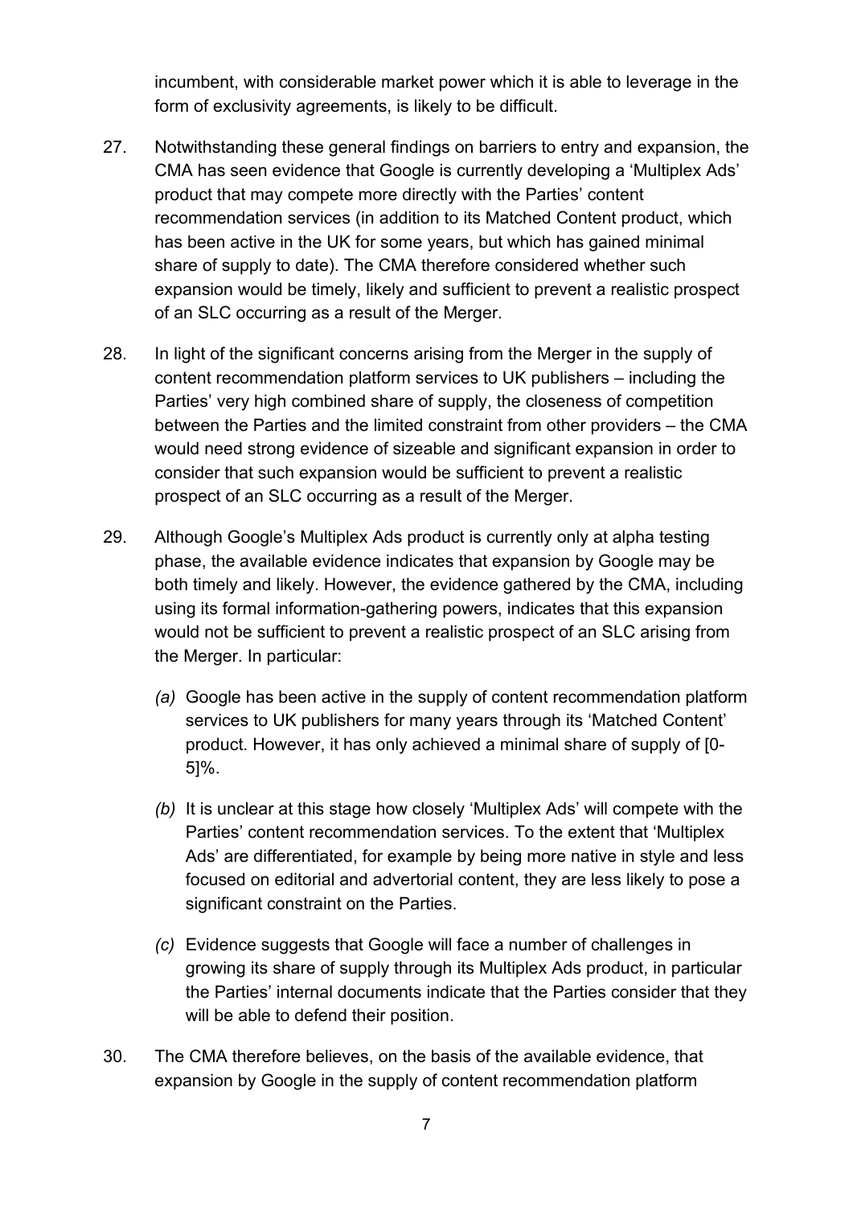incumbent, with considerable market power which it is able to leverage in the form of exclusivity agreements, is likely to be difficult.

27. Notwithstanding these general findings on barriers to entry and expansion, the CMA has seen evidence that Google is currently developing a 'Multiplex Ads' product that may compete more directly with the Parties' content recommendation services (in addition to its Matched Content product, which has been active in the UK for some years, but which has gained minimal share of supply to date). The CMA therefore considered whether such expansion would be timely, likely and sufficient to prevent a realistic prospect of an SLC occurring as a result of the Merger.

28. In light of the significant concerns arising from the Merger in the supply of content recommendation platform services to UK publishers – including the Parties' very high combined share of supply, the closeness of competition between the Parties and the limited constraint from other providers – the CMA would need strong evidence of sizeable and significant expansion in order to consider that such expansion would be sufficient to prevent a realistic prospect of an SLC occurring as a result of the Merger.

29. Although Google's Multiplex Ads product is currently only at alpha testing phase, the available evidence indicates that expansion by Google may be both timely and likely. However, the evidence gathered by the CMA, including using its formal information-gathering powers, indicates that this expansion would not be sufficient to prevent a realistic prospect of an SLC arising from the Merger. In particular:

   *(a)* Google has been active in the supply of content recommendation platform services to UK publishers for many years through its 'Matched Content' product. However, it has only achieved a minimal share of supply of [0-5]%.

   *(b)* It is unclear at this stage how closely 'Multiplex Ads' will compete with the Parties' content recommendation services. To the extent that 'Multiplex Ads' are differentiated, for example by being more native in style and less focused on editorial and advertorial content, they are less likely to pose a significant constraint on the Parties.

   *(c)* Evidence suggests that Google will face a number of challenges in growing its share of supply through its Multiplex Ads product, in particular the Parties' internal documents indicate that the Parties consider that they will be able to defend their position.

30. The CMA therefore believes, on the basis of the available evidence, that expansion by Google in the supply of content recommendation platform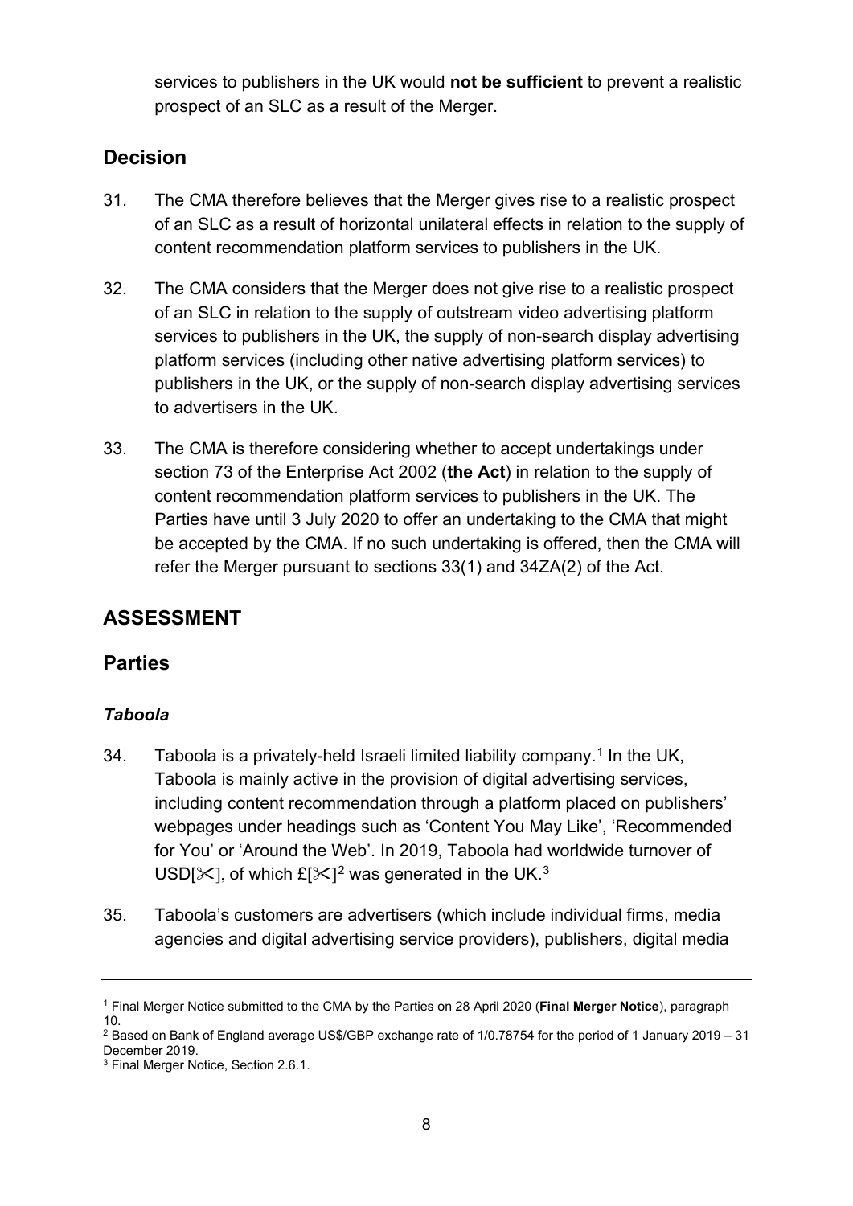services to publishers in the UK would **not be sufficient** to prevent a realistic prospect of an SLC as a result of the Merger.

## Decision

31. The CMA therefore believes that the Merger gives rise to a realistic prospect of an SLC as a result of horizontal unilateral effects in relation to the supply of content recommendation platform services to publishers in the UK.

32. The CMA considers that the Merger does not give rise to a realistic prospect of an SLC in relation to the supply of outstream video advertising platform services to publishers in the UK, the supply of non-search display advertising platform services (including other native advertising platform services) to publishers in the UK, or the supply of non-search display advertising services to advertisers in the UK.

33. The CMA is therefore considering whether to accept undertakings under section 73 of the Enterprise Act 2002 (**the Act**) in relation to the supply of content recommendation platform services to publishers in the UK. The Parties have until 3 July 2020 to offer an undertaking to the CMA that might be accepted by the CMA. If no such undertaking is offered, then the CMA will refer the Merger pursuant to sections 33(1) and 34ZA(2) of the Act.

# ASSESSMENT

## Parties

### *Taboola*

34. Taboola is a privately-held Israeli limited liability company.[1] In the UK, Taboola is mainly active in the provision of digital advertising services, including content recommendation through a platform placed on publishers' webpages under headings such as 'Content You May Like', 'Recommended for You' or 'Around the Web'. In 2019, Taboola had worldwide turnover of USD[✂], of which £[✂][2] was generated in the UK.[3]

35. Taboola's customers are advertisers (which include individual firms, media agencies and digital advertising service providers), publishers, digital media

---

[1] Final Merger Notice submitted to the CMA by the Parties on 28 April 2020 (**Final Merger Notice**), paragraph 10.

[2] Based on Bank of England average US$/GBP exchange rate of 1/0.78754 for the period of 1 January 2019 – 31 December 2019.

[3] Final Merger Notice, Section 2.6.1.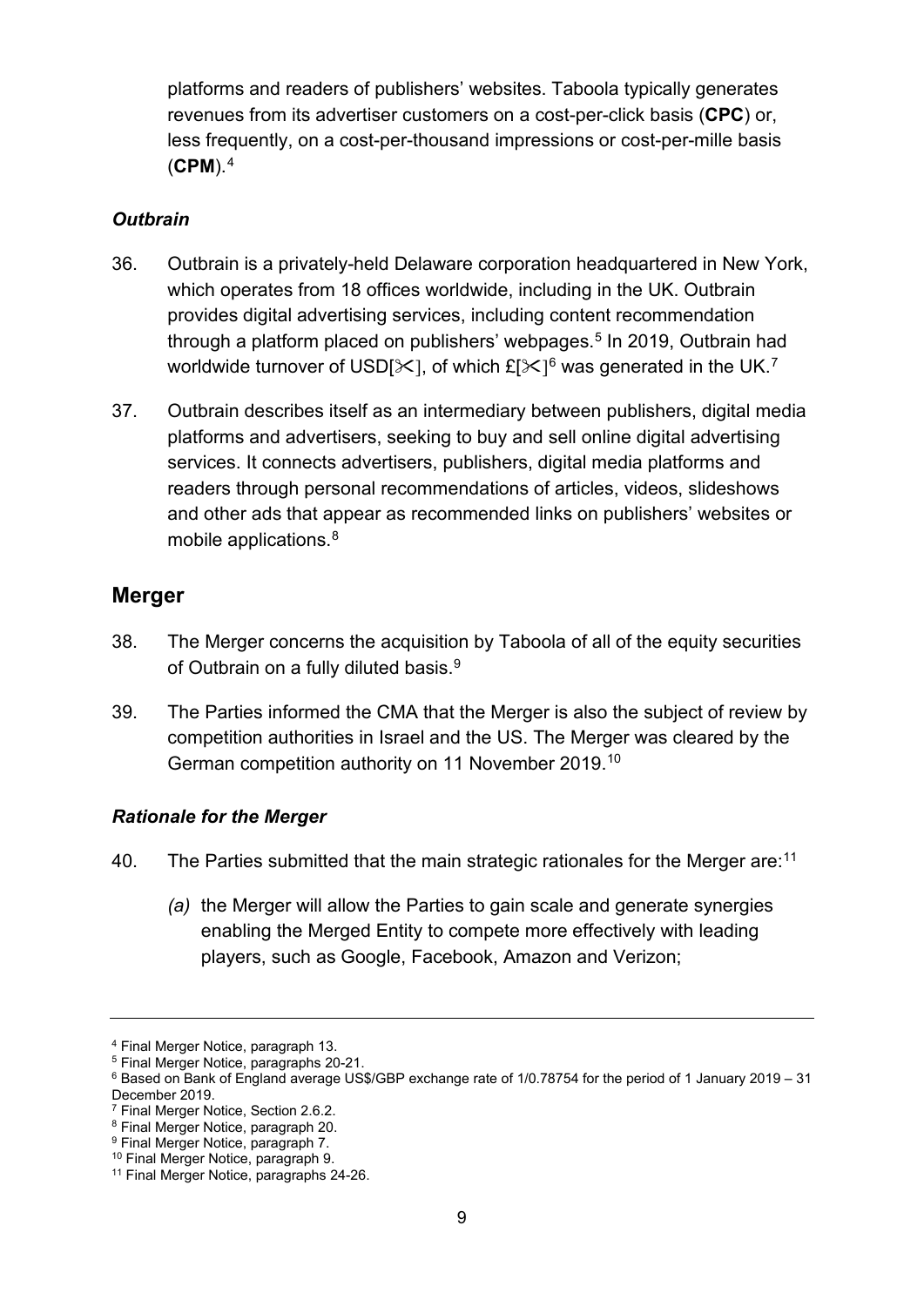platforms and readers of publishers' websites. Taboola typically generates revenues from its advertiser customers on a cost-per-click basis (**CPC**) or, less frequently, on a cost-per-thousand impressions or cost-per-mille basis (**CPM**).[4]

### *Outbrain*

36. Outbrain is a privately-held Delaware corporation headquartered in New York, which operates from 18 offices worldwide, including in the UK. Outbrain provides digital advertising services, including content recommendation through a platform placed on publishers' webpages.[5] In 2019, Outbrain had worldwide turnover of USD[✂], of which £[✂][6] was generated in the UK.[7]

37. Outbrain describes itself as an intermediary between publishers, digital media platforms and advertisers, seeking to buy and sell online digital advertising services. It connects advertisers, publishers, digital media platforms and readers through personal recommendations of articles, videos, slideshows and other ads that appear as recommended links on publishers' websites or mobile applications.[8]

## Merger

38. The Merger concerns the acquisition by Taboola of all of the equity securities of Outbrain on a fully diluted basis.[9]

39. The Parties informed the CMA that the Merger is also the subject of review by competition authorities in Israel and the US. The Merger was cleared by the German competition authority on 11 November 2019.[10]

### *Rationale for the Merger*

40. The Parties submitted that the main strategic rationales for the Merger are:[11]

    *(a)* the Merger will allow the Parties to gain scale and generate synergies enabling the Merged Entity to compete more effectively with leading players, such as Google, Facebook, Amazon and Verizon;

---

[4] Final Merger Notice, paragraph 13.
[5] Final Merger Notice, paragraphs 20-21.
[6] Based on Bank of England average US$/GBP exchange rate of 1/0.78754 for the period of 1 January 2019 – 31 December 2019.
[7] Final Merger Notice, Section 2.6.2.
[8] Final Merger Notice, paragraph 20.
[9] Final Merger Notice, paragraph 7.
[10] Final Merger Notice, paragraph 9.
[11] Final Merger Notice, paragraphs 24-26.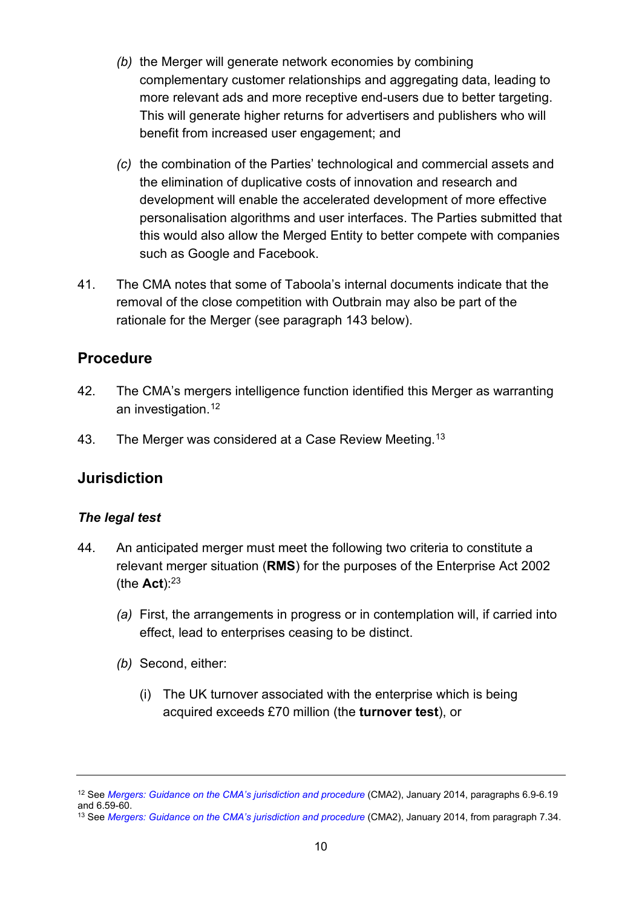(b) the Merger will generate network economies by combining complementary customer relationships and aggregating data, leading to more relevant ads and more receptive end-users due to better targeting. This will generate higher returns for advertisers and publishers who will benefit from increased user engagement; and

(c) the combination of the Parties' technological and commercial assets and the elimination of duplicative costs of innovation and research and development will enable the accelerated development of more effective personalisation algorithms and user interfaces. The Parties submitted that this would also allow the Merged Entity to better compete with companies such as Google and Facebook.

41. The CMA notes that some of Taboola's internal documents indicate that the removal of the close competition with Outbrain may also be part of the rationale for the Merger (see paragraph 143 below).

## Procedure

42. The CMA's mergers intelligence function identified this Merger as warranting an investigation.[12]

43. The Merger was considered at a Case Review Meeting.[13]

## Jurisdiction

### *The legal test*

44. An anticipated merger must meet the following two criteria to constitute a relevant merger situation (**RMS**) for the purposes of the Enterprise Act 2002 (the **Act**):[23]

   (a) First, the arrangements in progress or in contemplation will, if carried into effect, lead to enterprises ceasing to be distinct.

   (b) Second, either:

      (i) The UK turnover associated with the enterprise which is being acquired exceeds £70 million (the **turnover test**), or

---

[12] See *Mergers: Guidance on the CMA's jurisdiction and procedure* (CMA2), January 2014, paragraphs 6.9-6.19 and 6.59-60.

[13] See *Mergers: Guidance on the CMA's jurisdiction and procedure* (CMA2), January 2014, from paragraph 7.34.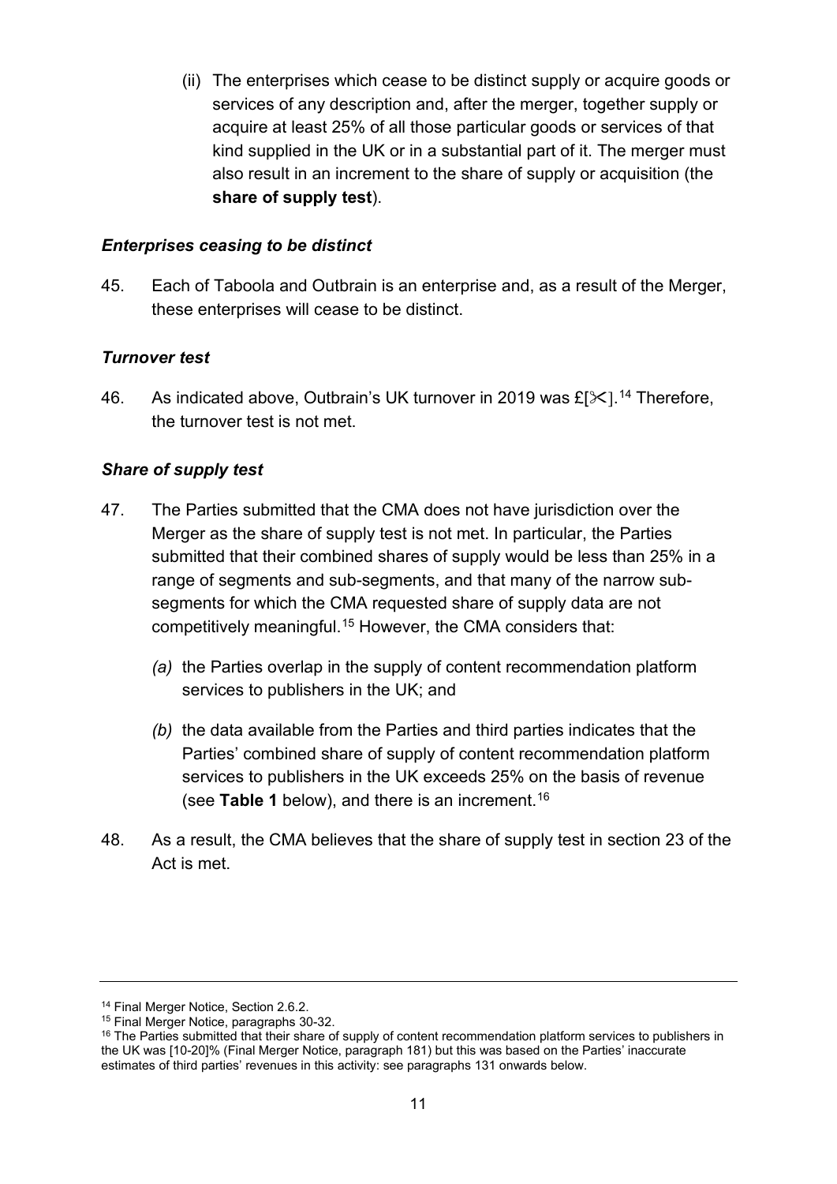(ii) The enterprises which cease to be distinct supply or acquire goods or services of any description and, after the merger, together supply or acquire at least 25% of all those particular goods or services of that kind supplied in the UK or in a substantial part of it. The merger must also result in an increment to the share of supply or acquisition (the **share of supply test**).

### *Enterprises ceasing to be distinct*

45. Each of Taboola and Outbrain is an enterprise and, as a result of the Merger, these enterprises will cease to be distinct.

### *Turnover test*

46. As indicated above, Outbrain's UK turnover in 2019 was £[✂].[14] Therefore, the turnover test is not met.

### *Share of supply test*

47. The Parties submitted that the CMA does not have jurisdiction over the Merger as the share of supply test is not met. In particular, the Parties submitted that their combined shares of supply would be less than 25% in a range of segments and sub-segments, and that many of the narrow sub-segments for which the CMA requested share of supply data are not competitively meaningful.[15] However, the CMA considers that:

   *(a)* the Parties overlap in the supply of content recommendation platform services to publishers in the UK; and

   *(b)* the data available from the Parties and third parties indicates that the Parties' combined share of supply of content recommendation platform services to publishers in the UK exceeds 25% on the basis of revenue (see **Table 1** below), and there is an increment.[16]

48. As a result, the CMA believes that the share of supply test in section 23 of the Act is met.

---

[14] Final Merger Notice, Section 2.6.2.

[15] Final Merger Notice, paragraphs 30-32.

[16] The Parties submitted that their share of supply of content recommendation platform services to publishers in the UK was [10-20]% (Final Merger Notice, paragraph 181) but this was based on the Parties' inaccurate estimates of third parties' revenues in this activity: see paragraphs 131 onwards below.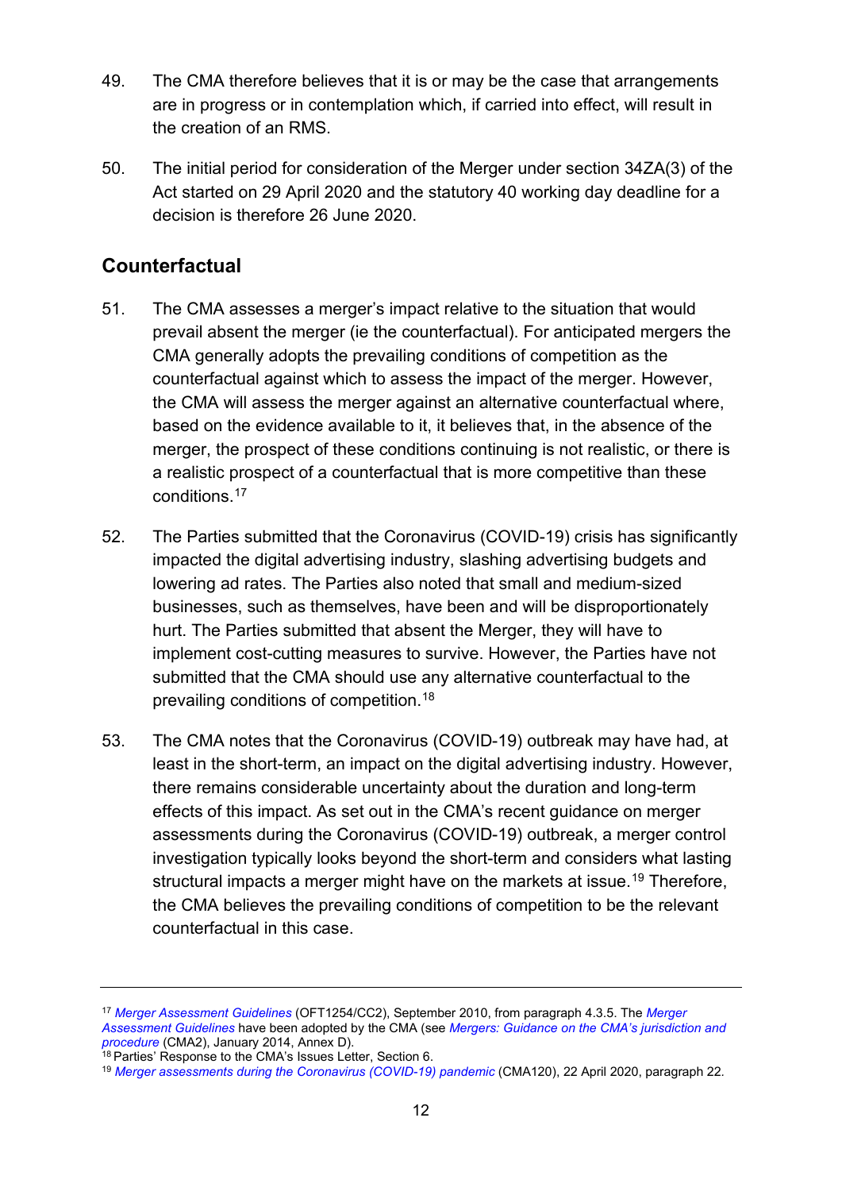49. The CMA therefore believes that it is or may be the case that arrangements are in progress or in contemplation which, if carried into effect, will result in the creation of an RMS.

50. The initial period for consideration of the Merger under section 34ZA(3) of the Act started on 29 April 2020 and the statutory 40 working day deadline for a decision is therefore 26 June 2020.

## Counterfactual

51. The CMA assesses a merger's impact relative to the situation that would prevail absent the merger (ie the counterfactual). For anticipated mergers the CMA generally adopts the prevailing conditions of competition as the counterfactual against which to assess the impact of the merger. However, the CMA will assess the merger against an alternative counterfactual where, based on the evidence available to it, it believes that, in the absence of the merger, the prospect of these conditions continuing is not realistic, or there is a realistic prospect of a counterfactual that is more competitive than these conditions.[17]

52. The Parties submitted that the Coronavirus (COVID-19) crisis has significantly impacted the digital advertising industry, slashing advertising budgets and lowering ad rates. The Parties also noted that small and medium-sized businesses, such as themselves, have been and will be disproportionately hurt. The Parties submitted that absent the Merger, they will have to implement cost-cutting measures to survive. However, the Parties have not submitted that the CMA should use any alternative counterfactual to the prevailing conditions of competition.[18]

53. The CMA notes that the Coronavirus (COVID-19) outbreak may have had, at least in the short-term, an impact on the digital advertising industry. However, there remains considerable uncertainty about the duration and long-term effects of this impact. As set out in the CMA's recent guidance on merger assessments during the Coronavirus (COVID-19) outbreak, a merger control investigation typically looks beyond the short-term and considers what lasting structural impacts a merger might have on the markets at issue.[19] Therefore, the CMA believes the prevailing conditions of competition to be the relevant counterfactual in this case.

---

[17] *Merger Assessment Guidelines* (OFT1254/CC2), September 2010, from paragraph 4.3.5. The *Merger Assessment Guidelines* have been adopted by the CMA (see *Mergers: Guidance on the CMA's jurisdiction and procedure* (CMA2), January 2014, Annex D).

[18] Parties' Response to the CMA's Issues Letter, Section 6.

[19] *Merger assessments during the Coronavirus (COVID-19) pandemic* (CMA120), 22 April 2020, paragraph 22.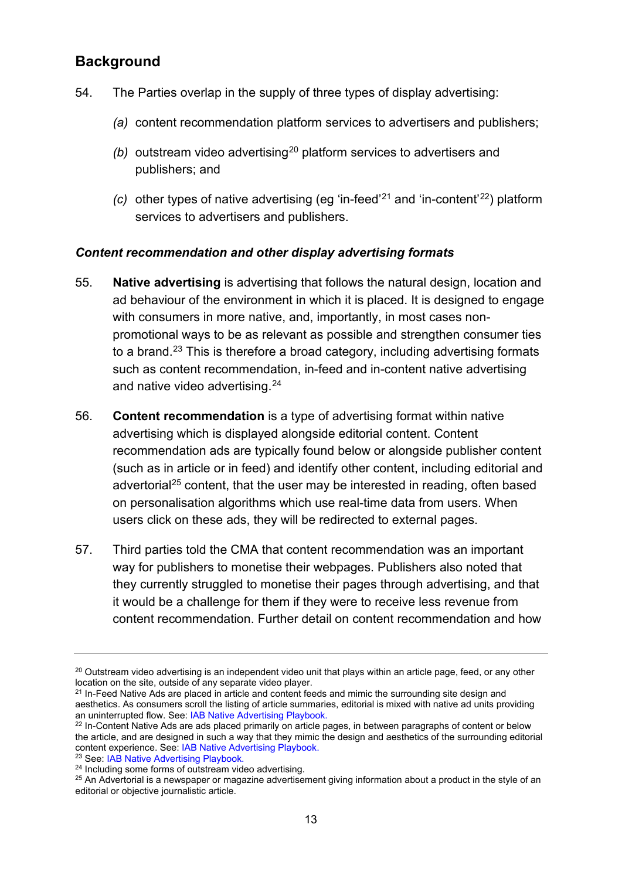## Background

54. The Parties overlap in the supply of three types of display advertising:

    *(a)* content recommendation platform services to advertisers and publishers;

    *(b)* outstream video advertising[20] platform services to advertisers and publishers; and

    *(c)* other types of native advertising (eg 'in-feed'[21] and 'in-content'[22]) platform services to advertisers and publishers.

### *Content recommendation and other display advertising formats*

55. **Native advertising** is advertising that follows the natural design, location and ad behaviour of the environment in which it is placed. It is designed to engage with consumers in more native, and, importantly, in most cases non-promotional ways to be as relevant as possible and strengthen consumer ties to a brand.[23] This is therefore a broad category, including advertising formats such as content recommendation, in-feed and in-content native advertising and native video advertising.[24]

56. **Content recommendation** is a type of advertising format within native advertising which is displayed alongside editorial content. Content recommendation ads are typically found below or alongside publisher content (such as in article or in feed) and identify other content, including editorial and advertorial[25] content, that the user may be interested in reading, often based on personalisation algorithms which use real-time data from users. When users click on these ads, they will be redirected to external pages.

57. Third parties told the CMA that content recommendation was an important way for publishers to monetise their webpages. Publishers also noted that they currently struggled to monetise their pages through advertising, and that it would be a challenge for them if they were to receive less revenue from content recommendation. Further detail on content recommendation and how

---

[20] Outstream video advertising is an independent video unit that plays within an article page, feed, or any other location on the site, outside of any separate video player.

[21] In-Feed Native Ads are placed in article and content feeds and mimic the surrounding site design and aesthetics. As consumers scroll the listing of article summaries, editorial is mixed with native ad units providing an uninterrupted flow. See: IAB Native Advertising Playbook.

[22] In-Content Native Ads are ads placed primarily on article pages, in between paragraphs of content or below the article, and are designed in such a way that they mimic the design and aesthetics of the surrounding editorial content experience. See: IAB Native Advertising Playbook.

[23] See: IAB Native Advertising Playbook.

[24] Including some forms of outstream video advertising.

[25] An Advertorial is a newspaper or magazine advertisement giving information about a product in the style of an editorial or objective journalistic article.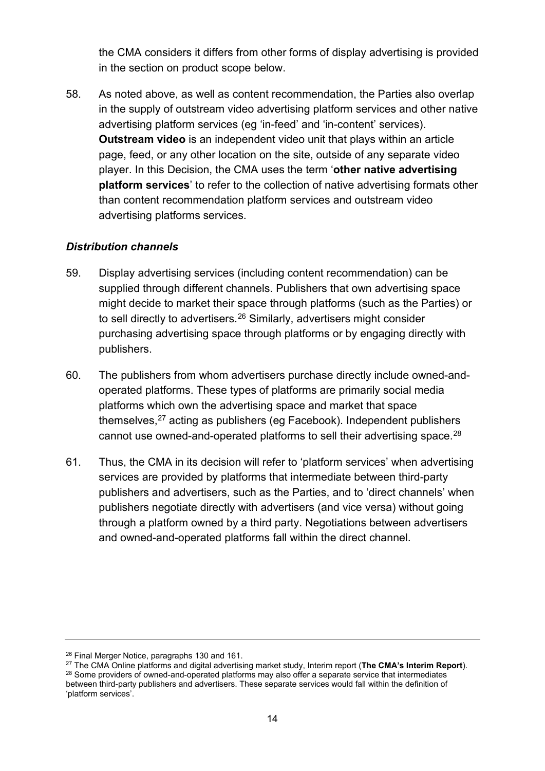the CMA considers it differs from other forms of display advertising is provided in the section on product scope below.

58. As noted above, as well as content recommendation, the Parties also overlap in the supply of outstream video advertising platform services and other native advertising platform services (eg 'in-feed' and 'in-content' services). **Outstream video** is an independent video unit that plays within an article page, feed, or any other location on the site, outside of any separate video player. In this Decision, the CMA uses the term '**other native advertising platform services**' to refer to the collection of native advertising formats other than content recommendation platform services and outstream video advertising platforms services.

### *Distribution channels*

59. Display advertising services (including content recommendation) can be supplied through different channels. Publishers that own advertising space might decide to market their space through platforms (such as the Parties) or to sell directly to advertisers.[26] Similarly, advertisers might consider purchasing advertising space through platforms or by engaging directly with publishers.

60. The publishers from whom advertisers purchase directly include owned-and-operated platforms. These types of platforms are primarily social media platforms which own the advertising space and market that space themselves,[27] acting as publishers (eg Facebook). Independent publishers cannot use owned-and-operated platforms to sell their advertising space.[28]

61. Thus, the CMA in its decision will refer to 'platform services' when advertising services are provided by platforms that intermediate between third-party publishers and advertisers, such as the Parties, and to 'direct channels' when publishers negotiate directly with advertisers (and vice versa) without going through a platform owned by a third party. Negotiations between advertisers and owned-and-operated platforms fall within the direct channel.

---

[26] Final Merger Notice, paragraphs 130 and 161.

[27] The CMA Online platforms and digital advertising market study, Interim report (**The CMA's Interim Report**).

[28] Some providers of owned-and-operated platforms may also offer a separate service that intermediates between third-party publishers and advertisers. These separate services would fall within the definition of 'platform services'.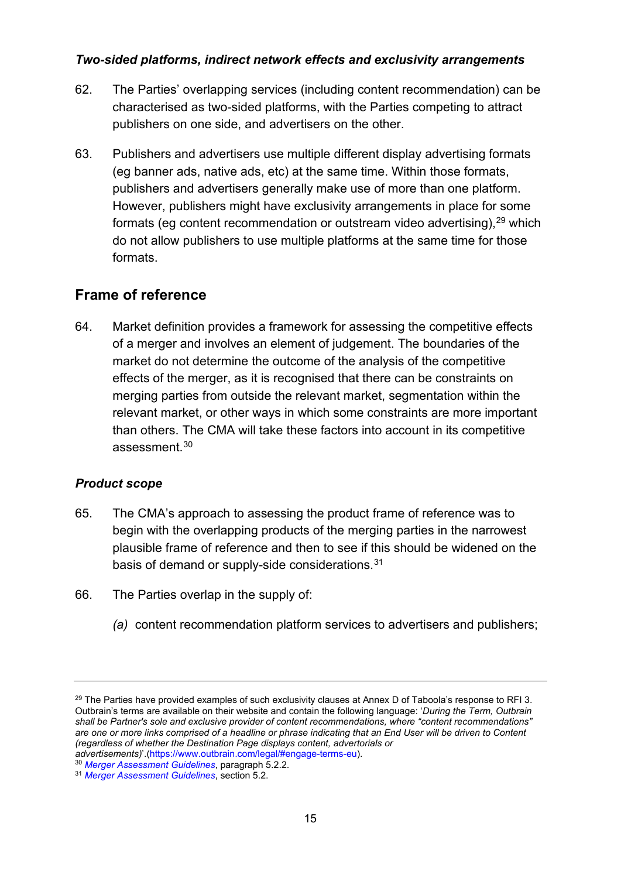### *Two-sided platforms, indirect network effects and exclusivity arrangements*

62. The Parties' overlapping services (including content recommendation) can be characterised as two-sided platforms, with the Parties competing to attract publishers on one side, and advertisers on the other.

63. Publishers and advertisers use multiple different display advertising formats (eg banner ads, native ads, etc) at the same time. Within those formats, publishers and advertisers generally make use of more than one platform. However, publishers might have exclusivity arrangements in place for some formats (eg content recommendation or outstream video advertising),[29] which do not allow publishers to use multiple platforms at the same time for those formats.

## Frame of reference

64. Market definition provides a framework for assessing the competitive effects of a merger and involves an element of judgement. The boundaries of the market do not determine the outcome of the analysis of the competitive effects of the merger, as it is recognised that there can be constraints on merging parties from outside the relevant market, segmentation within the relevant market, or other ways in which some constraints are more important than others. The CMA will take these factors into account in its competitive assessment.[30]

### *Product scope*

65. The CMA's approach to assessing the product frame of reference was to begin with the overlapping products of the merging parties in the narrowest plausible frame of reference and then to see if this should be widened on the basis of demand or supply-side considerations.[31]

66. The Parties overlap in the supply of:

    *(a)* content recommendation platform services to advertisers and publishers;

---

[29] The Parties have provided examples of such exclusivity clauses at Annex D of Taboola's response to RFI 3. Outbrain's terms are available on their website and contain the following language: '*During the Term, Outbrain shall be Partner's sole and exclusive provider of content recommendations, where "content recommendations" are one or more links comprised of a headline or phrase indicating that an End User will be driven to Content (regardless of whether the Destination Page displays content, advertorials or advertisements)*'.(https://www.outbrain.com/legal/#engage-terms-eu).

[30] *Merger Assessment Guidelines*, paragraph 5.2.2.

[31] *Merger Assessment Guidelines*, section 5.2.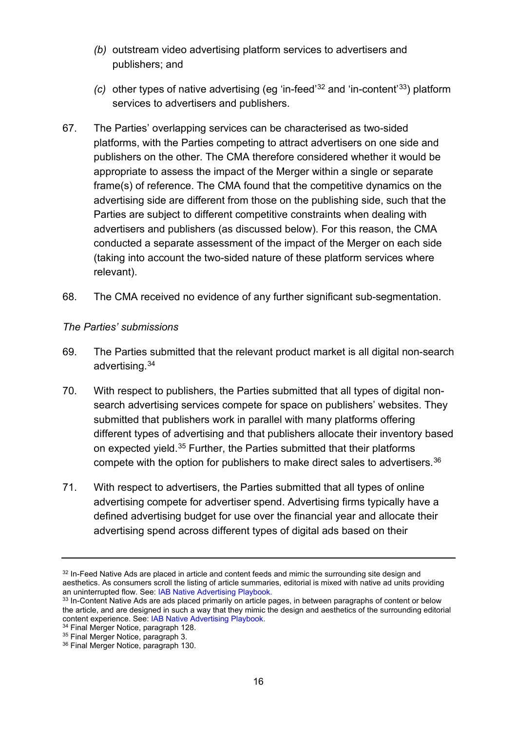(b) outstream video advertising platform services to advertisers and publishers; and

(c) other types of native advertising (eg 'in-feed'[32] and 'in-content'[33]) platform services to advertisers and publishers.

67. The Parties' overlapping services can be characterised as two-sided platforms, with the Parties competing to attract advertisers on one side and publishers on the other. The CMA therefore considered whether it would be appropriate to assess the impact of the Merger within a single or separate frame(s) of reference. The CMA found that the competitive dynamics on the advertising side are different from those on the publishing side, such that the Parties are subject to different competitive constraints when dealing with advertisers and publishers (as discussed below). For this reason, the CMA conducted a separate assessment of the impact of the Merger on each side (taking into account the two-sided nature of these platform services where relevant).

68. The CMA received no evidence of any further significant sub-segmentation.

*The Parties' submissions*

69. The Parties submitted that the relevant product market is all digital non-search advertising.[34]

70. With respect to publishers, the Parties submitted that all types of digital non-search advertising services compete for space on publishers' websites. They submitted that publishers work in parallel with many platforms offering different types of advertising and that publishers allocate their inventory based on expected yield.[35] Further, the Parties submitted that their platforms compete with the option for publishers to make direct sales to advertisers.[36]

71. With respect to advertisers, the Parties submitted that all types of online advertising compete for advertiser spend. Advertising firms typically have a defined advertising budget for use over the financial year and allocate their advertising spend across different types of digital ads based on their

---

[32] In-Feed Native Ads are placed in article and content feeds and mimic the surrounding site design and aesthetics. As consumers scroll the listing of article summaries, editorial is mixed with native ad units providing an uninterrupted flow. See: IAB Native Advertising Playbook.

[33] In-Content Native Ads are ads placed primarily on article pages, in between paragraphs of content or below the article, and are designed in such a way that they mimic the design and aesthetics of the surrounding editorial content experience. See: IAB Native Advertising Playbook.

[34] Final Merger Notice, paragraph 128.

[35] Final Merger Notice, paragraph 3.

[36] Final Merger Notice, paragraph 130.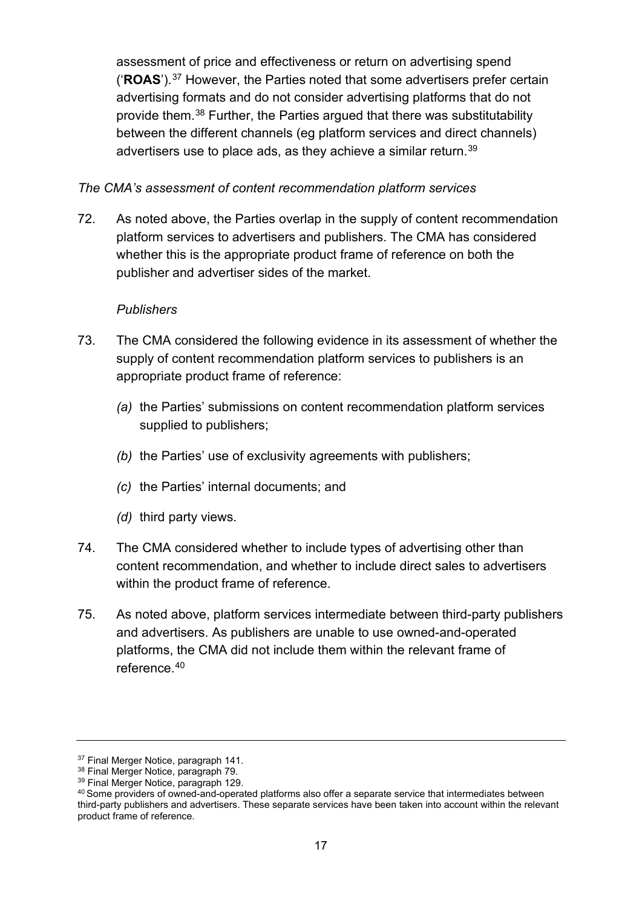assessment of price and effectiveness or return on advertising spend ('**ROAS**').[37] However, the Parties noted that some advertisers prefer certain advertising formats and do not consider advertising platforms that do not provide them.[38] Further, the Parties argued that there was substitutability between the different channels (eg platform services and direct channels) advertisers use to place ads, as they achieve a similar return.[39]

*The CMA's assessment of content recommendation platform services*

72. As noted above, the Parties overlap in the supply of content recommendation platform services to advertisers and publishers. The CMA has considered whether this is the appropriate product frame of reference on both the publisher and advertiser sides of the market.

*Publishers*

73. The CMA considered the following evidence in its assessment of whether the supply of content recommendation platform services to publishers is an appropriate product frame of reference:

   *(a)* the Parties' submissions on content recommendation platform services supplied to publishers;

   *(b)* the Parties' use of exclusivity agreements with publishers;

   *(c)* the Parties' internal documents; and

   *(d)* third party views.

74. The CMA considered whether to include types of advertising other than content recommendation, and whether to include direct sales to advertisers within the product frame of reference.

75. As noted above, platform services intermediate between third-party publishers and advertisers. As publishers are unable to use owned-and-operated platforms, the CMA did not include them within the relevant frame of reference.[40]

---

[37] Final Merger Notice, paragraph 141.

[38] Final Merger Notice, paragraph 79.

[39] Final Merger Notice, paragraph 129.

[40] Some providers of owned-and-operated platforms also offer a separate service that intermediates between third-party publishers and advertisers. These separate services have been taken into account within the relevant product frame of reference.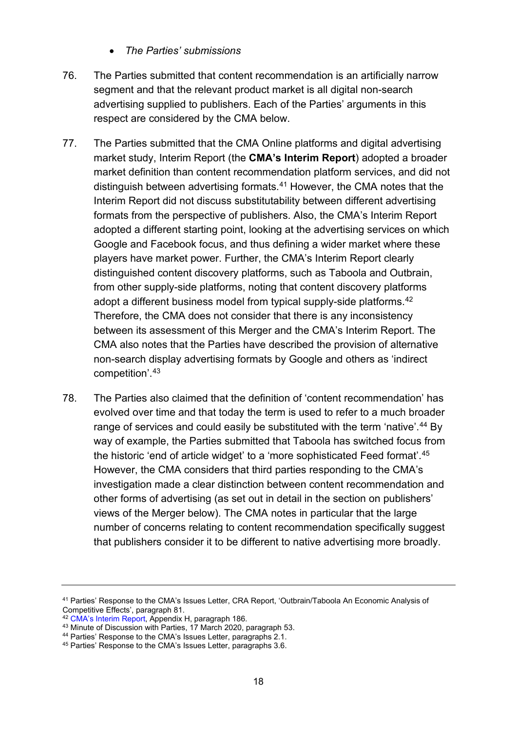- *The Parties' submissions*

76. The Parties submitted that content recommendation is an artificially narrow segment and that the relevant product market is all digital non-search advertising supplied to publishers. Each of the Parties' arguments in this respect are considered by the CMA below.

77. The Parties submitted that the CMA Online platforms and digital advertising market study, Interim Report (the **CMA's Interim Report**) adopted a broader market definition than content recommendation platform services, and did not distinguish between advertising formats.[41] However, the CMA notes that the Interim Report did not discuss substitutability between different advertising formats from the perspective of publishers. Also, the CMA's Interim Report adopted a different starting point, looking at the advertising services on which Google and Facebook focus, and thus defining a wider market where these players have market power. Further, the CMA's Interim Report clearly distinguished content discovery platforms, such as Taboola and Outbrain, from other supply-side platforms, noting that content discovery platforms adopt a different business model from typical supply-side platforms.[42] Therefore, the CMA does not consider that there is any inconsistency between its assessment of this Merger and the CMA's Interim Report. The CMA also notes that the Parties have described the provision of alternative non-search display advertising formats by Google and others as 'indirect competition'.[43]

78. The Parties also claimed that the definition of 'content recommendation' has evolved over time and that today the term is used to refer to a much broader range of services and could easily be substituted with the term 'native'.[44] By way of example, the Parties submitted that Taboola has switched focus from the historic 'end of article widget' to a 'more sophisticated Feed format'.[45] However, the CMA considers that third parties responding to the CMA's investigation made a clear distinction between content recommendation and other forms of advertising (as set out in detail in the section on publishers' views of the Merger below). The CMA notes in particular that the large number of concerns relating to content recommendation specifically suggest that publishers consider it to be different to native advertising more broadly.

---

[41] Parties' Response to the CMA's Issues Letter, CRA Report, 'Outbrain/Taboola An Economic Analysis of Competitive Effects', paragraph 81.
[42] CMA's Interim Report, Appendix H, paragraph 186.
[43] Minute of Discussion with Parties, 17 March 2020, paragraph 53.
[44] Parties' Response to the CMA's Issues Letter, paragraphs 2.1.
[45] Parties' Response to the CMA's Issues Letter, paragraphs 3.6.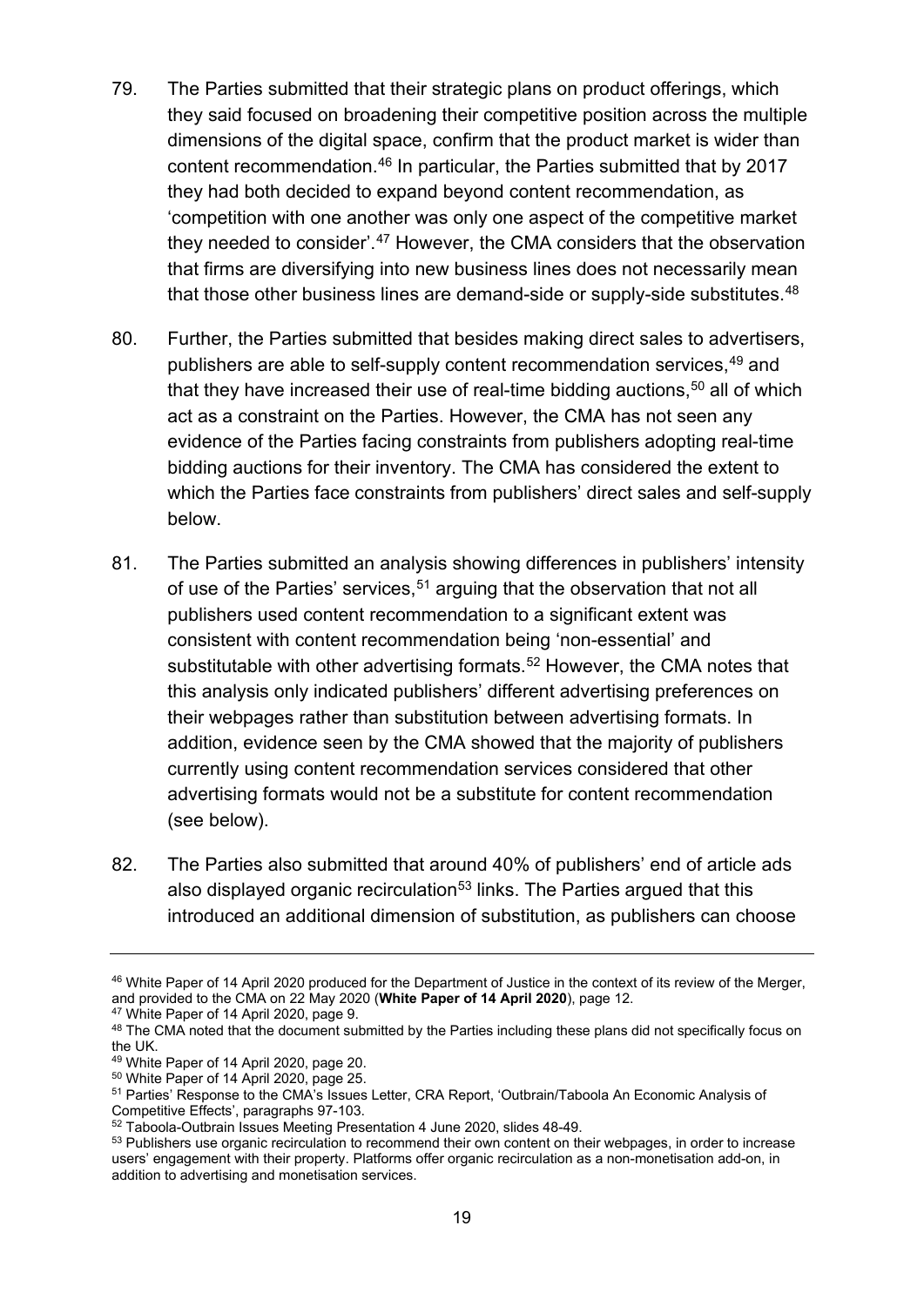79. The Parties submitted that their strategic plans on product offerings, which they said focused on broadening their competitive position across the multiple dimensions of the digital space, confirm that the product market is wider than content recommendation.[46] In particular, the Parties submitted that by 2017 they had both decided to expand beyond content recommendation, as 'competition with one another was only one aspect of the competitive market they needed to consider'.[47] However, the CMA considers that the observation that firms are diversifying into new business lines does not necessarily mean that those other business lines are demand-side or supply-side substitutes.[48]

80. Further, the Parties submitted that besides making direct sales to advertisers, publishers are able to self-supply content recommendation services,[49] and that they have increased their use of real-time bidding auctions,[50] all of which act as a constraint on the Parties. However, the CMA has not seen any evidence of the Parties facing constraints from publishers adopting real-time bidding auctions for their inventory. The CMA has considered the extent to which the Parties face constraints from publishers' direct sales and self-supply below.

81. The Parties submitted an analysis showing differences in publishers' intensity of use of the Parties' services,[51] arguing that the observation that not all publishers used content recommendation to a significant extent was consistent with content recommendation being 'non-essential' and substitutable with other advertising formats.[52] However, the CMA notes that this analysis only indicated publishers' different advertising preferences on their webpages rather than substitution between advertising formats. In addition, evidence seen by the CMA showed that the majority of publishers currently using content recommendation services considered that other advertising formats would not be a substitute for content recommendation (see below).

82. The Parties also submitted that around 40% of publishers' end of article ads also displayed organic recirculation[53] links. The Parties argued that this introduced an additional dimension of substitution, as publishers can choose

---

[46] White Paper of 14 April 2020 produced for the Department of Justice in the context of its review of the Merger, and provided to the CMA on 22 May 2020 (**White Paper of 14 April 2020**), page 12.

[47] White Paper of 14 April 2020, page 9.

[48] The CMA noted that the document submitted by the Parties including these plans did not specifically focus on the UK.

[49] White Paper of 14 April 2020, page 20.

[50] White Paper of 14 April 2020, page 25.

[51] Parties' Response to the CMA's Issues Letter, CRA Report, 'Outbrain/Taboola An Economic Analysis of Competitive Effects', paragraphs 97-103.

[52] Taboola-Outbrain Issues Meeting Presentation 4 June 2020, slides 48-49.

[53] Publishers use organic recirculation to recommend their own content on their webpages, in order to increase users' engagement with their property. Platforms offer organic recirculation as a non-monetisation add-on, in addition to advertising and monetisation services.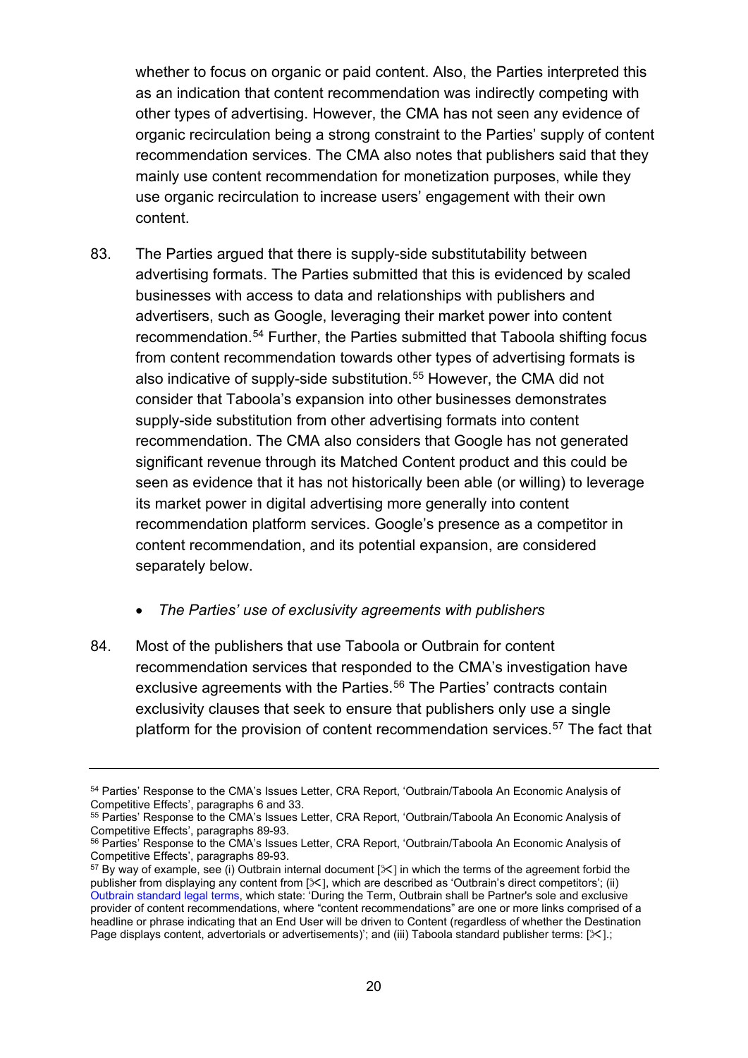whether to focus on organic or paid content. Also, the Parties interpreted this as an indication that content recommendation was indirectly competing with other types of advertising. However, the CMA has not seen any evidence of organic recirculation being a strong constraint to the Parties' supply of content recommendation services. The CMA also notes that publishers said that they mainly use content recommendation for monetization purposes, while they use organic recirculation to increase users' engagement with their own content.

83. The Parties argued that there is supply-side substitutability between advertising formats. The Parties submitted that this is evidenced by scaled businesses with access to data and relationships with publishers and advertisers, such as Google, leveraging their market power into content recommendation.[54] Further, the Parties submitted that Taboola shifting focus from content recommendation towards other types of advertising formats is also indicative of supply-side substitution.[55] However, the CMA did not consider that Taboola's expansion into other businesses demonstrates supply-side substitution from other advertising formats into content recommendation. The CMA also considers that Google has not generated significant revenue through its Matched Content product and this could be seen as evidence that it has not historically been able (or willing) to leverage its market power in digital advertising more generally into content recommendation platform services. Google's presence as a competitor in content recommendation, and its potential expansion, are considered separately below.

- *The Parties' use of exclusivity agreements with publishers*

84. Most of the publishers that use Taboola or Outbrain for content recommendation services that responded to the CMA's investigation have exclusive agreements with the Parties.[56] The Parties' contracts contain exclusivity clauses that seek to ensure that publishers only use a single platform for the provision of content recommendation services.[57] The fact that

---

[54] Parties' Response to the CMA's Issues Letter, CRA Report, 'Outbrain/Taboola An Economic Analysis of Competitive Effects', paragraphs 6 and 33.

[55] Parties' Response to the CMA's Issues Letter, CRA Report, 'Outbrain/Taboola An Economic Analysis of Competitive Effects', paragraphs 89-93.

[56] Parties' Response to the CMA's Issues Letter, CRA Report, 'Outbrain/Taboola An Economic Analysis of Competitive Effects', paragraphs 89-93.

[57] By way of example, see (i) Outbrain internal document [✂] in which the terms of the agreement forbid the publisher from displaying any content from [✂], which are described as 'Outbrain's direct competitors'; (ii) Outbrain standard legal terms, which state: 'During the Term, Outbrain shall be Partner's sole and exclusive provider of content recommendations, where "content recommendations" are one or more links comprised of a headline or phrase indicating that an End User will be driven to Content (regardless of whether the Destination Page displays content, advertorials or advertisements)'; and (iii) Taboola standard publisher terms: [✂].;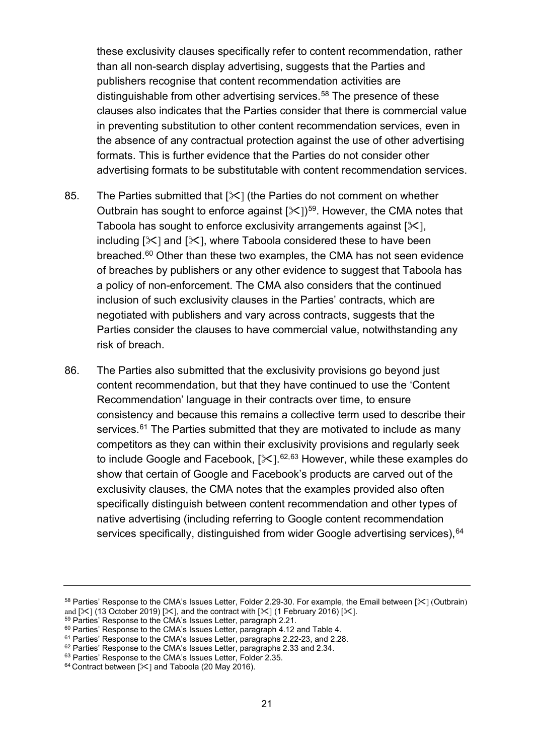these exclusivity clauses specifically refer to content recommendation, rather than all non-search display advertising, suggests that the Parties and publishers recognise that content recommendation activities are distinguishable from other advertising services.[58] The presence of these clauses also indicates that the Parties consider that there is commercial value in preventing substitution to other content recommendation services, even in the absence of any contractual protection against the use of other advertising formats. This is further evidence that the Parties do not consider other advertising formats to be substitutable with content recommendation services.

85. The Parties submitted that [✂] (the Parties do not comment on whether Outbrain has sought to enforce against [✂])[59]. However, the CMA notes that Taboola has sought to enforce exclusivity arrangements against [✂], including [✂] and [✂], where Taboola considered these to have been breached.[60] Other than these two examples, the CMA has not seen evidence of breaches by publishers or any other evidence to suggest that Taboola has a policy of non-enforcement. The CMA also considers that the continued inclusion of such exclusivity clauses in the Parties' contracts, which are negotiated with publishers and vary across contracts, suggests that the Parties consider the clauses to have commercial value, notwithstanding any risk of breach.

86. The Parties also submitted that the exclusivity provisions go beyond just content recommendation, but that they have continued to use the 'Content Recommendation' language in their contracts over time, to ensure consistency and because this remains a collective term used to describe their services.[61] The Parties submitted that they are motivated to include as many competitors as they can within their exclusivity provisions and regularly seek to include Google and Facebook, [✂].[62,63] However, while these examples do show that certain of Google and Facebook's products are carved out of the exclusivity clauses, the CMA notes that the examples provided also often specifically distinguish between content recommendation and other types of native advertising (including referring to Google content recommendation services specifically, distinguished from wider Google advertising services),[64]

---

[58] Parties' Response to the CMA's Issues Letter, Folder 2.29-30. For example, the Email between [✂] (Outbrain) and [✂] (13 October 2019) [✂], and the contract with [✂] (1 February 2016) [✂].

[59] Parties' Response to the CMA's Issues Letter, paragraph 2.21.

[60] Parties' Response to the CMA's Issues Letter, paragraph 4.12 and Table 4.

[61] Parties' Response to the CMA's Issues Letter, paragraphs 2.22-23, and 2.28.

[62] Parties' Response to the CMA's Issues Letter, paragraphs 2.33 and 2.34.

[63] Parties' Response to the CMA's Issues Letter, Folder 2.35.

[64] Contract between [✂] and Taboola (20 May 2016).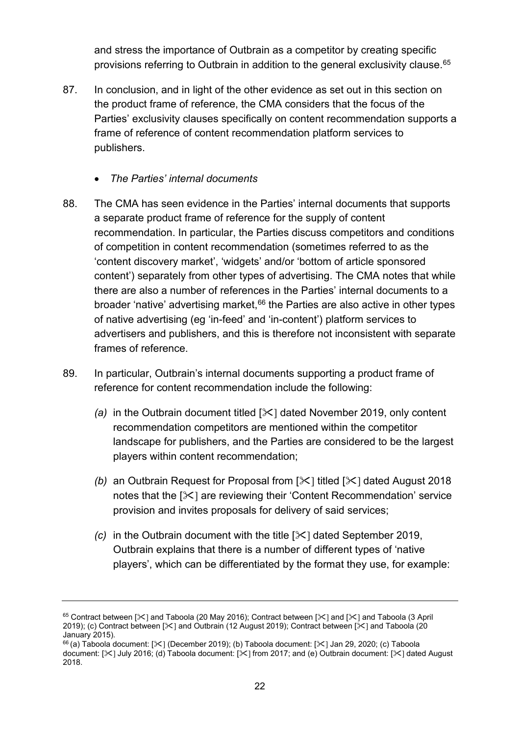and stress the importance of Outbrain as a competitor by creating specific provisions referring to Outbrain in addition to the general exclusivity clause.[65]

87. In conclusion, and in light of the other evidence as set out in this section on the product frame of reference, the CMA considers that the focus of the Parties' exclusivity clauses specifically on content recommendation supports a frame of reference of content recommendation platform services to publishers.

- *The Parties' internal documents*

88. The CMA has seen evidence in the Parties' internal documents that supports a separate product frame of reference for the supply of content recommendation. In particular, the Parties discuss competitors and conditions of competition in content recommendation (sometimes referred to as the 'content discovery market', 'widgets' and/or 'bottom of article sponsored content') separately from other types of advertising. The CMA notes that while there are also a number of references in the Parties' internal documents to a broader 'native' advertising market,[66] the Parties are also active in other types of native advertising (eg 'in-feed' and 'in-content') platform services to advertisers and publishers, and this is therefore not inconsistent with separate frames of reference.

89. In particular, Outbrain's internal documents supporting a product frame of reference for content recommendation include the following:

    *(a)* in the Outbrain document titled [✂] dated November 2019, only content recommendation competitors are mentioned within the competitor landscape for publishers, and the Parties are considered to be the largest players within content recommendation;

    *(b)* an Outbrain Request for Proposal from [✂] titled [✂] dated August 2018 notes that the [✂] are reviewing their 'Content Recommendation' service provision and invites proposals for delivery of said services;

    *(c)* in the Outbrain document with the title [✂] dated September 2019, Outbrain explains that there is a number of different types of 'native players', which can be differentiated by the format they use, for example:

---

[65] Contract between [✂] and Taboola (20 May 2016); Contract between [✂] and [✂] and Taboola (3 April 2019); (c) Contract between [✂] and Outbrain (12 August 2019); Contract between [✂] and Taboola (20 January 2015).

[66] (a) Taboola document: [✂] (December 2019); (b) Taboola document: [✂] Jan 29, 2020; (c) Taboola document: [✂] July 2016; (d) Taboola document: [✂] from 2017; and (e) Outbrain document: [✂] dated August 2018.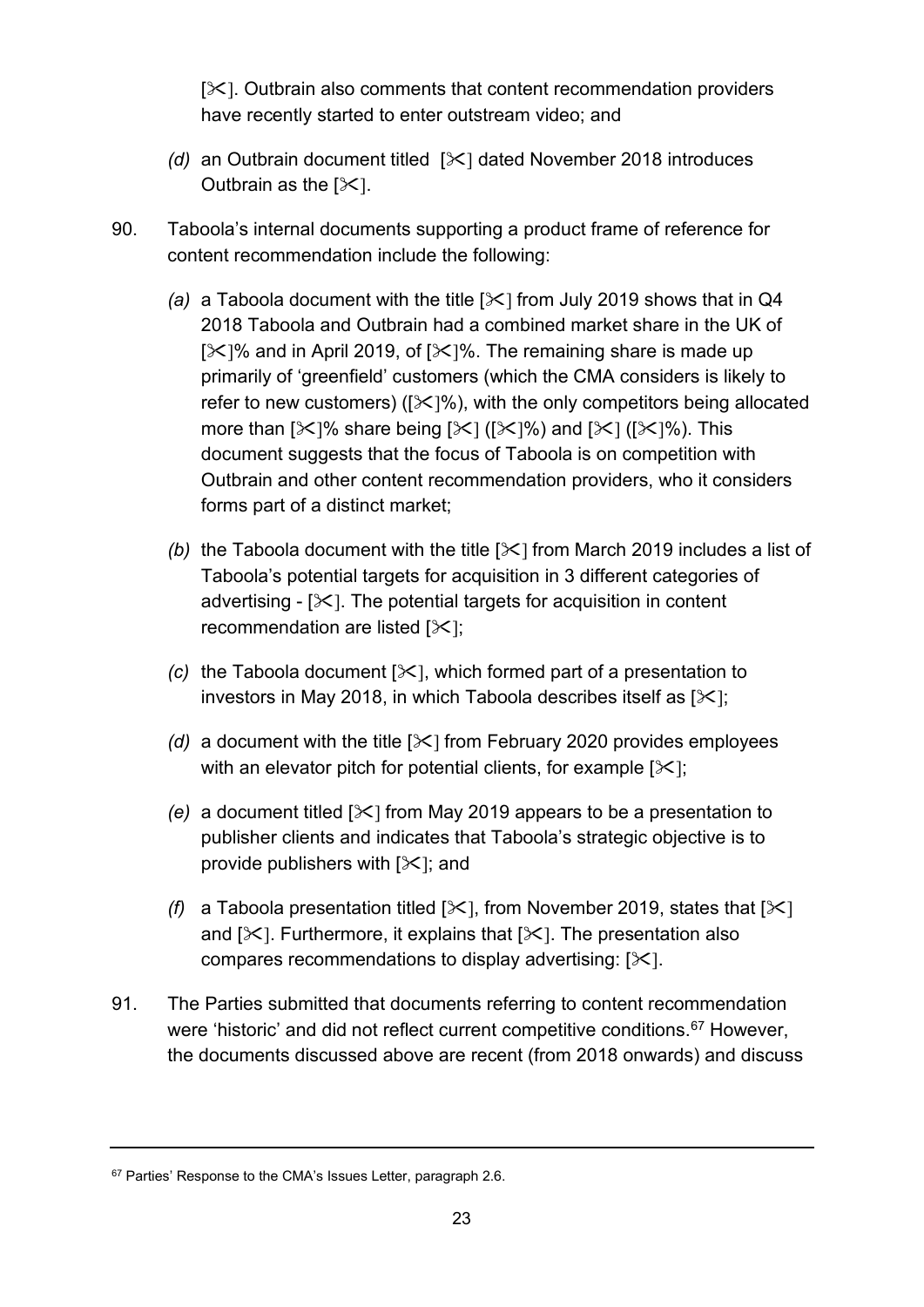[✂]. Outbrain also comments that content recommendation providers have recently started to enter outstream video; and

*(d)* an Outbrain document titled [✂] dated November 2018 introduces Outbrain as the [✂].

90. Taboola's internal documents supporting a product frame of reference for content recommendation include the following:

*(a)* a Taboola document with the title [✂] from July 2019 shows that in Q4 2018 Taboola and Outbrain had a combined market share in the UK of [✂]% and in April 2019, of [✂]%. The remaining share is made up primarily of 'greenfield' customers (which the CMA considers is likely to refer to new customers) ([✂]%), with the only competitors being allocated more than [✂]% share being [✂] ([✂]%) and [✂] ([✂]%). This document suggests that the focus of Taboola is on competition with Outbrain and other content recommendation providers, who it considers forms part of a distinct market;

*(b)* the Taboola document with the title [✂] from March 2019 includes a list of Taboola's potential targets for acquisition in 3 different categories of advertising - [✂]. The potential targets for acquisition in content recommendation are listed [✂];

*(c)* the Taboola document [✂], which formed part of a presentation to investors in May 2018, in which Taboola describes itself as [✂];

*(d)* a document with the title [✂] from February 2020 provides employees with an elevator pitch for potential clients, for example [✂];

*(e)* a document titled [✂] from May 2019 appears to be a presentation to publisher clients and indicates that Taboola's strategic objective is to provide publishers with [✂]; and

*(f)* a Taboola presentation titled [✂], from November 2019, states that [✂] and [✂]. Furthermore, it explains that [✂]. The presentation also compares recommendations to display advertising: [✂].

91. The Parties submitted that documents referring to content recommendation were 'historic' and did not reflect current competitive conditions.[67] However, the documents discussed above are recent (from 2018 onwards) and discuss

---

[67] Parties' Response to the CMA's Issues Letter, paragraph 2.6.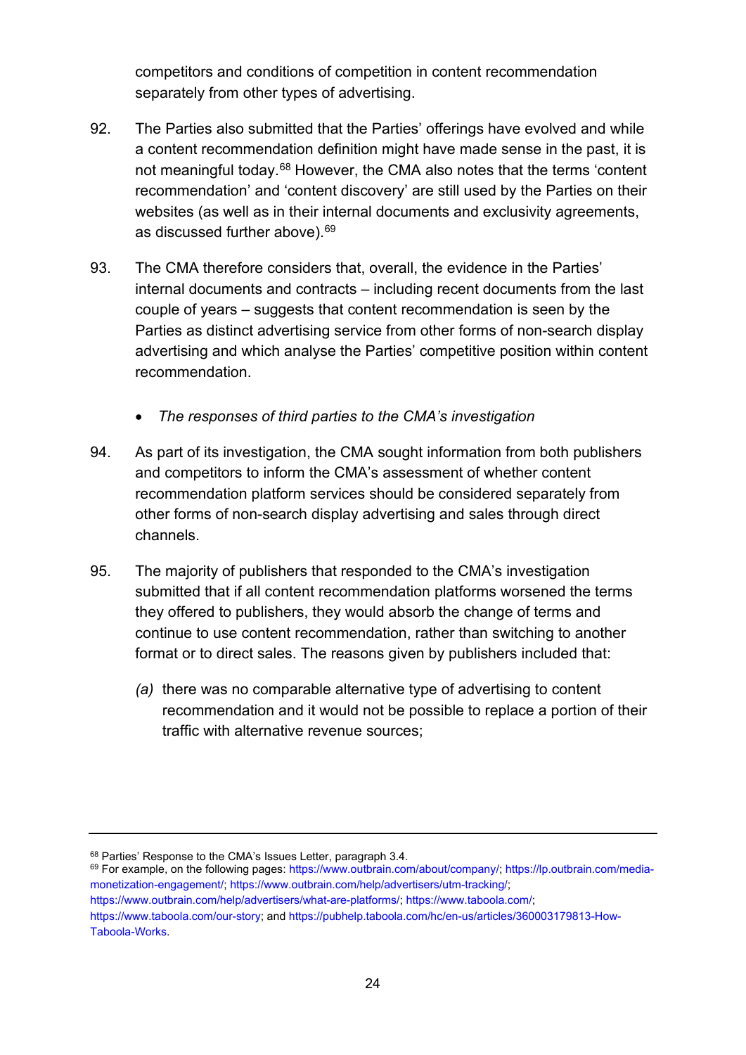competitors and conditions of competition in content recommendation separately from other types of advertising.

92. The Parties also submitted that the Parties' offerings have evolved and while a content recommendation definition might have made sense in the past, it is not meaningful today.[68] However, the CMA also notes that the terms 'content recommendation' and 'content discovery' are still used by the Parties on their websites (as well as in their internal documents and exclusivity agreements, as discussed further above).[69]

93. The CMA therefore considers that, overall, the evidence in the Parties' internal documents and contracts – including recent documents from the last couple of years – suggests that content recommendation is seen by the Parties as distinct advertising service from other forms of non-search display advertising and which analyse the Parties' competitive position within content recommendation.

- *The responses of third parties to the CMA's investigation*

94. As part of its investigation, the CMA sought information from both publishers and competitors to inform the CMA's assessment of whether content recommendation platform services should be considered separately from other forms of non-search display advertising and sales through direct channels.

95. The majority of publishers that responded to the CMA's investigation submitted that if all content recommendation platforms worsened the terms they offered to publishers, they would absorb the change of terms and continue to use content recommendation, rather than switching to another format or to direct sales. The reasons given by publishers included that:

    *(a)* there was no comparable alternative type of advertising to content recommendation and it would not be possible to replace a portion of their traffic with alternative revenue sources;

---

[68] Parties' Response to the CMA's Issues Letter, paragraph 3.4.

[69] For example, on the following pages: https://www.outbrain.com/about/company/; https://lp.outbrain.com/media-monetization-engagement/; https://www.outbrain.com/help/advertisers/utm-tracking/; https://www.outbrain.com/help/advertisers/what-are-platforms/; https://www.taboola.com/; https://www.taboola.com/our-story; and https://pubhelp.taboola.com/hc/en-us/articles/360003179813-How-Taboola-Works.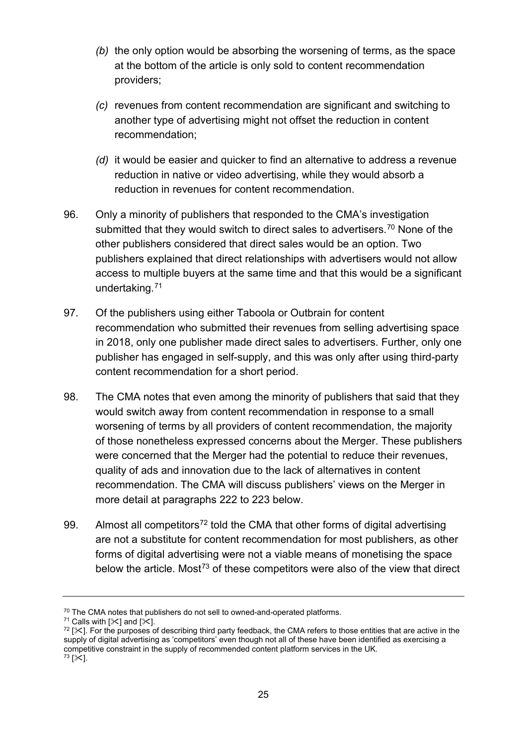*(b)* the only option would be absorbing the worsening of terms, as the space at the bottom of the article is only sold to content recommendation providers;

*(c)* revenues from content recommendation are significant and switching to another type of advertising might not offset the reduction in content recommendation;

*(d)* it would be easier and quicker to find an alternative to address a revenue reduction in native or video advertising, while they would absorb a reduction in revenues for content recommendation.

96. Only a minority of publishers that responded to the CMA's investigation submitted that they would switch to direct sales to advertisers.[70] None of the other publishers considered that direct sales would be an option. Two publishers explained that direct relationships with advertisers would not allow access to multiple buyers at the same time and that this would be a significant undertaking.[71]

97. Of the publishers using either Taboola or Outbrain for content recommendation who submitted their revenues from selling advertising space in 2018, only one publisher made direct sales to advertisers. Further, only one publisher has engaged in self-supply, and this was only after using third-party content recommendation for a short period.

98. The CMA notes that even among the minority of publishers that said that they would switch away from content recommendation in response to a small worsening of terms by all providers of content recommendation, the majority of those nonetheless expressed concerns about the Merger. These publishers were concerned that the Merger had the potential to reduce their revenues, quality of ads and innovation due to the lack of alternatives in content recommendation. The CMA will discuss publishers' views on the Merger in more detail at paragraphs 222 to 223 below.

99. Almost all competitors[72] told the CMA that other forms of digital advertising are not a substitute for content recommendation for most publishers, as other forms of digital advertising were not a viable means of monetising the space below the article. Most[73] of these competitors were also of the view that direct

---

[70] The CMA notes that publishers do not sell to owned-and-operated platforms.

[71] Calls with [✂] and [✂].

[72] [✂]. For the purposes of describing third party feedback, the CMA refers to those entities that are active in the supply of digital advertising as 'competitors' even though not all of these have been identified as exercising a competitive constraint in the supply of recommended content platform services in the UK.

[73] [✂].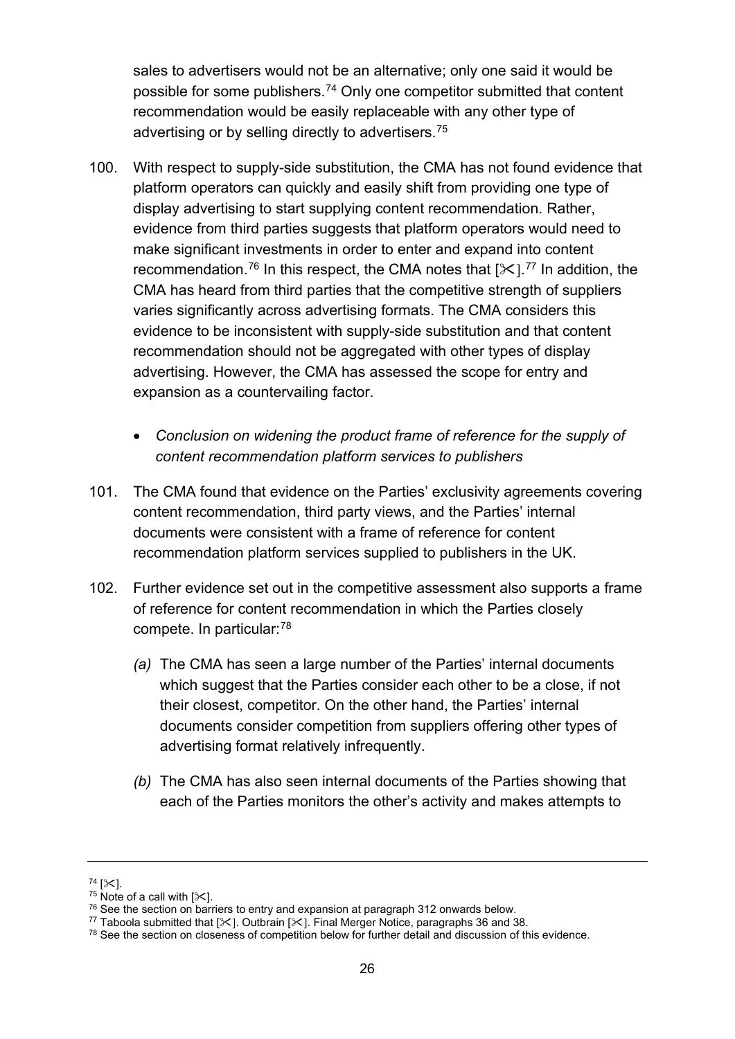sales to advertisers would not be an alternative; only one said it would be possible for some publishers.[74] Only one competitor submitted that content recommendation would be easily replaceable with any other type of advertising or by selling directly to advertisers.[75]

100. With respect to supply-side substitution, the CMA has not found evidence that platform operators can quickly and easily shift from providing one type of display advertising to start supplying content recommendation. Rather, evidence from third parties suggests that platform operators would need to make significant investments in order to enter and expand into content recommendation.[76] In this respect, the CMA notes that [✂].[77] In addition, the CMA has heard from third parties that the competitive strength of suppliers varies significantly across advertising formats. The CMA considers this evidence to be inconsistent with supply-side substitution and that content recommendation should not be aggregated with other types of display advertising. However, the CMA has assessed the scope for entry and expansion as a countervailing factor.

- *Conclusion on widening the product frame of reference for the supply of content recommendation platform services to publishers*

101. The CMA found that evidence on the Parties' exclusivity agreements covering content recommendation, third party views, and the Parties' internal documents were consistent with a frame of reference for content recommendation platform services supplied to publishers in the UK.

102. Further evidence set out in the competitive assessment also supports a frame of reference for content recommendation in which the Parties closely compete. In particular:[78]

*(a)* The CMA has seen a large number of the Parties' internal documents which suggest that the Parties consider each other to be a close, if not their closest, competitor. On the other hand, the Parties' internal documents consider competition from suppliers offering other types of advertising format relatively infrequently.

*(b)* The CMA has also seen internal documents of the Parties showing that each of the Parties monitors the other's activity and makes attempts to

---

[74] [✂].

[75] Note of a call with [✂].

[76] See the section on barriers to entry and expansion at paragraph 312 onwards below.

[77] Taboola submitted that [✂]. Outbrain [✂]. Final Merger Notice, paragraphs 36 and 38.

[78] See the section on closeness of competition below for further detail and discussion of this evidence.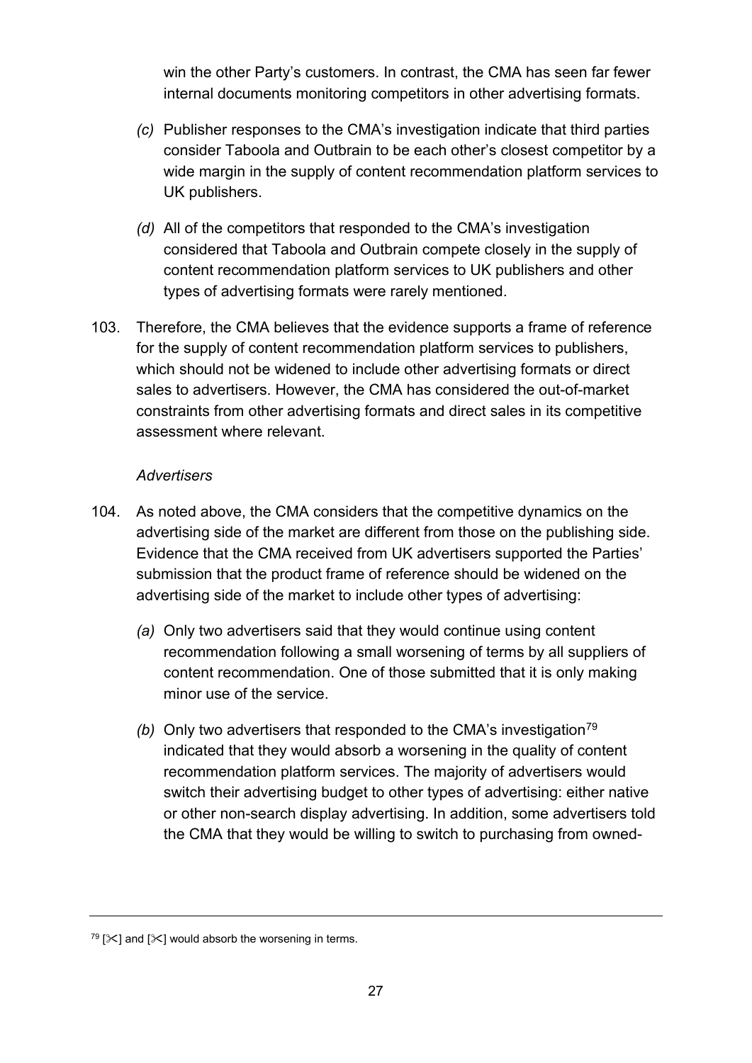win the other Party's customers. In contrast, the CMA has seen far fewer internal documents monitoring competitors in other advertising formats.

*(c)* Publisher responses to the CMA's investigation indicate that third parties consider Taboola and Outbrain to be each other's closest competitor by a wide margin in the supply of content recommendation platform services to UK publishers.

*(d)* All of the competitors that responded to the CMA's investigation considered that Taboola and Outbrain compete closely in the supply of content recommendation platform services to UK publishers and other types of advertising formats were rarely mentioned.

103. Therefore, the CMA believes that the evidence supports a frame of reference for the supply of content recommendation platform services to publishers, which should not be widened to include other advertising formats or direct sales to advertisers. However, the CMA has considered the out-of-market constraints from other advertising formats and direct sales in its competitive assessment where relevant.

*Advertisers*

104. As noted above, the CMA considers that the competitive dynamics on the advertising side of the market are different from those on the publishing side. Evidence that the CMA received from UK advertisers supported the Parties' submission that the product frame of reference should be widened on the advertising side of the market to include other types of advertising:

*(a)* Only two advertisers said that they would continue using content recommendation following a small worsening of terms by all suppliers of content recommendation. One of those submitted that it is only making minor use of the service.

*(b)* Only two advertisers that responded to the CMA's investigation[79] indicated that they would absorb a worsening in the quality of content recommendation platform services. The majority of advertisers would switch their advertising budget to other types of advertising: either native or other non-search display advertising. In addition, some advertisers told the CMA that they would be willing to switch to purchasing from owned-

[79] [✂] and [✂] would absorb the worsening in terms.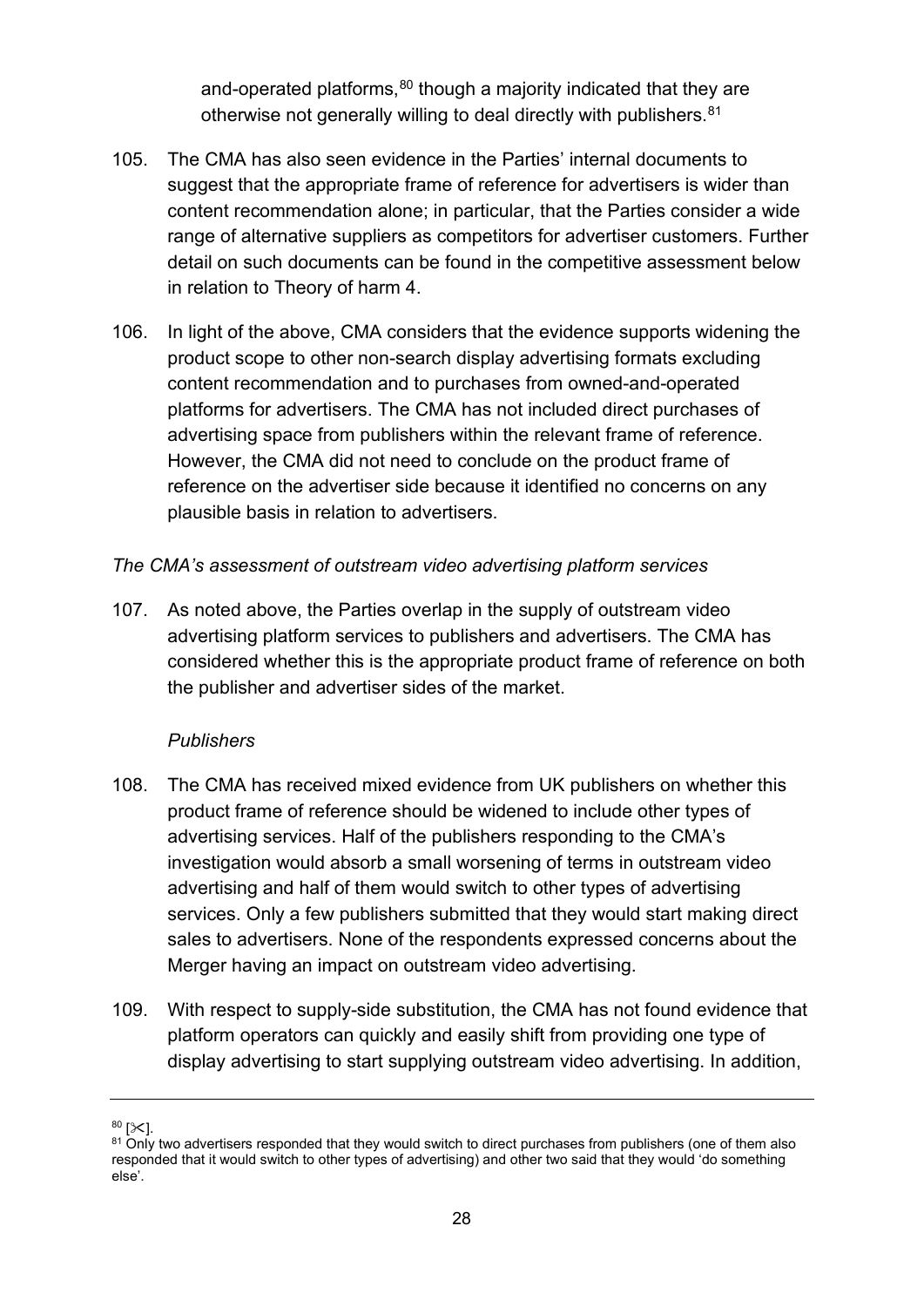and-operated platforms,[80] though a majority indicated that they are otherwise not generally willing to deal directly with publishers.[81]

105. The CMA has also seen evidence in the Parties' internal documents to suggest that the appropriate frame of reference for advertisers is wider than content recommendation alone; in particular, that the Parties consider a wide range of alternative suppliers as competitors for advertiser customers. Further detail on such documents can be found in the competitive assessment below in relation to Theory of harm 4.

106. In light of the above, CMA considers that the evidence supports widening the product scope to other non-search display advertising formats excluding content recommendation and to purchases from owned-and-operated platforms for advertisers. The CMA has not included direct purchases of advertising space from publishers within the relevant frame of reference. However, the CMA did not need to conclude on the product frame of reference on the advertiser side because it identified no concerns on any plausible basis in relation to advertisers.

*The CMA's assessment of outstream video advertising platform services*

107. As noted above, the Parties overlap in the supply of outstream video advertising platform services to publishers and advertisers. The CMA has considered whether this is the appropriate product frame of reference on both the publisher and advertiser sides of the market.

*Publishers*

108. The CMA has received mixed evidence from UK publishers on whether this product frame of reference should be widened to include other types of advertising services. Half of the publishers responding to the CMA's investigation would absorb a small worsening of terms in outstream video advertising and half of them would switch to other types of advertising services. Only a few publishers submitted that they would start making direct sales to advertisers. None of the respondents expressed concerns about the Merger having an impact on outstream video advertising.

109. With respect to supply-side substitution, the CMA has not found evidence that platform operators can quickly and easily shift from providing one type of display advertising to start supplying outstream video advertising. In addition,

---

[80] [✂].

[81] Only two advertisers responded that they would switch to direct purchases from publishers (one of them also responded that it would switch to other types of advertising) and other two said that they would 'do something else'.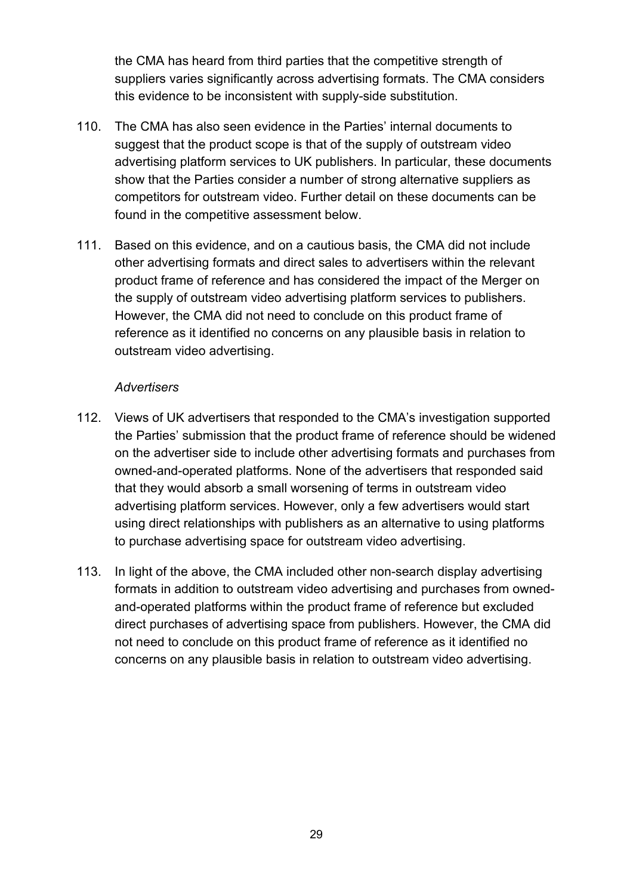the CMA has heard from third parties that the competitive strength of suppliers varies significantly across advertising formats. The CMA considers this evidence to be inconsistent with supply-side substitution.

110. The CMA has also seen evidence in the Parties' internal documents to suggest that the product scope is that of the supply of outstream video advertising platform services to UK publishers. In particular, these documents show that the Parties consider a number of strong alternative suppliers as competitors for outstream video. Further detail on these documents can be found in the competitive assessment below.

111. Based on this evidence, and on a cautious basis, the CMA did not include other advertising formats and direct sales to advertisers within the relevant product frame of reference and has considered the impact of the Merger on the supply of outstream video advertising platform services to publishers. However, the CMA did not need to conclude on this product frame of reference as it identified no concerns on any plausible basis in relation to outstream video advertising.

*Advertisers*

112. Views of UK advertisers that responded to the CMA's investigation supported the Parties' submission that the product frame of reference should be widened on the advertiser side to include other advertising formats and purchases from owned-and-operated platforms. None of the advertisers that responded said that they would absorb a small worsening of terms in outstream video advertising platform services. However, only a few advertisers would start using direct relationships with publishers as an alternative to using platforms to purchase advertising space for outstream video advertising.

113. In light of the above, the CMA included other non-search display advertising formats in addition to outstream video advertising and purchases from owned-and-operated platforms within the product frame of reference but excluded direct purchases of advertising space from publishers. However, the CMA did not need to conclude on this product frame of reference as it identified no concerns on any plausible basis in relation to outstream video advertising.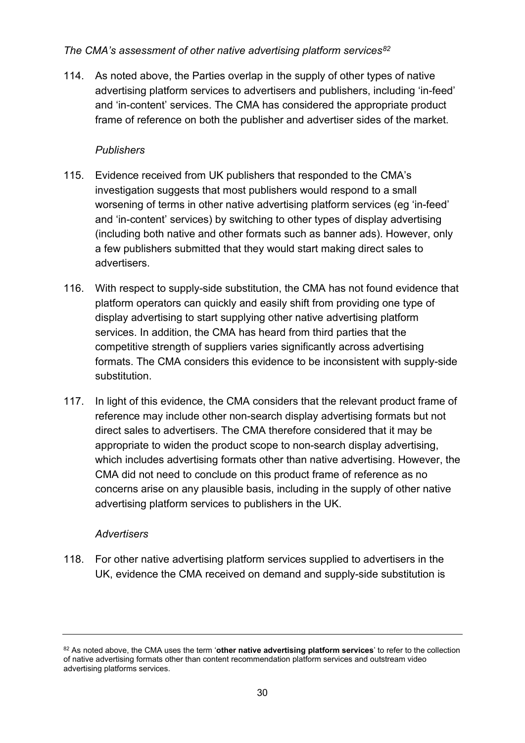*The CMA's assessment of other native advertising platform services*[82]

114. As noted above, the Parties overlap in the supply of other types of native advertising platform services to advertisers and publishers, including 'in-feed' and 'in-content' services. The CMA has considered the appropriate product frame of reference on both the publisher and advertiser sides of the market.

*Publishers*

115. Evidence received from UK publishers that responded to the CMA's investigation suggests that most publishers would respond to a small worsening of terms in other native advertising platform services (eg 'in-feed' and 'in-content' services) by switching to other types of display advertising (including both native and other formats such as banner ads). However, only a few publishers submitted that they would start making direct sales to advertisers.

116. With respect to supply-side substitution, the CMA has not found evidence that platform operators can quickly and easily shift from providing one type of display advertising to start supplying other native advertising platform services. In addition, the CMA has heard from third parties that the competitive strength of suppliers varies significantly across advertising formats. The CMA considers this evidence to be inconsistent with supply-side substitution.

117. In light of this evidence, the CMA considers that the relevant product frame of reference may include other non-search display advertising formats but not direct sales to advertisers. The CMA therefore considered that it may be appropriate to widen the product scope to non-search display advertising, which includes advertising formats other than native advertising. However, the CMA did not need to conclude on this product frame of reference as no concerns arise on any plausible basis, including in the supply of other native advertising platform services to publishers in the UK.

*Advertisers*

118. For other native advertising platform services supplied to advertisers in the UK, evidence the CMA received on demand and supply-side substitution is

---

[82] As noted above, the CMA uses the term '**other native advertising platform services**' to refer to the collection of native advertising formats other than content recommendation platform services and outstream video advertising platforms services.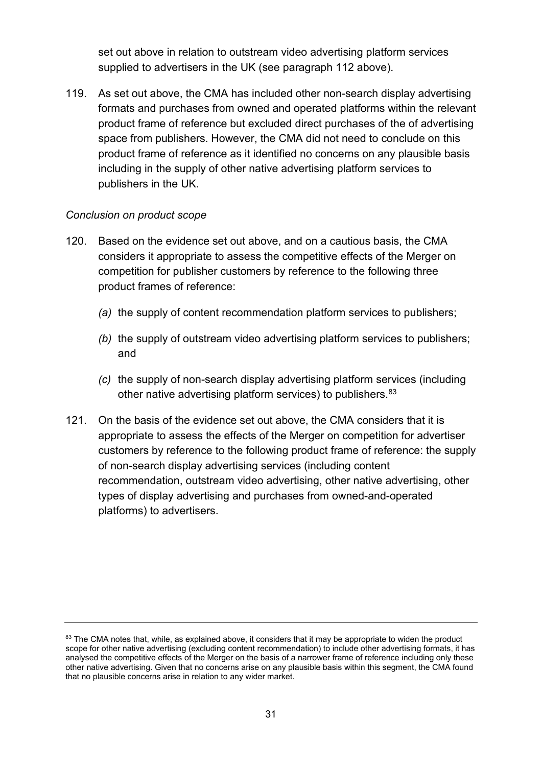set out above in relation to outstream video advertising platform services supplied to advertisers in the UK (see paragraph 112 above).

119. As set out above, the CMA has included other non-search display advertising formats and purchases from owned and operated platforms within the relevant product frame of reference but excluded direct purchases of the of advertising space from publishers. However, the CMA did not need to conclude on this product frame of reference as it identified no concerns on any plausible basis including in the supply of other native advertising platform services to publishers in the UK.

*Conclusion on product scope*

120. Based on the evidence set out above, and on a cautious basis, the CMA considers it appropriate to assess the competitive effects of the Merger on competition for publisher customers by reference to the following three product frames of reference:

*(a)* the supply of content recommendation platform services to publishers;

*(b)* the supply of outstream video advertising platform services to publishers; and

*(c)* the supply of non-search display advertising platform services (including other native advertising platform services) to publishers.[83]

121. On the basis of the evidence set out above, the CMA considers that it is appropriate to assess the effects of the Merger on competition for advertiser customers by reference to the following product frame of reference: the supply of non-search display advertising services (including content recommendation, outstream video advertising, other native advertising, other types of display advertising and purchases from owned-and-operated platforms) to advertisers.

---

[83] The CMA notes that, while, as explained above, it considers that it may be appropriate to widen the product scope for other native advertising (excluding content recommendation) to include other advertising formats, it has analysed the competitive effects of the Merger on the basis of a narrower frame of reference including only these other native advertising. Given that no concerns arise on any plausible basis within this segment, the CMA found that no plausible concerns arise in relation to any wider market.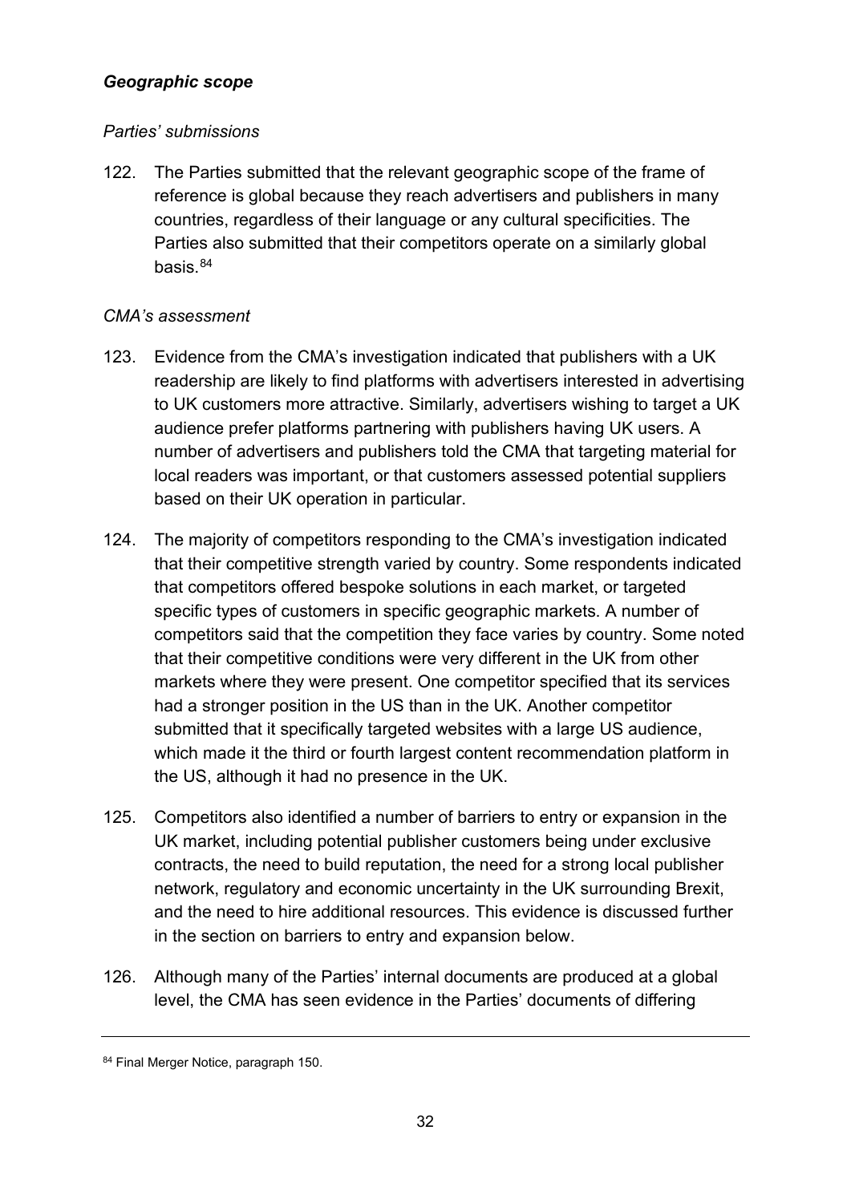***Geographic scope***

*Parties' submissions*

122. The Parties submitted that the relevant geographic scope of the frame of reference is global because they reach advertisers and publishers in many countries, regardless of their language or any cultural specificities. The Parties also submitted that their competitors operate on a similarly global basis.[84]

*CMA's assessment*

123. Evidence from the CMA's investigation indicated that publishers with a UK readership are likely to find platforms with advertisers interested in advertising to UK customers more attractive. Similarly, advertisers wishing to target a UK audience prefer platforms partnering with publishers having UK users. A number of advertisers and publishers told the CMA that targeting material for local readers was important, or that customers assessed potential suppliers based on their UK operation in particular.

124. The majority of competitors responding to the CMA's investigation indicated that their competitive strength varied by country. Some respondents indicated that competitors offered bespoke solutions in each market, or targeted specific types of customers in specific geographic markets. A number of competitors said that the competition they face varies by country. Some noted that their competitive conditions were very different in the UK from other markets where they were present. One competitor specified that its services had a stronger position in the US than in the UK. Another competitor submitted that it specifically targeted websites with a large US audience, which made it the third or fourth largest content recommendation platform in the US, although it had no presence in the UK.

125. Competitors also identified a number of barriers to entry or expansion in the UK market, including potential publisher customers being under exclusive contracts, the need to build reputation, the need for a strong local publisher network, regulatory and economic uncertainty in the UK surrounding Brexit, and the need to hire additional resources. This evidence is discussed further in the section on barriers to entry and expansion below.

126. Although many of the Parties' internal documents are produced at a global level, the CMA has seen evidence in the Parties' documents of differing

---

[84] Final Merger Notice, paragraph 150.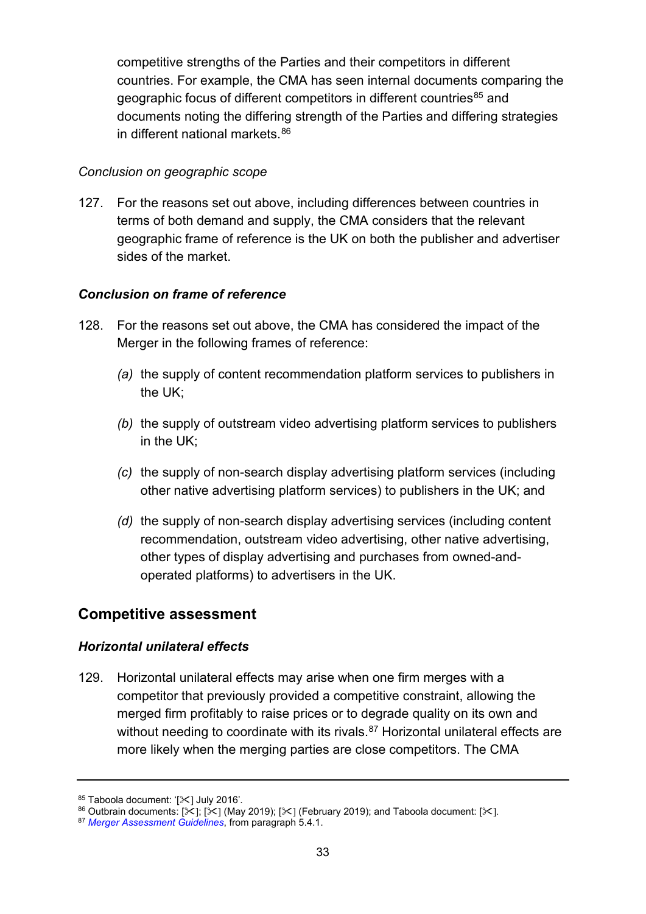competitive strengths of the Parties and their competitors in different countries. For example, the CMA has seen internal documents comparing the geographic focus of different competitors in different countries[85] and documents noting the differing strength of the Parties and differing strategies in different national markets.[86]

*Conclusion on geographic scope*

127. For the reasons set out above, including differences between countries in terms of both demand and supply, the CMA considers that the relevant geographic frame of reference is the UK on both the publisher and advertiser sides of the market.

***Conclusion on frame of reference***

128. For the reasons set out above, the CMA has considered the impact of the Merger in the following frames of reference:

*(a)* the supply of content recommendation platform services to publishers in the UK;

*(b)* the supply of outstream video advertising platform services to publishers in the UK;

*(c)* the supply of non-search display advertising platform services (including other native advertising platform services) to publishers in the UK; and

*(d)* the supply of non-search display advertising services (including content recommendation, outstream video advertising, other native advertising, other types of display advertising and purchases from owned-and-operated platforms) to advertisers in the UK.

## Competitive assessment

***Horizontal unilateral effects***

129. Horizontal unilateral effects may arise when one firm merges with a competitor that previously provided a competitive constraint, allowing the merged firm profitably to raise prices or to degrade quality on its own and without needing to coordinate with its rivals.[87] Horizontal unilateral effects are more likely when the merging parties are close competitors. The CMA

---

[85] Taboola document: '[✂] July 2016'.

[86] Outbrain documents: [✂]; [✂] (May 2019); [✂] (February 2019); and Taboola document: [✂].

[87] *Merger Assessment Guidelines*, from paragraph 5.4.1.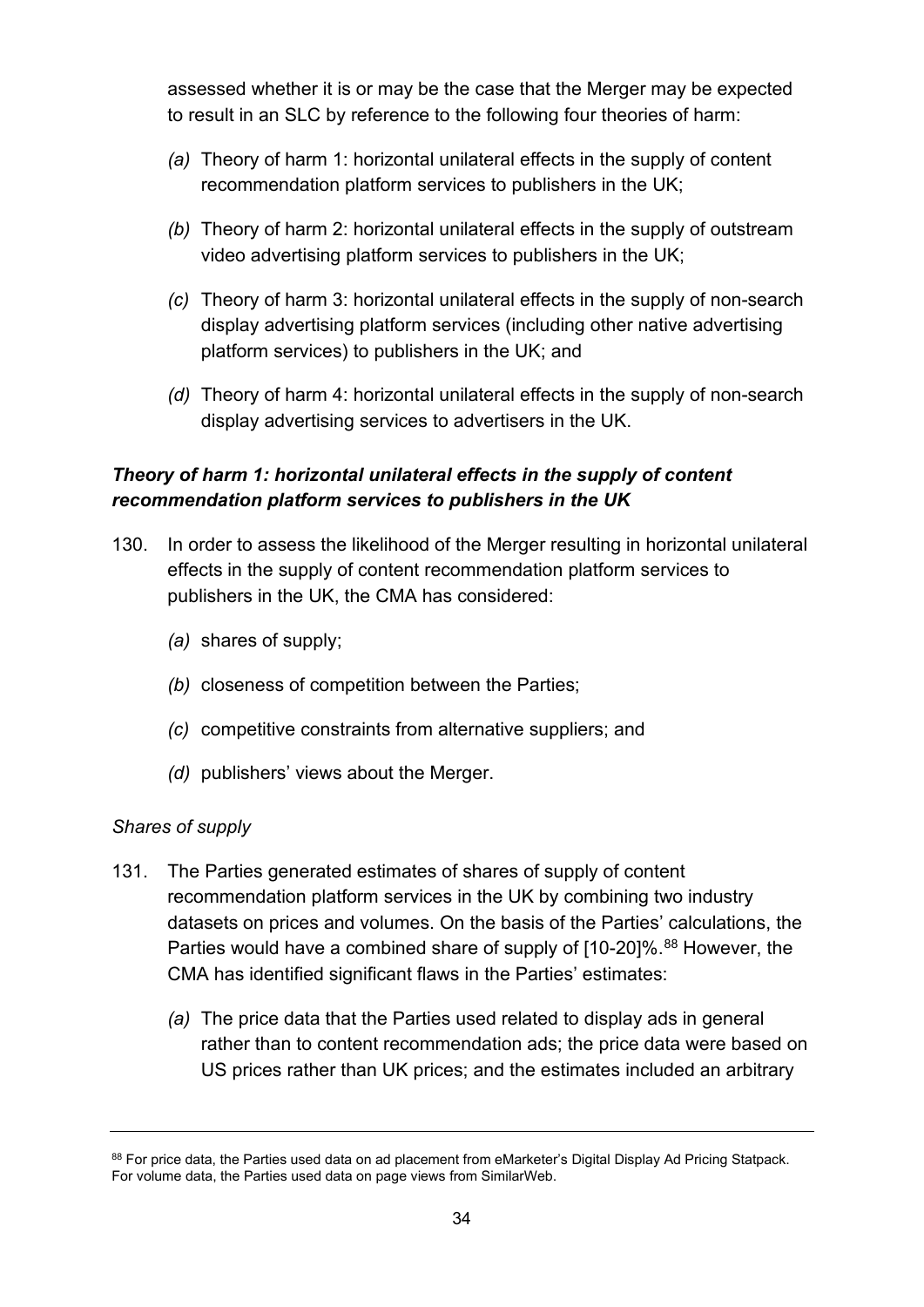assessed whether it is or may be the case that the Merger may be expected to result in an SLC by reference to the following four theories of harm:

*(a)* Theory of harm 1: horizontal unilateral effects in the supply of content recommendation platform services to publishers in the UK;

*(b)* Theory of harm 2: horizontal unilateral effects in the supply of outstream video advertising platform services to publishers in the UK;

*(c)* Theory of harm 3: horizontal unilateral effects in the supply of non-search display advertising platform services (including other native advertising platform services) to publishers in the UK; and

*(d)* Theory of harm 4: horizontal unilateral effects in the supply of non-search display advertising services to advertisers in the UK.

### *Theory of harm 1: horizontal unilateral effects in the supply of content recommendation platform services to publishers in the UK*

130. In order to assess the likelihood of the Merger resulting in horizontal unilateral effects in the supply of content recommendation platform services to publishers in the UK, the CMA has considered:

  *(a)* shares of supply;

  *(b)* closeness of competition between the Parties;

  *(c)* competitive constraints from alternative suppliers; and

  *(d)* publishers' views about the Merger.

*Shares of supply*

131. The Parties generated estimates of shares of supply of content recommendation platform services in the UK by combining two industry datasets on prices and volumes. On the basis of the Parties' calculations, the Parties would have a combined share of supply of [10-20]%.[88] However, the CMA has identified significant flaws in the Parties' estimates:

  *(a)* The price data that the Parties used related to display ads in general rather than to content recommendation ads; the price data were based on US prices rather than UK prices; and the estimates included an arbitrary

---

[88] For price data, the Parties used data on ad placement from eMarketer's Digital Display Ad Pricing Statpack. For volume data, the Parties used data on page views from SimilarWeb.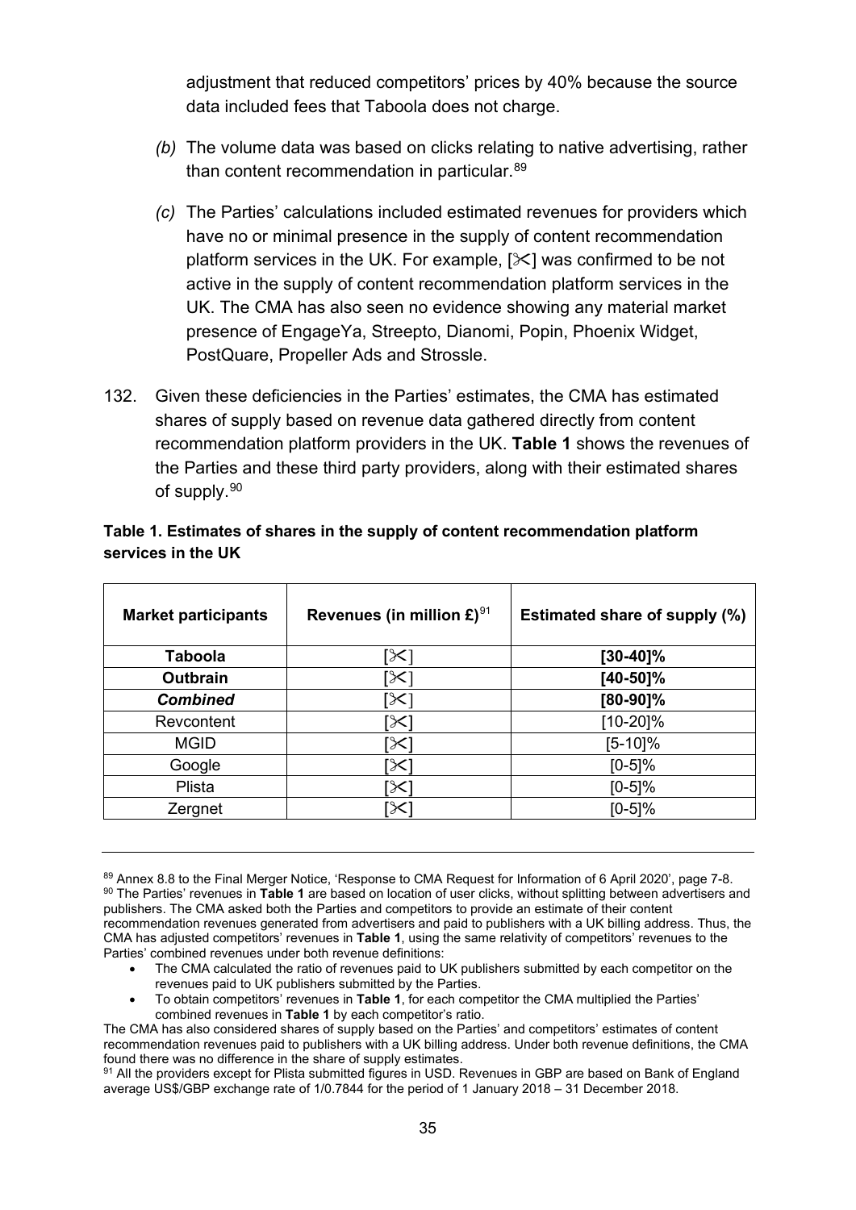adjustment that reduced competitors' prices by 40% because the source data included fees that Taboola does not charge.

*(b)* The volume data was based on clicks relating to native advertising, rather than content recommendation in particular.[89]

*(c)* The Parties' calculations included estimated revenues for providers which have no or minimal presence in the supply of content recommendation platform services in the UK. For example, [✂] was confirmed to be not active in the supply of content recommendation platform services in the UK. The CMA has also seen no evidence showing any material market presence of EngageYa, Streepto, Dianomi, Popin, Phoenix Widget, PostQuare, Propeller Ads and Strossle.

132. Given these deficiencies in the Parties' estimates, the CMA has estimated shares of supply based on revenue data gathered directly from content recommendation platform providers in the UK. **Table 1** shows the revenues of the Parties and these third party providers, along with their estimated shares of supply.[90]

**Table 1. Estimates of shares in the supply of content recommendation platform services in the UK**

| Market participants | Revenues (in million £)[91] | Estimated share of supply (%) |
|---|---|---|
| **Taboola** | [✂] | **[30-40]%** |
| **Outbrain** | [✂] | **[40-50]%** |
| ***Combined*** | [✂] | **[80-90]%** |
| Revcontent | [✂] | [10-20]% |
| MGID | [✂] | [5-10]% |
| Google | [✂] | [0-5]% |
| Plista | [✂] | [0-5]% |
| Zergnet | [✂] | [0-5]% |

---

[89] Annex 8.8 to the Final Merger Notice, 'Response to CMA Request for Information of 6 April 2020', page 7-8.

[90] The Parties' revenues in **Table 1** are based on location of user clicks, without splitting between advertisers and publishers. The CMA asked both the Parties and competitors to provide an estimate of their content recommendation revenues generated from advertisers and paid to publishers with a UK billing address. Thus, the CMA has adjusted competitors' revenues in **Table 1**, using the same relativity of competitors' revenues to the Parties' combined revenues under both revenue definitions:

- The CMA calculated the ratio of revenues paid to UK publishers submitted by each competitor on the revenues paid to UK publishers submitted by the Parties.
- To obtain competitors' revenues in **Table 1**, for each competitor the CMA multiplied the Parties' combined revenues in **Table 1** by each competitor's ratio.

The CMA has also considered shares of supply based on the Parties' and competitors' estimates of content recommendation revenues paid to publishers with a UK billing address. Under both revenue definitions, the CMA found there was no difference in the share of supply estimates.

[91] All the providers except for Plista submitted figures in USD. Revenues in GBP are based on Bank of England average US$/GBP exchange rate of 1/0.7844 for the period of 1 January 2018 – 31 December 2018.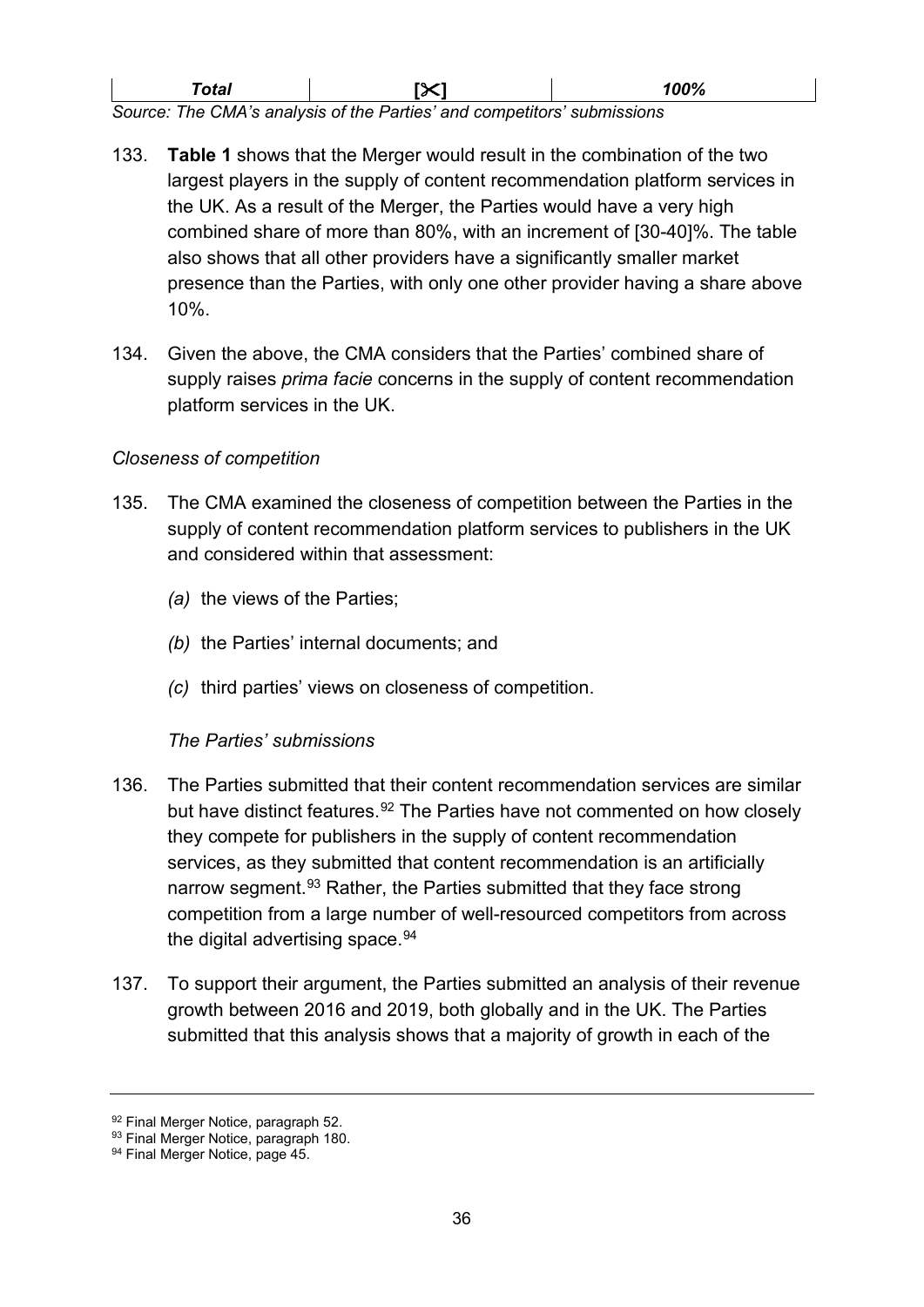| *Total* | [✂] | *100%* |
|---|---|---|

*Source: The CMA's analysis of the Parties' and competitors' submissions*

133. **Table 1** shows that the Merger would result in the combination of the two largest players in the supply of content recommendation platform services in the UK. As a result of the Merger, the Parties would have a very high combined share of more than 80%, with an increment of [30-40]%. The table also shows that all other providers have a significantly smaller market presence than the Parties, with only one other provider having a share above 10%.

134. Given the above, the CMA considers that the Parties' combined share of supply raises *prima facie* concerns in the supply of content recommendation platform services in the UK.

*Closeness of competition*

135. The CMA examined the closeness of competition between the Parties in the supply of content recommendation platform services to publishers in the UK and considered within that assessment:

   *(a)* the views of the Parties;

   *(b)* the Parties' internal documents; and

   *(c)* third parties' views on closeness of competition.

*The Parties' submissions*

136. The Parties submitted that their content recommendation services are similar but have distinct features.[92] The Parties have not commented on how closely they compete for publishers in the supply of content recommendation services, as they submitted that content recommendation is an artificially narrow segment.[93] Rather, the Parties submitted that they face strong competition from a large number of well-resourced competitors from across the digital advertising space.[94]

137. To support their argument, the Parties submitted an analysis of their revenue growth between 2016 and 2019, both globally and in the UK. The Parties submitted that this analysis shows that a majority of growth in each of the

---

[92] Final Merger Notice, paragraph 52.

[93] Final Merger Notice, paragraph 180.

[94] Final Merger Notice, page 45.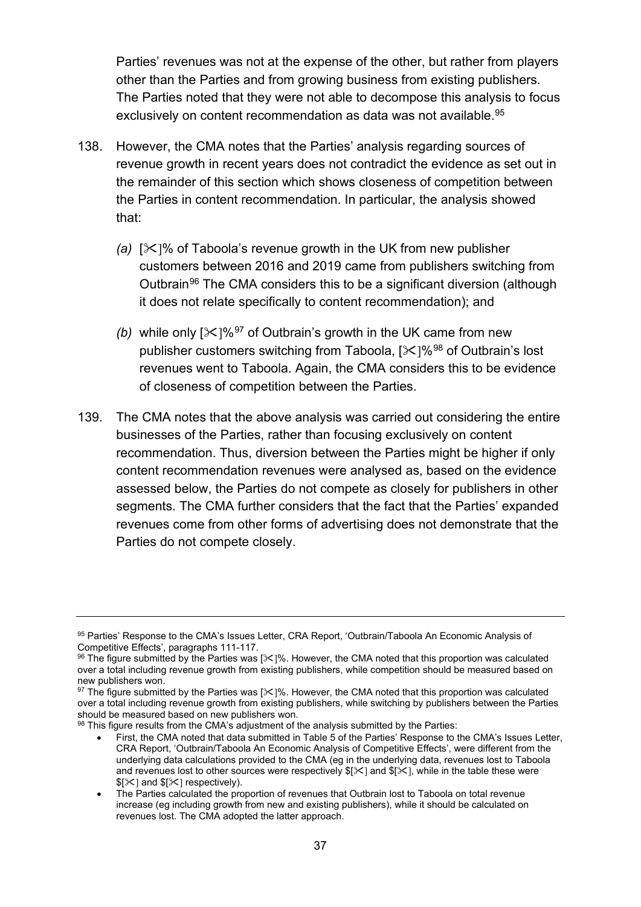Parties' revenues was not at the expense of the other, but rather from players other than the Parties and from growing business from existing publishers. The Parties noted that they were not able to decompose this analysis to focus exclusively on content recommendation as data was not available.[95]

138. However, the CMA notes that the Parties' analysis regarding sources of revenue growth in recent years does not contradict the evidence as set out in the remainder of this section which shows closeness of competition between the Parties in content recommendation. In particular, the analysis showed that:

   *(a)* [✂]% of Taboola's revenue growth in the UK from new publisher customers between 2016 and 2019 came from publishers switching from Outbrain[96] The CMA considers this to be a significant diversion (although it does not relate specifically to content recommendation); and

   *(b)* while only [✂]%[97] of Outbrain's growth in the UK came from new publisher customers switching from Taboola, [✂]%[98] of Outbrain's lost revenues went to Taboola. Again, the CMA considers this to be evidence of closeness of competition between the Parties.

139. The CMA notes that the above analysis was carried out considering the entire businesses of the Parties, rather than focusing exclusively on content recommendation. Thus, diversion between the Parties might be higher if only content recommendation revenues were analysed as, based on the evidence assessed below, the Parties do not compete as closely for publishers in other segments. The CMA further considers that the fact that the Parties' expanded revenues come from other forms of advertising does not demonstrate that the Parties do not compete closely.

---

[95] Parties' Response to the CMA's Issues Letter, CRA Report, 'Outbrain/Taboola An Economic Analysis of Competitive Effects', paragraphs 111-117.

[96] The figure submitted by the Parties was [✂]%. However, the CMA noted that this proportion was calculated over a total including revenue growth from existing publishers, while competition should be measured based on new publishers won.

[97] The figure submitted by the Parties was [✂]%. However, the CMA noted that this proportion was calculated over a total including revenue growth from existing publishers, while switching by publishers between the Parties should be measured based on new publishers won.

[98] This figure results from the CMA's adjustment of the analysis submitted by the Parties:

- First, the CMA noted that data submitted in Table 5 of the Parties' Response to the CMA's Issues Letter, CRA Report, 'Outbrain/Taboola An Economic Analysis of Competitive Effects', were different from the underlying data calculations provided to the CMA (eg in the underlying data, revenues lost to Taboola and revenues lost to other sources were respectively $[✂] and $[✂], while in the table these were $[✂] and $[✂] respectively).
- The Parties calculated the proportion of revenues that Outbrain lost to Taboola on total revenue increase (eg including growth from new and existing publishers), while it should be calculated on revenues lost. The CMA adopted the latter approach.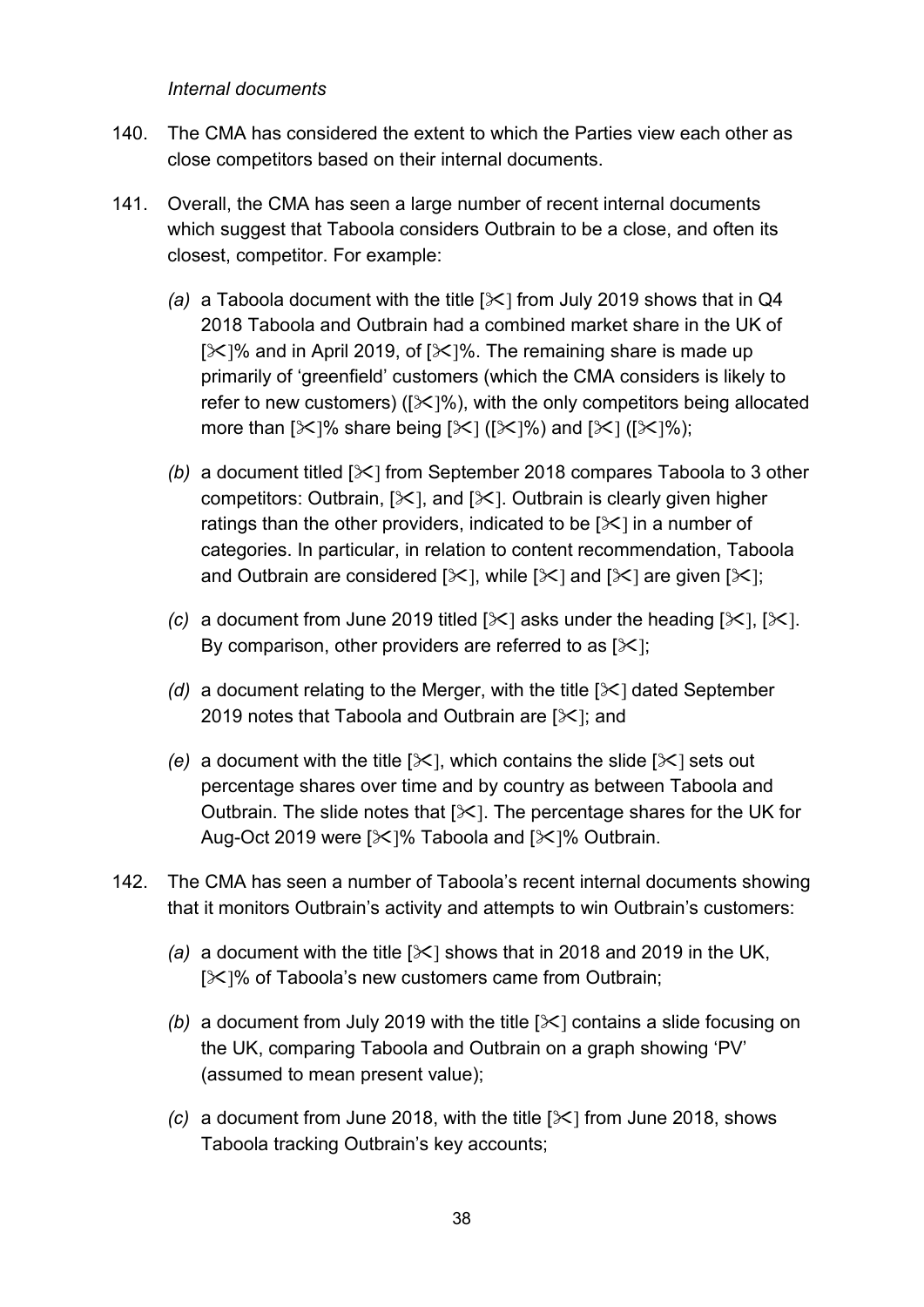*Internal documents*

140. The CMA has considered the extent to which the Parties view each other as close competitors based on their internal documents.

141. Overall, the CMA has seen a large number of recent internal documents which suggest that Taboola considers Outbrain to be a close, and often its closest, competitor. For example:

   *(a)* a Taboola document with the title [✂] from July 2019 shows that in Q4 2018 Taboola and Outbrain had a combined market share in the UK of [✂]% and in April 2019, of [✂]%. The remaining share is made up primarily of 'greenfield' customers (which the CMA considers is likely to refer to new customers) ([✂]%), with the only competitors being allocated more than [✂]% share being [✂] ([✂]%) and [✂] ([✂]%);

   *(b)* a document titled [✂] from September 2018 compares Taboola to 3 other competitors: Outbrain, [✂], and [✂]. Outbrain is clearly given higher ratings than the other providers, indicated to be [✂] in a number of categories. In particular, in relation to content recommendation, Taboola and Outbrain are considered [✂], while [✂] and [✂] are given [✂];

   *(c)* a document from June 2019 titled [✂] asks under the heading [✂], [✂]. By comparison, other providers are referred to as [✂];

   *(d)* a document relating to the Merger, with the title [✂] dated September 2019 notes that Taboola and Outbrain are [✂]; and

   *(e)* a document with the title [✂], which contains the slide [✂] sets out percentage shares over time and by country as between Taboola and Outbrain. The slide notes that [✂]. The percentage shares for the UK for Aug-Oct 2019 were [✂]% Taboola and [✂]% Outbrain.

142. The CMA has seen a number of Taboola's recent internal documents showing that it monitors Outbrain's activity and attempts to win Outbrain's customers:

   *(a)* a document with the title [✂] shows that in 2018 and 2019 in the UK, [✂]% of Taboola's new customers came from Outbrain;

   *(b)* a document from July 2019 with the title [✂] contains a slide focusing on the UK, comparing Taboola and Outbrain on a graph showing 'PV' (assumed to mean present value);

   *(c)* a document from June 2018, with the title [✂] from June 2018, shows Taboola tracking Outbrain's key accounts;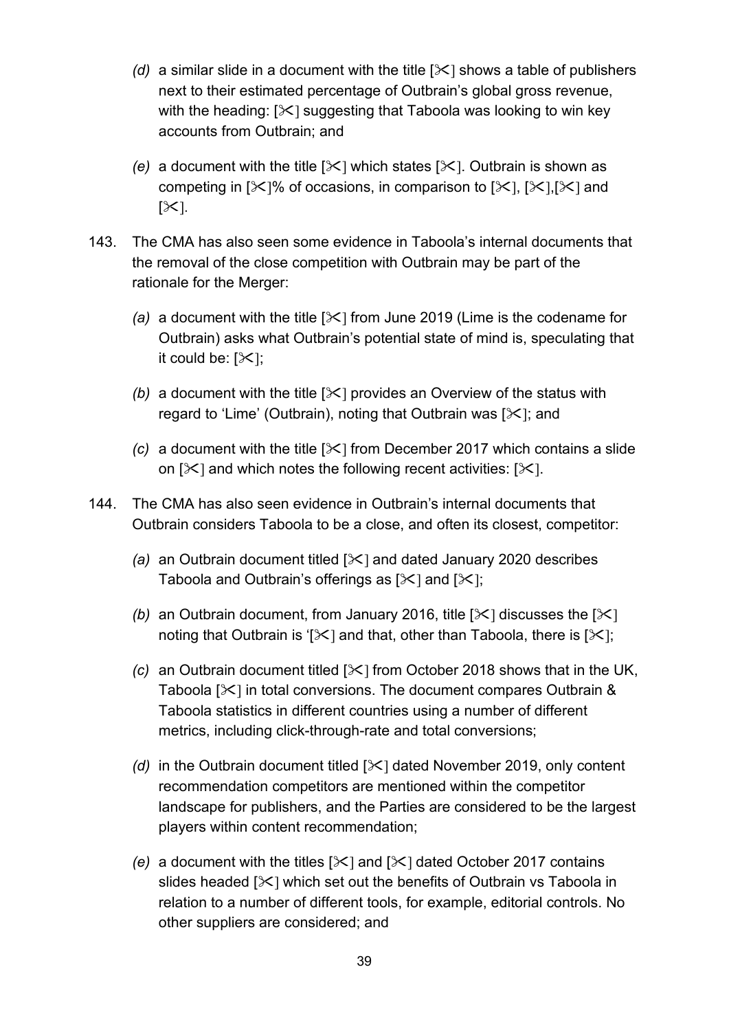*(d)* a similar slide in a document with the title [✂] shows a table of publishers next to their estimated percentage of Outbrain's global gross revenue, with the heading: [✂] suggesting that Taboola was looking to win key accounts from Outbrain; and

*(e)* a document with the title [✂] which states [✂]. Outbrain is shown as competing in [✂]% of occasions, in comparison to [✂], [✂],[✂] and [✂].

143. The CMA has also seen some evidence in Taboola's internal documents that the removal of the close competition with Outbrain may be part of the rationale for the Merger:

*(a)* a document with the title [✂] from June 2019 (Lime is the codename for Outbrain) asks what Outbrain's potential state of mind is, speculating that it could be: [✂];

*(b)* a document with the title [✂] provides an Overview of the status with regard to 'Lime' (Outbrain), noting that Outbrain was [✂]; and

*(c)* a document with the title [✂] from December 2017 which contains a slide on [✂] and which notes the following recent activities: [✂].

144. The CMA has also seen evidence in Outbrain's internal documents that Outbrain considers Taboola to be a close, and often its closest, competitor:

*(a)* an Outbrain document titled [✂] and dated January 2020 describes Taboola and Outbrain's offerings as [✂] and [✂];

*(b)* an Outbrain document, from January 2016, title [✂] discusses the [✂] noting that Outbrain is '[✂] and that, other than Taboola, there is [✂];

*(c)* an Outbrain document titled [✂] from October 2018 shows that in the UK, Taboola [✂] in total conversions. The document compares Outbrain & Taboola statistics in different countries using a number of different metrics, including click-through-rate and total conversions;

*(d)* in the Outbrain document titled [✂] dated November 2019, only content recommendation competitors are mentioned within the competitor landscape for publishers, and the Parties are considered to be the largest players within content recommendation;

*(e)* a document with the titles [✂] and [✂] dated October 2017 contains slides headed [✂] which set out the benefits of Outbrain vs Taboola in relation to a number of different tools, for example, editorial controls. No other suppliers are considered; and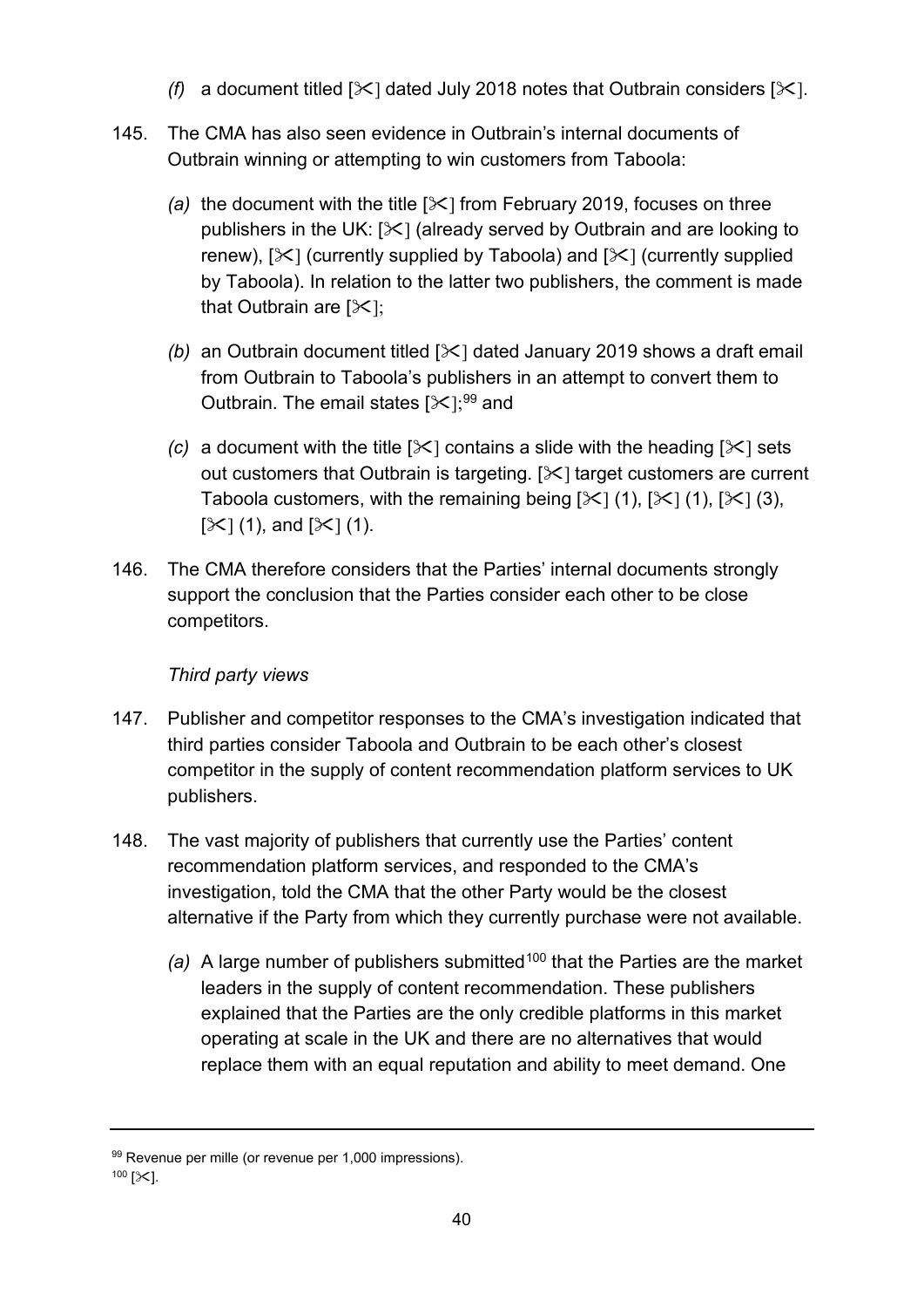*(f)* a document titled [✂] dated July 2018 notes that Outbrain considers [✂].

145. The CMA has also seen evidence in Outbrain's internal documents of Outbrain winning or attempting to win customers from Taboola:

*(a)* the document with the title [✂] from February 2019, focuses on three publishers in the UK: [✂] (already served by Outbrain and are looking to renew), [✂] (currently supplied by Taboola) and [✂] (currently supplied by Taboola). In relation to the latter two publishers, the comment is made that Outbrain are [✂];

*(b)* an Outbrain document titled [✂] dated January 2019 shows a draft email from Outbrain to Taboola's publishers in an attempt to convert them to Outbrain. The email states [✂];[99] and

*(c)* a document with the title [✂] contains a slide with the heading [✂] sets out customers that Outbrain is targeting. [✂] target customers are current Taboola customers, with the remaining being [✂] (1), [✂] (1), [✂] (3), [✂] (1), and [✂] (1).

146. The CMA therefore considers that the Parties' internal documents strongly support the conclusion that the Parties consider each other to be close competitors.

*Third party views*

147. Publisher and competitor responses to the CMA's investigation indicated that third parties consider Taboola and Outbrain to be each other's closest competitor in the supply of content recommendation platform services to UK publishers.

148. The vast majority of publishers that currently use the Parties' content recommendation platform services, and responded to the CMA's investigation, told the CMA that the other Party would be the closest alternative if the Party from which they currently purchase were not available.

*(a)* A large number of publishers submitted[100] that the Parties are the market leaders in the supply of content recommendation. These publishers explained that the Parties are the only credible platforms in this market operating at scale in the UK and there are no alternatives that would replace them with an equal reputation and ability to meet demand. One

---

[99] Revenue per mille (or revenue per 1,000 impressions).

[100] [✂].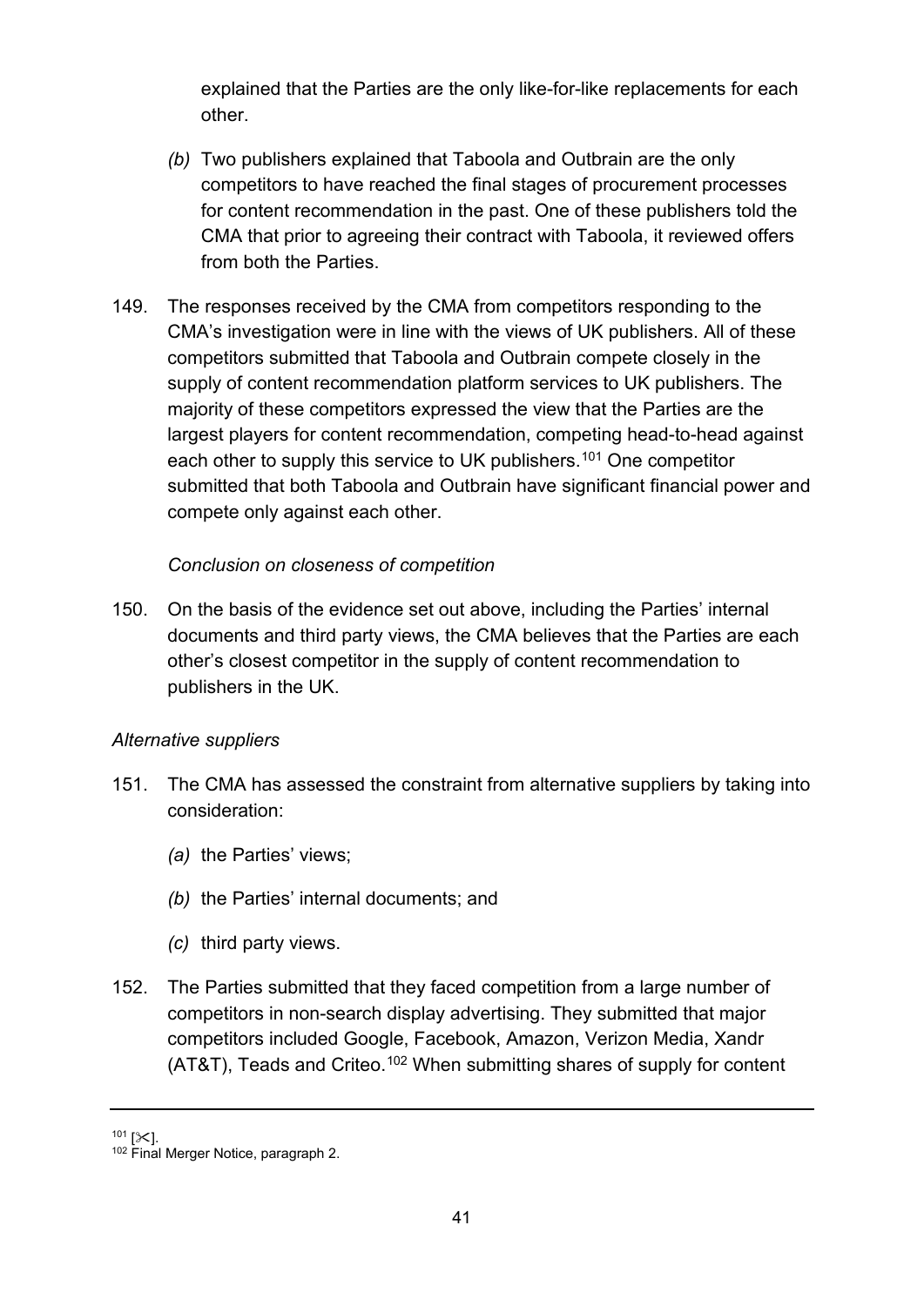explained that the Parties are the only like-for-like replacements for each other.

*(b)* Two publishers explained that Taboola and Outbrain are the only competitors to have reached the final stages of procurement processes for content recommendation in the past. One of these publishers told the CMA that prior to agreeing their contract with Taboola, it reviewed offers from both the Parties.

149. The responses received by the CMA from competitors responding to the CMA's investigation were in line with the views of UK publishers. All of these competitors submitted that Taboola and Outbrain compete closely in the supply of content recommendation platform services to UK publishers. The majority of these competitors expressed the view that the Parties are the largest players for content recommendation, competing head-to-head against each other to supply this service to UK publishers.[101] One competitor submitted that both Taboola and Outbrain have significant financial power and compete only against each other.

*Conclusion on closeness of competition*

150. On the basis of the evidence set out above, including the Parties' internal documents and third party views, the CMA believes that the Parties are each other's closest competitor in the supply of content recommendation to publishers in the UK.

*Alternative suppliers*

151. The CMA has assessed the constraint from alternative suppliers by taking into consideration:

*(a)* the Parties' views;

*(b)* the Parties' internal documents; and

*(c)* third party views.

152. The Parties submitted that they faced competition from a large number of competitors in non-search display advertising. They submitted that major competitors included Google, Facebook, Amazon, Verizon Media, Xandr (AT&T), Teads and Criteo.[102] When submitting shares of supply for content

---

[101] [✂].

[102] Final Merger Notice, paragraph 2.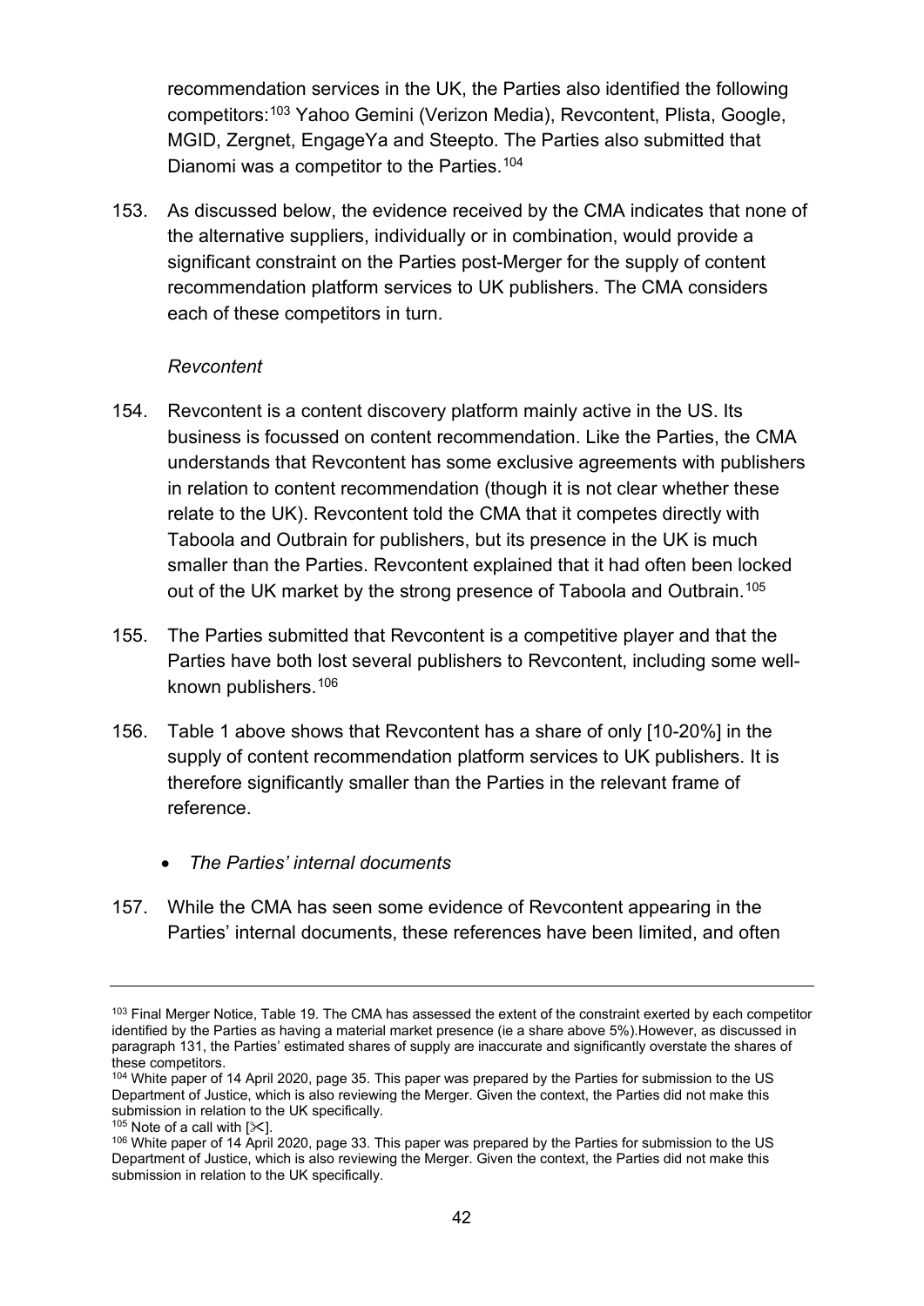recommendation services in the UK, the Parties also identified the following competitors:[103] Yahoo Gemini (Verizon Media), Revcontent, Plista, Google, MGID, Zergnet, EngageYa and Steepto. The Parties also submitted that Dianomi was a competitor to the Parties.[104]

153. As discussed below, the evidence received by the CMA indicates that none of the alternative suppliers, individually or in combination, would provide a significant constraint on the Parties post-Merger for the supply of content recommendation platform services to UK publishers. The CMA considers each of these competitors in turn.

*Revcontent*

154. Revcontent is a content discovery platform mainly active in the US. Its business is focussed on content recommendation. Like the Parties, the CMA understands that Revcontent has some exclusive agreements with publishers in relation to content recommendation (though it is not clear whether these relate to the UK). Revcontent told the CMA that it competes directly with Taboola and Outbrain for publishers, but its presence in the UK is much smaller than the Parties. Revcontent explained that it had often been locked out of the UK market by the strong presence of Taboola and Outbrain.[105]

155. The Parties submitted that Revcontent is a competitive player and that the Parties have both lost several publishers to Revcontent, including some well-known publishers.[106]

156. Table 1 above shows that Revcontent has a share of only [10-20%] in the supply of content recommendation platform services to UK publishers. It is therefore significantly smaller than the Parties in the relevant frame of reference.

- *The Parties' internal documents*

157. While the CMA has seen some evidence of Revcontent appearing in the Parties' internal documents, these references have been limited, and often

---

[103] Final Merger Notice, Table 19. The CMA has assessed the extent of the constraint exerted by each competitor identified by the Parties as having a material market presence (ie a share above 5%).However, as discussed in paragraph 131, the Parties' estimated shares of supply are inaccurate and significantly overstate the shares of these competitors.

[104] White paper of 14 April 2020, page 35. This paper was prepared by the Parties for submission to the US Department of Justice, which is also reviewing the Merger. Given the context, the Parties did not make this submission in relation to the UK specifically.

[105] Note of a call with [✂].

[106] White paper of 14 April 2020, page 33. This paper was prepared by the Parties for submission to the US Department of Justice, which is also reviewing the Merger. Given the context, the Parties did not make this submission in relation to the UK specifically.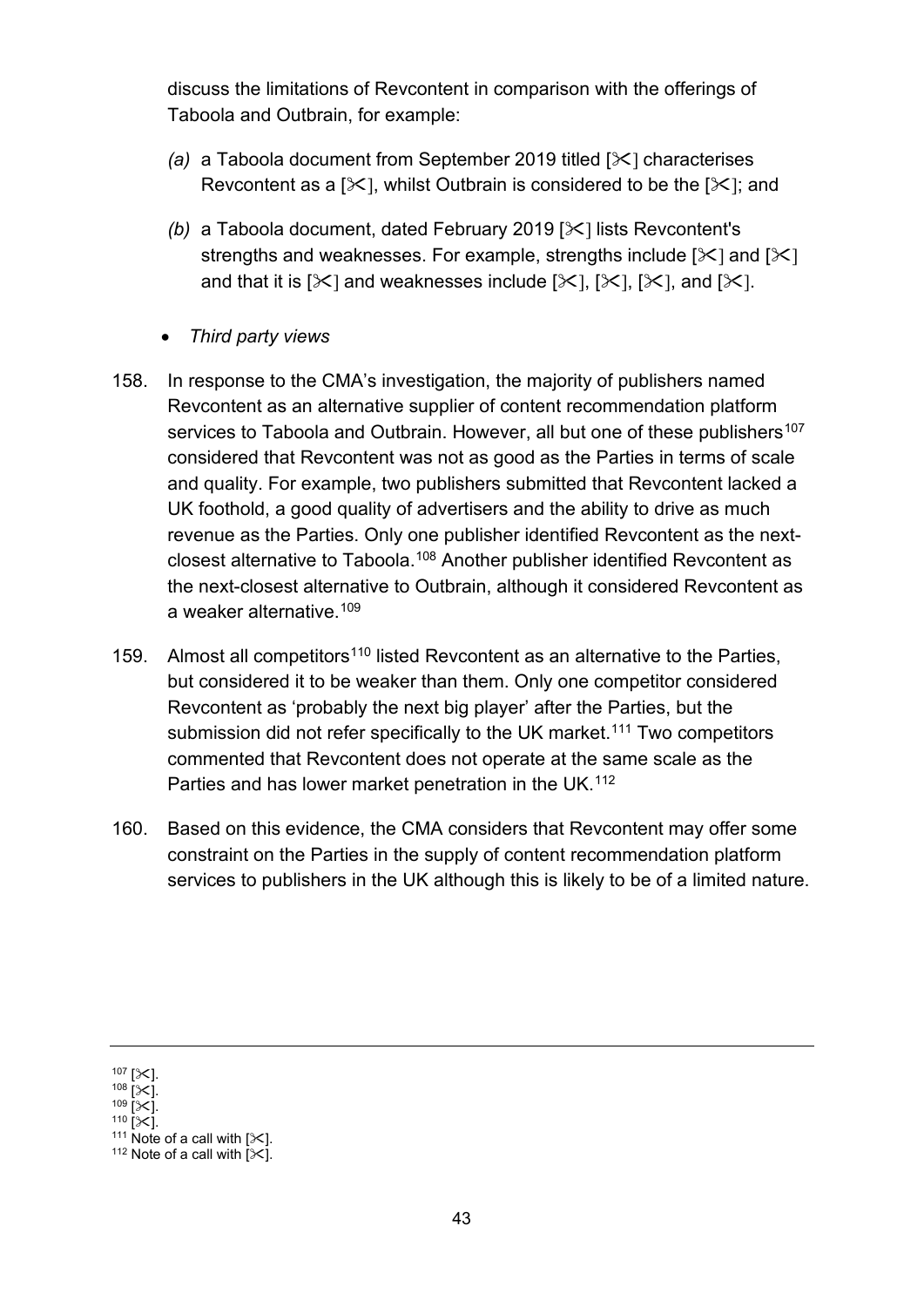discuss the limitations of Revcontent in comparison with the offerings of Taboola and Outbrain, for example:

*(a)* a Taboola document from September 2019 titled [✂] characterises Revcontent as a [✂], whilst Outbrain is considered to be the [✂]; and

*(b)* a Taboola document, dated February 2019 [✂] lists Revcontent's strengths and weaknesses. For example, strengths include [✂] and [✂] and that it is [✂] and weaknesses include [✂], [✂], [✂], and [✂].

- *Third party views*

158. In response to the CMA's investigation, the majority of publishers named Revcontent as an alternative supplier of content recommendation platform services to Taboola and Outbrain. However, all but one of these publishers[107] considered that Revcontent was not as good as the Parties in terms of scale and quality. For example, two publishers submitted that Revcontent lacked a UK foothold, a good quality of advertisers and the ability to drive as much revenue as the Parties. Only one publisher identified Revcontent as the next-closest alternative to Taboola.[108] Another publisher identified Revcontent as the next-closest alternative to Outbrain, although it considered Revcontent as a weaker alternative.[109]

159. Almost all competitors[110] listed Revcontent as an alternative to the Parties, but considered it to be weaker than them. Only one competitor considered Revcontent as 'probably the next big player' after the Parties, but the submission did not refer specifically to the UK market.[111] Two competitors commented that Revcontent does not operate at the same scale as the Parties and has lower market penetration in the UK.[112]

160. Based on this evidence, the CMA considers that Revcontent may offer some constraint on the Parties in the supply of content recommendation platform services to publishers in the UK although this is likely to be of a limited nature.

---

[107] [✂].
[108] [✂].
[109] [✂].
[110] [✂].
[111] Note of a call with [✂].
[112] Note of a call with [✂].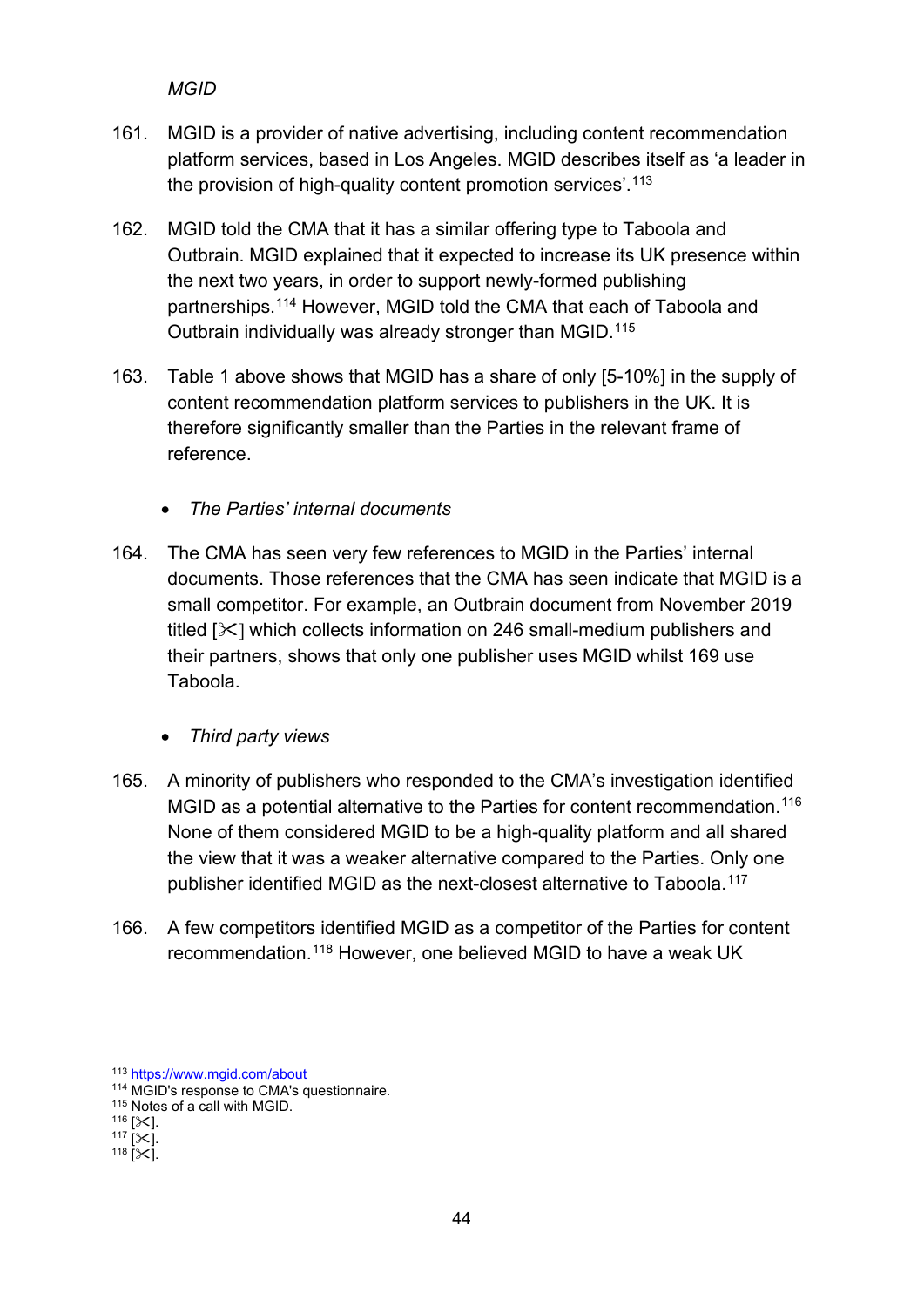*MGID*

161. MGID is a provider of native advertising, including content recommendation platform services, based in Los Angeles. MGID describes itself as 'a leader in the provision of high-quality content promotion services'.[113]

162. MGID told the CMA that it has a similar offering type to Taboola and Outbrain. MGID explained that it expected to increase its UK presence within the next two years, in order to support newly-formed publishing partnerships.[114] However, MGID told the CMA that each of Taboola and Outbrain individually was already stronger than MGID.[115]

163. Table 1 above shows that MGID has a share of only [5-10%] in the supply of content recommendation platform services to publishers in the UK. It is therefore significantly smaller than the Parties in the relevant frame of reference.

- *The Parties' internal documents*

164. The CMA has seen very few references to MGID in the Parties' internal documents. Those references that the CMA has seen indicate that MGID is a small competitor. For example, an Outbrain document from November 2019 titled [✂] which collects information on 246 small-medium publishers and their partners, shows that only one publisher uses MGID whilst 169 use Taboola.

- *Third party views*

165. A minority of publishers who responded to the CMA's investigation identified MGID as a potential alternative to the Parties for content recommendation.[116] None of them considered MGID to be a high-quality platform and all shared the view that it was a weaker alternative compared to the Parties. Only one publisher identified MGID as the next-closest alternative to Taboola.[117]

166. A few competitors identified MGID as a competitor of the Parties for content recommendation.[118] However, one believed MGID to have a weak UK

---

[113] https://www.mgid.com/about
[114] MGID's response to CMA's questionnaire.
[115] Notes of a call with MGID.
[116] [✂].
[117] [✂].
[118] [✂].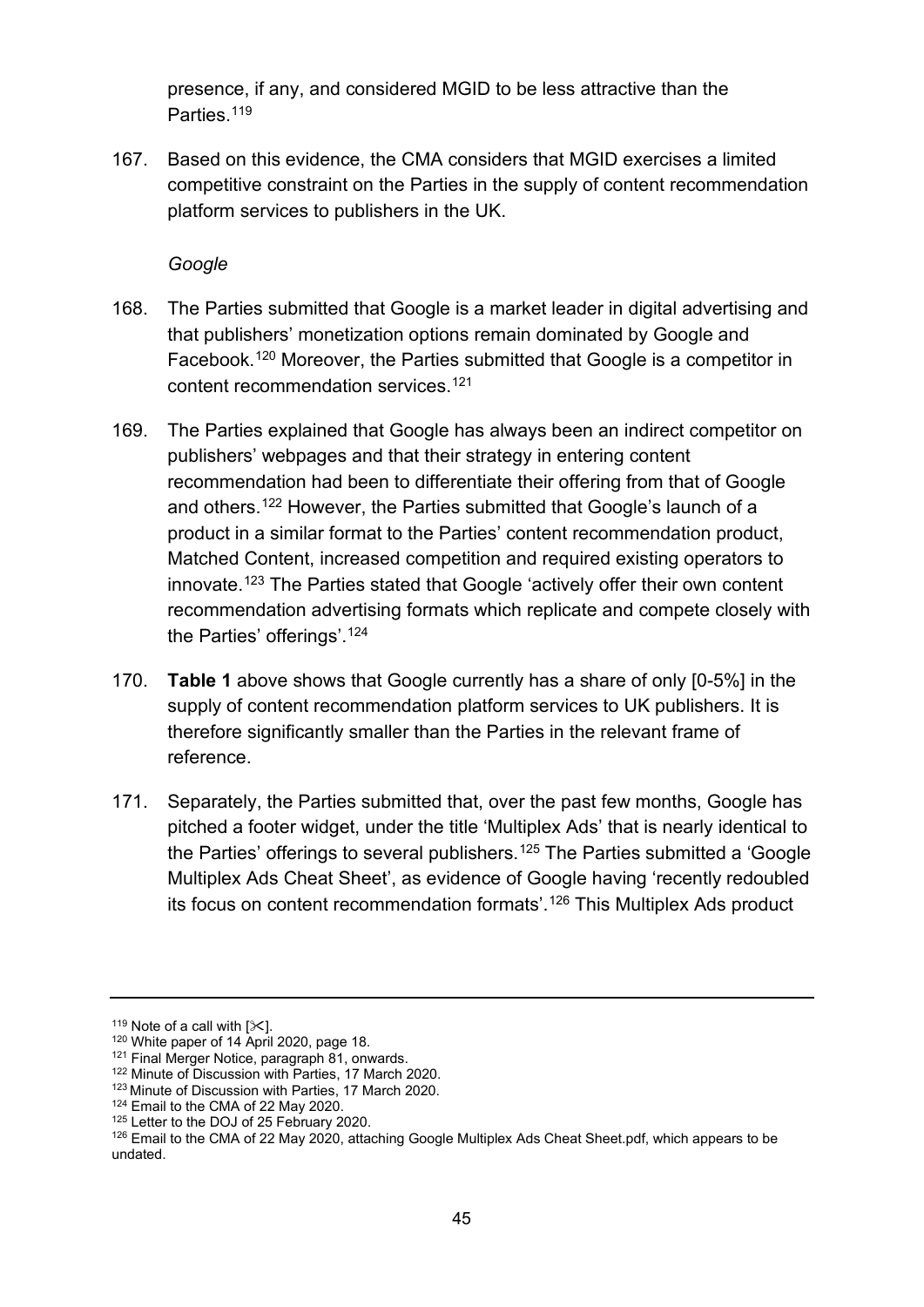presence, if any, and considered MGID to be less attractive than the Parties.[119]

167. Based on this evidence, the CMA considers that MGID exercises a limited competitive constraint on the Parties in the supply of content recommendation platform services to publishers in the UK.

*Google*

168. The Parties submitted that Google is a market leader in digital advertising and that publishers' monetization options remain dominated by Google and Facebook.[120] Moreover, the Parties submitted that Google is a competitor in content recommendation services.[121]

169. The Parties explained that Google has always been an indirect competitor on publishers' webpages and that their strategy in entering content recommendation had been to differentiate their offering from that of Google and others.[122] However, the Parties submitted that Google's launch of a product in a similar format to the Parties' content recommendation product, Matched Content, increased competition and required existing operators to innovate.[123] The Parties stated that Google 'actively offer their own content recommendation advertising formats which replicate and compete closely with the Parties' offerings'.[124]

170. **Table 1** above shows that Google currently has a share of only [0-5%] in the supply of content recommendation platform services to UK publishers. It is therefore significantly smaller than the Parties in the relevant frame of reference.

171. Separately, the Parties submitted that, over the past few months, Google has pitched a footer widget, under the title 'Multiplex Ads' that is nearly identical to the Parties' offerings to several publishers.[125] The Parties submitted a 'Google Multiplex Ads Cheat Sheet', as evidence of Google having 'recently redoubled its focus on content recommendation formats'.[126] This Multiplex Ads product

---

[119] Note of a call with [✂].
[120] White paper of 14 April 2020, page 18.
[121] Final Merger Notice, paragraph 81, onwards.
[122] Minute of Discussion with Parties, 17 March 2020.
[123] Minute of Discussion with Parties, 17 March 2020.
[124] Email to the CMA of 22 May 2020.
[125] Letter to the DOJ of 25 February 2020.
[126] Email to the CMA of 22 May 2020, attaching Google Multiplex Ads Cheat Sheet.pdf, which appears to be undated.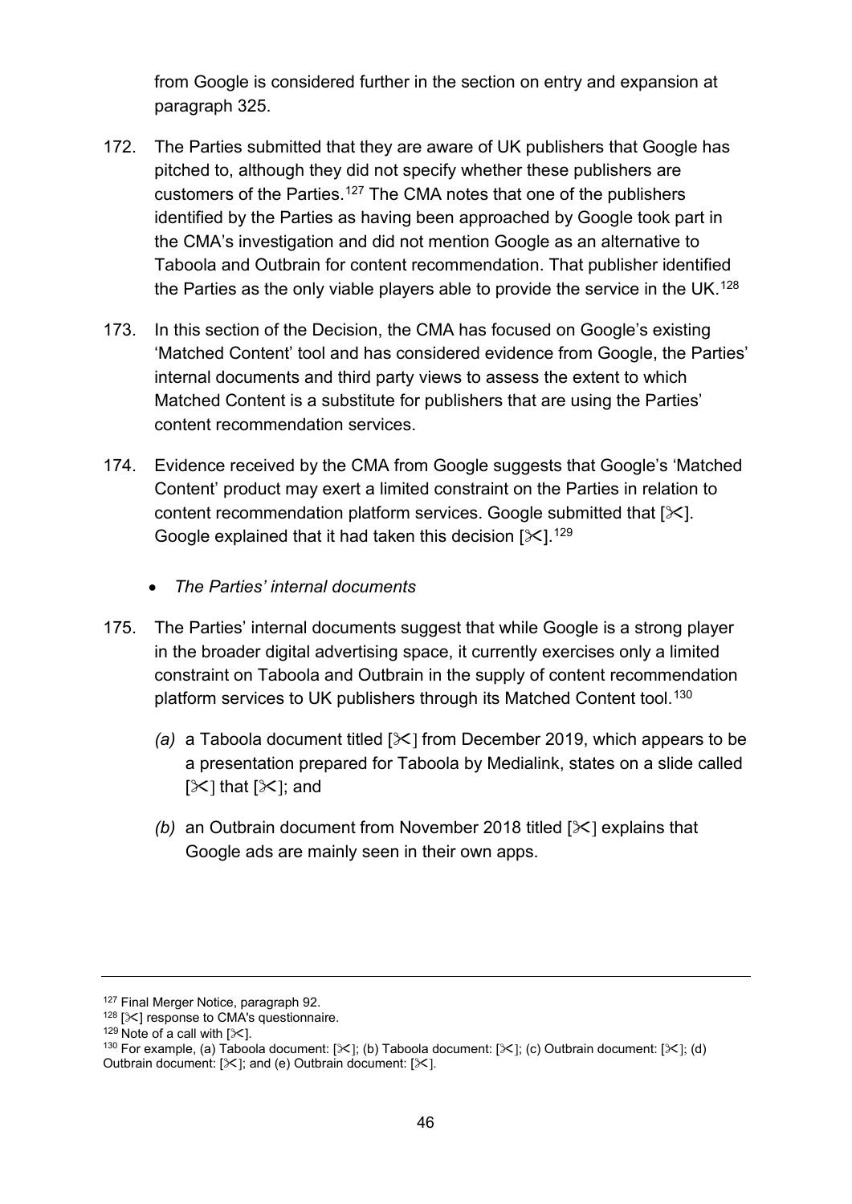from Google is considered further in the section on entry and expansion at paragraph 325.

172. The Parties submitted that they are aware of UK publishers that Google has pitched to, although they did not specify whether these publishers are customers of the Parties.[127] The CMA notes that one of the publishers identified by the Parties as having been approached by Google took part in the CMA's investigation and did not mention Google as an alternative to Taboola and Outbrain for content recommendation. That publisher identified the Parties as the only viable players able to provide the service in the UK.[128]

173. In this section of the Decision, the CMA has focused on Google's existing 'Matched Content' tool and has considered evidence from Google, the Parties' internal documents and third party views to assess the extent to which Matched Content is a substitute for publishers that are using the Parties' content recommendation services.

174. Evidence received by the CMA from Google suggests that Google's 'Matched Content' product may exert a limited constraint on the Parties in relation to content recommendation platform services. Google submitted that [✂]. Google explained that it had taken this decision [✂].[129]

- *The Parties' internal documents*

175. The Parties' internal documents suggest that while Google is a strong player in the broader digital advertising space, it currently exercises only a limited constraint on Taboola and Outbrain in the supply of content recommendation platform services to UK publishers through its Matched Content tool.[130]

    *(a)* a Taboola document titled [✂] from December 2019, which appears to be a presentation prepared for Taboola by Medialink, states on a slide called [✂] that [✂]; and

    *(b)* an Outbrain document from November 2018 titled [✂] explains that Google ads are mainly seen in their own apps.

---

[127] Final Merger Notice, paragraph 92.

[128] [✂] response to CMA's questionnaire.

[129] Note of a call with [✂].

[130] For example, (a) Taboola document: [✂]; (b) Taboola document: [✂]; (c) Outbrain document: [✂]; (d) Outbrain document: [✂]; and (e) Outbrain document: [✂].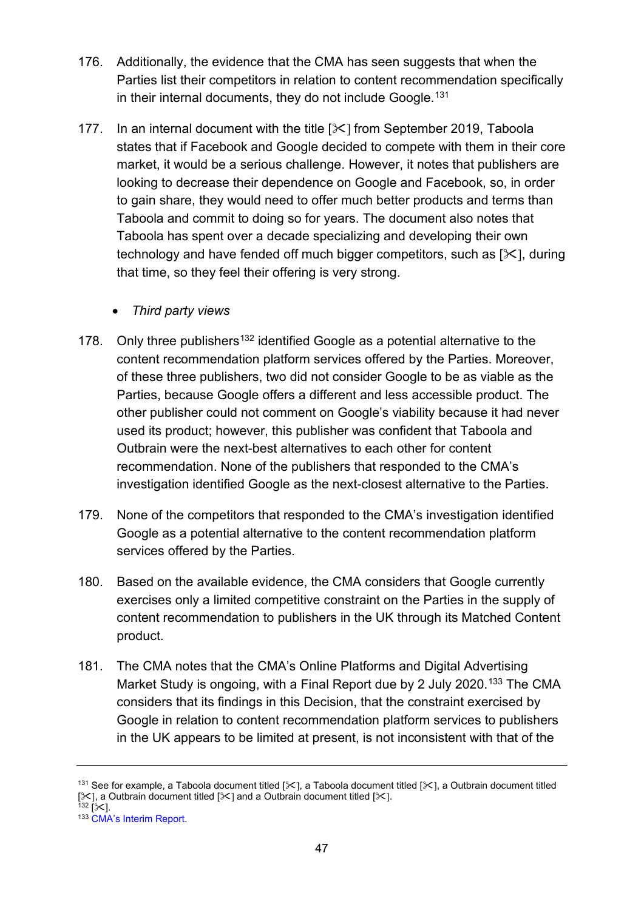176. Additionally, the evidence that the CMA has seen suggests that when the Parties list their competitors in relation to content recommendation specifically in their internal documents, they do not include Google.[131]

177. In an internal document with the title [✂] from September 2019, Taboola states that if Facebook and Google decided to compete with them in their core market, it would be a serious challenge. However, it notes that publishers are looking to decrease their dependence on Google and Facebook, so, in order to gain share, they would need to offer much better products and terms than Taboola and commit to doing so for years. The document also notes that Taboola has spent over a decade specializing and developing their own technology and have fended off much bigger competitors, such as [✂], during that time, so they feel their offering is very strong.

- *Third party views*

178. Only three publishers[132] identified Google as a potential alternative to the content recommendation platform services offered by the Parties. Moreover, of these three publishers, two did not consider Google to be as viable as the Parties, because Google offers a different and less accessible product. The other publisher could not comment on Google's viability because it had never used its product; however, this publisher was confident that Taboola and Outbrain were the next-best alternatives to each other for content recommendation. None of the publishers that responded to the CMA's investigation identified Google as the next-closest alternative to the Parties.

179. None of the competitors that responded to the CMA's investigation identified Google as a potential alternative to the content recommendation platform services offered by the Parties.

180. Based on the available evidence, the CMA considers that Google currently exercises only a limited competitive constraint on the Parties in the supply of content recommendation to publishers in the UK through its Matched Content product.

181. The CMA notes that the CMA's Online Platforms and Digital Advertising Market Study is ongoing, with a Final Report due by 2 July 2020.[133] The CMA considers that its findings in this Decision, that the constraint exercised by Google in relation to content recommendation platform services to publishers in the UK appears to be limited at present, is not inconsistent with that of the

---

[131] See for example, a Taboola document titled [✂], a Taboola document titled [✂], a Outbrain document titled [✂], a Outbrain document titled [✂] and a Outbrain document titled [✂].

[132] [✂].

[133] CMA's Interim Report.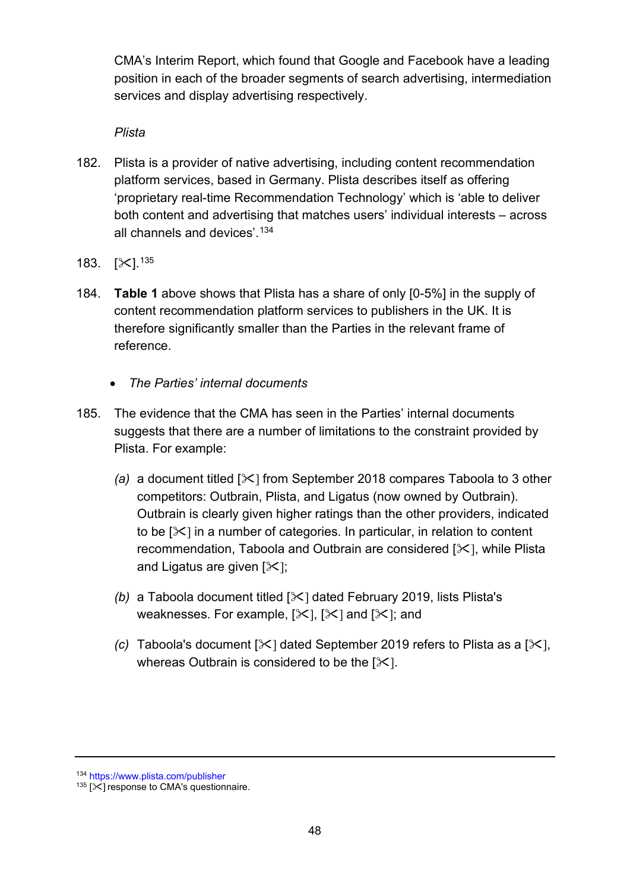CMA's Interim Report, which found that Google and Facebook have a leading position in each of the broader segments of search advertising, intermediation services and display advertising respectively.

*Plista*

182. Plista is a provider of native advertising, including content recommendation platform services, based in Germany. Plista describes itself as offering 'proprietary real-time Recommendation Technology' which is 'able to deliver both content and advertising that matches users' individual interests – across all channels and devices'.[134]

183. [✂].[135]

184. **Table 1** above shows that Plista has a share of only [0-5%] in the supply of content recommendation platform services to publishers in the UK. It is therefore significantly smaller than the Parties in the relevant frame of reference.

- *The Parties' internal documents*

185. The evidence that the CMA has seen in the Parties' internal documents suggests that there are a number of limitations to the constraint provided by Plista. For example:

    *(a)* a document titled [✂] from September 2018 compares Taboola to 3 other competitors: Outbrain, Plista, and Ligatus (now owned by Outbrain). Outbrain is clearly given higher ratings than the other providers, indicated to be [✂] in a number of categories. In particular, in relation to content recommendation, Taboola and Outbrain are considered [✂], while Plista and Ligatus are given [✂];

    *(b)* a Taboola document titled [✂] dated February 2019, lists Plista's weaknesses. For example, [✂], [✂] and [✂]; and

    *(c)* Taboola's document [✂] dated September 2019 refers to Plista as a [✂], whereas Outbrain is considered to be the [✂].

---

[134] https://www.plista.com/publisher

[135] [✂] response to CMA's questionnaire.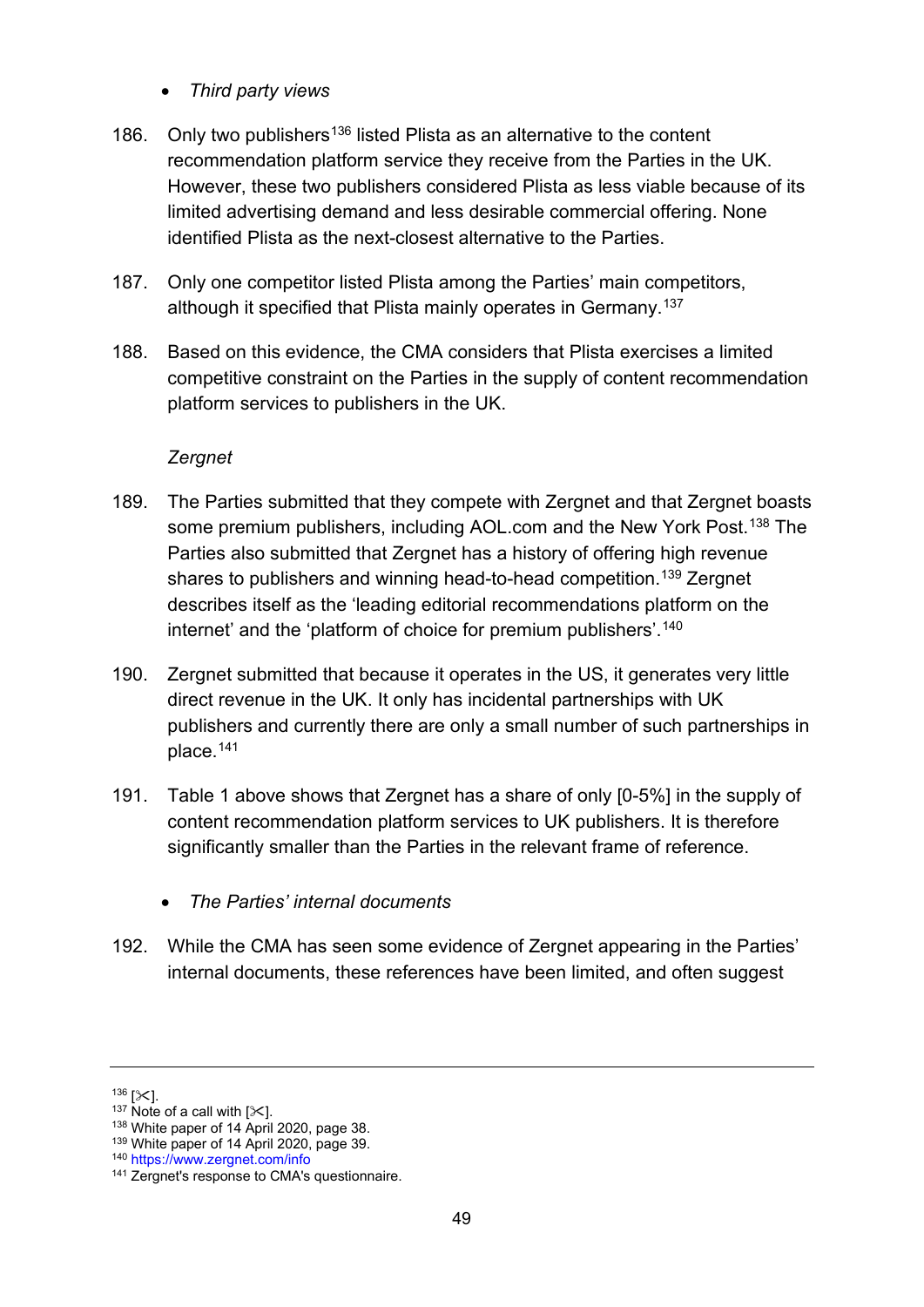- *Third party views*

186. Only two publishers[136] listed Plista as an alternative to the content recommendation platform service they receive from the Parties in the UK. However, these two publishers considered Plista as less viable because of its limited advertising demand and less desirable commercial offering. None identified Plista as the next-closest alternative to the Parties.

187. Only one competitor listed Plista among the Parties' main competitors, although it specified that Plista mainly operates in Germany.[137]

188. Based on this evidence, the CMA considers that Plista exercises a limited competitive constraint on the Parties in the supply of content recommendation platform services to publishers in the UK.

*Zergnet*

189. The Parties submitted that they compete with Zergnet and that Zergnet boasts some premium publishers, including AOL.com and the New York Post.[138] The Parties also submitted that Zergnet has a history of offering high revenue shares to publishers and winning head-to-head competition.[139] Zergnet describes itself as the 'leading editorial recommendations platform on the internet' and the 'platform of choice for premium publishers'.[140]

190. Zergnet submitted that because it operates in the US, it generates very little direct revenue in the UK. It only has incidental partnerships with UK publishers and currently there are only a small number of such partnerships in place.[141]

191. Table 1 above shows that Zergnet has a share of only [0-5%] in the supply of content recommendation platform services to UK publishers. It is therefore significantly smaller than the Parties in the relevant frame of reference.

- *The Parties' internal documents*

192. While the CMA has seen some evidence of Zergnet appearing in the Parties' internal documents, these references have been limited, and often suggest

---

[136] [✂].
[137] Note of a call with [✂].
[138] White paper of 14 April 2020, page 38.
[139] White paper of 14 April 2020, page 39.
[140] https://www.zergnet.com/info
[141] Zergnet's response to CMA's questionnaire.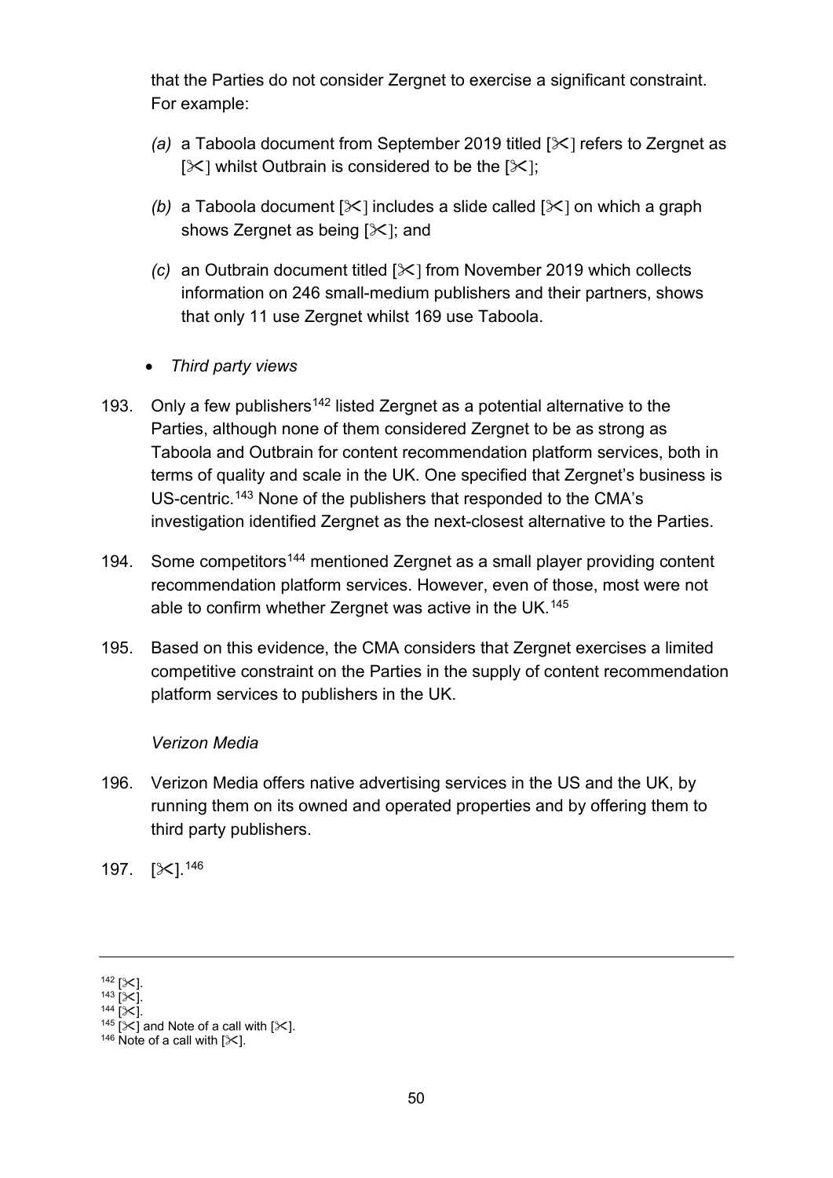that the Parties do not consider Zergnet to exercise a significant constraint. For example:

*(a)* a Taboola document from September 2019 titled [✂] refers to Zergnet as [✂] whilst Outbrain is considered to be the [✂];

*(b)* a Taboola document [✂] includes a slide called [✂] on which a graph shows Zergnet as being [✂]; and

*(c)* an Outbrain document titled [✂] from November 2019 which collects information on 246 small-medium publishers and their partners, shows that only 11 use Zergnet whilst 169 use Taboola.

- *Third party views*

193. Only a few publishers[142] listed Zergnet as a potential alternative to the Parties, although none of them considered Zergnet to be as strong as Taboola and Outbrain for content recommendation platform services, both in terms of quality and scale in the UK. One specified that Zergnet's business is US-centric.[143] None of the publishers that responded to the CMA's investigation identified Zergnet as the next-closest alternative to the Parties.

194. Some competitors[144] mentioned Zergnet as a small player providing content recommendation platform services. However, even of those, most were not able to confirm whether Zergnet was active in the UK.[145]

195. Based on this evidence, the CMA considers that Zergnet exercises a limited competitive constraint on the Parties in the supply of content recommendation platform services to publishers in the UK.

*Verizon Media*

196. Verizon Media offers native advertising services in the US and the UK, by running them on its owned and operated properties and by offering them to third party publishers.

197. [✂].[146]

---

[142] [✂].
[143] [✂].
[144] [✂].
[145] [✂] and Note of a call with [✂].
[146] Note of a call with [✂].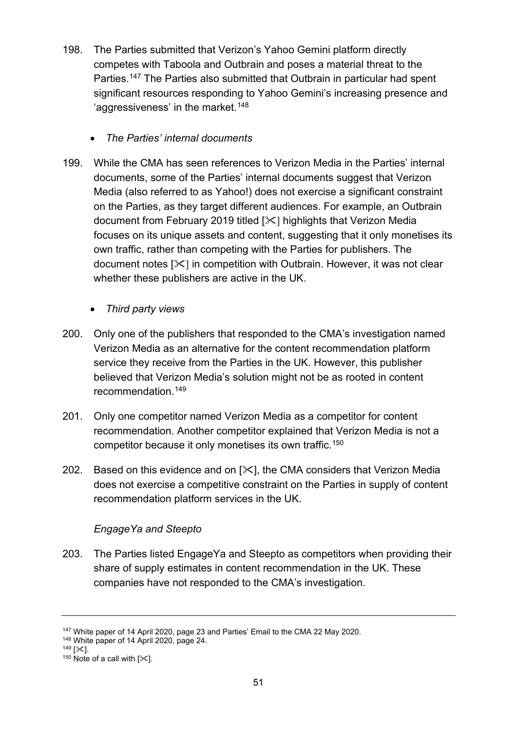198. The Parties submitted that Verizon's Yahoo Gemini platform directly competes with Taboola and Outbrain and poses a material threat to the Parties.[147] The Parties also submitted that Outbrain in particular had spent significant resources responding to Yahoo Gemini's increasing presence and 'aggressiveness' in the market.[148]

- *The Parties' internal documents*

199. While the CMA has seen references to Verizon Media in the Parties' internal documents, some of the Parties' internal documents suggest that Verizon Media (also referred to as Yahoo!) does not exercise a significant constraint on the Parties, as they target different audiences. For example, an Outbrain document from February 2019 titled [✂] highlights that Verizon Media focuses on its unique assets and content, suggesting that it only monetises its own traffic, rather than competing with the Parties for publishers. The document notes [✂] in competition with Outbrain. However, it was not clear whether these publishers are active in the UK.

- *Third party views*

200. Only one of the publishers that responded to the CMA's investigation named Verizon Media as an alternative for the content recommendation platform service they receive from the Parties in the UK. However, this publisher believed that Verizon Media's solution might not be as rooted in content recommendation.[149]

201. Only one competitor named Verizon Media as a competitor for content recommendation. Another competitor explained that Verizon Media is not a competitor because it only monetises its own traffic.[150]

202. Based on this evidence and on [✂], the CMA considers that Verizon Media does not exercise a competitive constraint on the Parties in supply of content recommendation platform services in the UK.

*EngageYa and Steepto*

203. The Parties listed EngageYa and Steepto as competitors when providing their share of supply estimates in content recommendation in the UK. These companies have not responded to the CMA's investigation.

---

[147] White paper of 14 April 2020, page 23 and Parties' Email to the CMA 22 May 2020.
[148] White paper of 14 April 2020, page 24.
[149] [✂].
[150] Note of a call with [✂].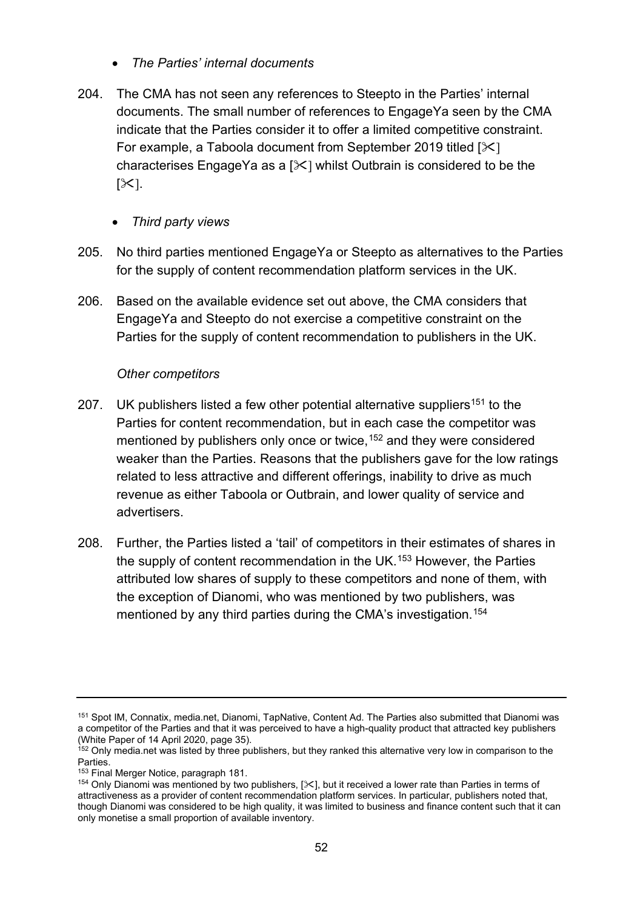- *The Parties' internal documents*

204. The CMA has not seen any references to Steepto in the Parties' internal documents. The small number of references to EngageYa seen by the CMA indicate that the Parties consider it to offer a limited competitive constraint. For example, a Taboola document from September 2019 titled [✂] characterises EngageYa as a [✂] whilst Outbrain is considered to be the [✂].

- *Third party views*

205. No third parties mentioned EngageYa or Steepto as alternatives to the Parties for the supply of content recommendation platform services in the UK.

206. Based on the available evidence set out above, the CMA considers that EngageYa and Steepto do not exercise a competitive constraint on the Parties for the supply of content recommendation to publishers in the UK.

*Other competitors*

207. UK publishers listed a few other potential alternative suppliers[151] to the Parties for content recommendation, but in each case the competitor was mentioned by publishers only once or twice,[152] and they were considered weaker than the Parties. Reasons that the publishers gave for the low ratings related to less attractive and different offerings, inability to drive as much revenue as either Taboola or Outbrain, and lower quality of service and advertisers.

208. Further, the Parties listed a 'tail' of competitors in their estimates of shares in the supply of content recommendation in the UK.[153] However, the Parties attributed low shares of supply to these competitors and none of them, with the exception of Dianomi, who was mentioned by two publishers, was mentioned by any third parties during the CMA's investigation.[154]

---

[151] Spot IM, Connatix, media.net, Dianomi, TapNative, Content Ad. The Parties also submitted that Dianomi was a competitor of the Parties and that it was perceived to have a high-quality product that attracted key publishers (White Paper of 14 April 2020, page 35).

[152] Only media.net was listed by three publishers, but they ranked this alternative very low in comparison to the Parties.

[153] Final Merger Notice, paragraph 181.

[154] Only Dianomi was mentioned by two publishers, [✂], but it received a lower rate than Parties in terms of attractiveness as a provider of content recommendation platform services. In particular, publishers noted that, though Dianomi was considered to be high quality, it was limited to business and finance content such that it can only monetise a small proportion of available inventory.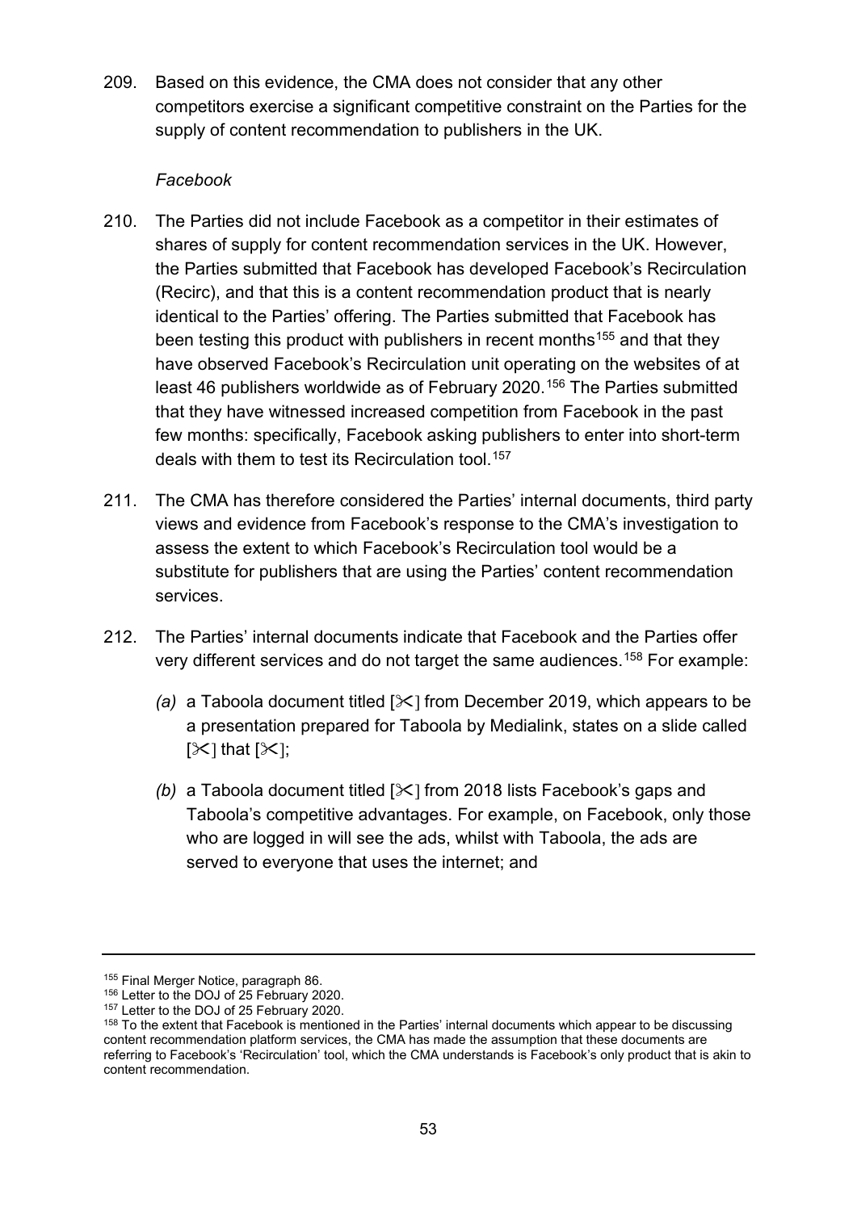209. Based on this evidence, the CMA does not consider that any other competitors exercise a significant competitive constraint on the Parties for the supply of content recommendation to publishers in the UK.

*Facebook*

210. The Parties did not include Facebook as a competitor in their estimates of shares of supply for content recommendation services in the UK. However, the Parties submitted that Facebook has developed Facebook's Recirculation (Recirc), and that this is a content recommendation product that is nearly identical to the Parties' offering. The Parties submitted that Facebook has been testing this product with publishers in recent months[155] and that they have observed Facebook's Recirculation unit operating on the websites of at least 46 publishers worldwide as of February 2020.[156] The Parties submitted that they have witnessed increased competition from Facebook in the past few months: specifically, Facebook asking publishers to enter into short-term deals with them to test its Recirculation tool.[157]

211. The CMA has therefore considered the Parties' internal documents, third party views and evidence from Facebook's response to the CMA's investigation to assess the extent to which Facebook's Recirculation tool would be a substitute for publishers that are using the Parties' content recommendation services.

212. The Parties' internal documents indicate that Facebook and the Parties offer very different services and do not target the same audiences.[158] For example:

   *(a)* a Taboola document titled [✂] from December 2019, which appears to be a presentation prepared for Taboola by Medialink, states on a slide called [✂] that [✂];

   *(b)* a Taboola document titled [✂] from 2018 lists Facebook's gaps and Taboola's competitive advantages. For example, on Facebook, only those who are logged in will see the ads, whilst with Taboola, the ads are served to everyone that uses the internet; and

---

[155] Final Merger Notice, paragraph 86.

[156] Letter to the DOJ of 25 February 2020.

[157] Letter to the DOJ of 25 February 2020.

[158] To the extent that Facebook is mentioned in the Parties' internal documents which appear to be discussing content recommendation platform services, the CMA has made the assumption that these documents are referring to Facebook's 'Recirculation' tool, which the CMA understands is Facebook's only product that is akin to content recommendation.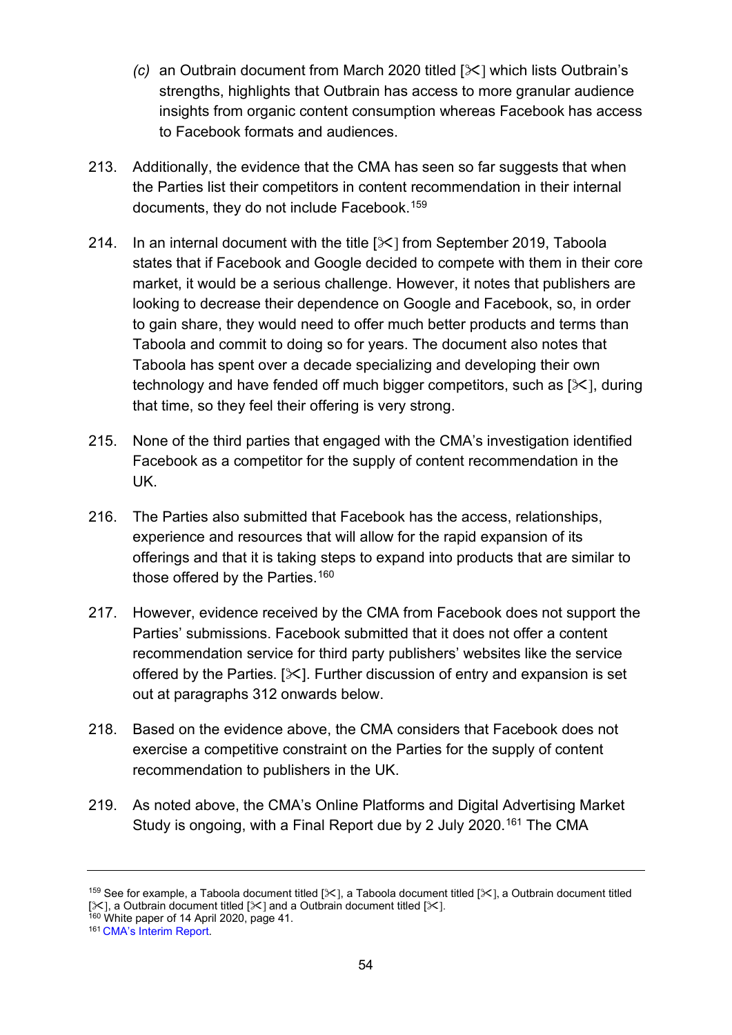(c) an Outbrain document from March 2020 titled [✂] which lists Outbrain's strengths, highlights that Outbrain has access to more granular audience insights from organic content consumption whereas Facebook has access to Facebook formats and audiences.

213. Additionally, the evidence that the CMA has seen so far suggests that when the Parties list their competitors in content recommendation in their internal documents, they do not include Facebook.[159]

214. In an internal document with the title [✂] from September 2019, Taboola states that if Facebook and Google decided to compete with them in their core market, it would be a serious challenge. However, it notes that publishers are looking to decrease their dependence on Google and Facebook, so, in order to gain share, they would need to offer much better products and terms than Taboola and commit to doing so for years. The document also notes that Taboola has spent over a decade specializing and developing their own technology and have fended off much bigger competitors, such as [✂], during that time, so they feel their offering is very strong.

215. None of the third parties that engaged with the CMA's investigation identified Facebook as a competitor for the supply of content recommendation in the UK.

216. The Parties also submitted that Facebook has the access, relationships, experience and resources that will allow for the rapid expansion of its offerings and that it is taking steps to expand into products that are similar to those offered by the Parties.[160]

217. However, evidence received by the CMA from Facebook does not support the Parties' submissions. Facebook submitted that it does not offer a content recommendation service for third party publishers' websites like the service offered by the Parties. [✂]. Further discussion of entry and expansion is set out at paragraphs 312 onwards below.

218. Based on the evidence above, the CMA considers that Facebook does not exercise a competitive constraint on the Parties for the supply of content recommendation to publishers in the UK.

219. As noted above, the CMA's Online Platforms and Digital Advertising Market Study is ongoing, with a Final Report due by 2 July 2020.[161] The CMA

---

[159] See for example, a Taboola document titled [✂], a Taboola document titled [✂], a Outbrain document titled [✂], a Outbrain document titled [✂] and a Outbrain document titled [✂].

[160] White paper of 14 April 2020, page 41.

[161] CMA's Interim Report.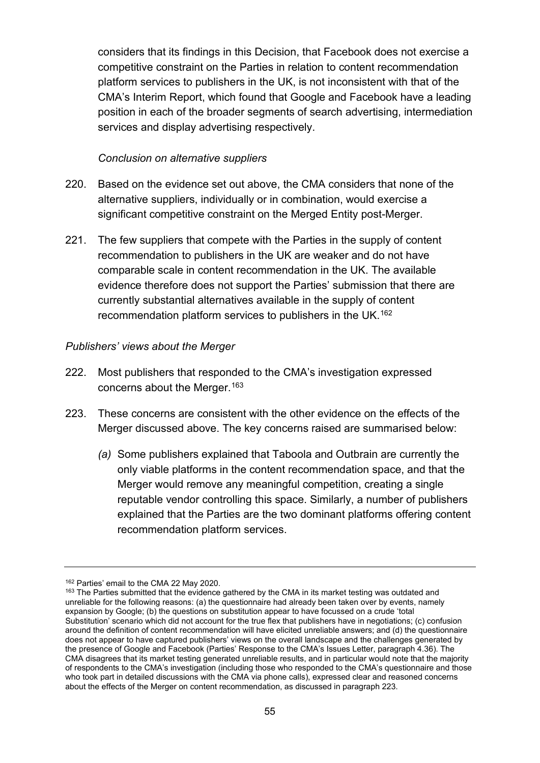considers that its findings in this Decision, that Facebook does not exercise a competitive constraint on the Parties in relation to content recommendation platform services to publishers in the UK, is not inconsistent with that of the CMA's Interim Report, which found that Google and Facebook have a leading position in each of the broader segments of search advertising, intermediation services and display advertising respectively.

*Conclusion on alternative suppliers*

220. Based on the evidence set out above, the CMA considers that none of the alternative suppliers, individually or in combination, would exercise a significant competitive constraint on the Merged Entity post-Merger.

221. The few suppliers that compete with the Parties in the supply of content recommendation to publishers in the UK are weaker and do not have comparable scale in content recommendation in the UK. The available evidence therefore does not support the Parties' submission that there are currently substantial alternatives available in the supply of content recommendation platform services to publishers in the UK.[162]

*Publishers' views about the Merger*

222. Most publishers that responded to the CMA's investigation expressed concerns about the Merger.[163]

223. These concerns are consistent with the other evidence on the effects of the Merger discussed above. The key concerns raised are summarised below:

*(a)* Some publishers explained that Taboola and Outbrain are currently the only viable platforms in the content recommendation space, and that the Merger would remove any meaningful competition, creating a single reputable vendor controlling this space. Similarly, a number of publishers explained that the Parties are the two dominant platforms offering content recommendation platform services.

---

[162] Parties' email to the CMA 22 May 2020.

[163] The Parties submitted that the evidence gathered by the CMA in its market testing was outdated and unreliable for the following reasons: (a) the questionnaire had already been taken over by events, namely expansion by Google; (b) the questions on substitution appear to have focussed on a crude 'total Substitution' scenario which did not account for the true flex that publishers have in negotiations; (c) confusion around the definition of content recommendation will have elicited unreliable answers; and (d) the questionnaire does not appear to have captured publishers' views on the overall landscape and the challenges generated by the presence of Google and Facebook (Parties' Response to the CMA's Issues Letter, paragraph 4.36). The CMA disagrees that its market testing generated unreliable results, and in particular would note that the majority of respondents to the CMA's investigation (including those who responded to the CMA's questionnaire and those who took part in detailed discussions with the CMA via phone calls), expressed clear and reasoned concerns about the effects of the Merger on content recommendation, as discussed in paragraph 223.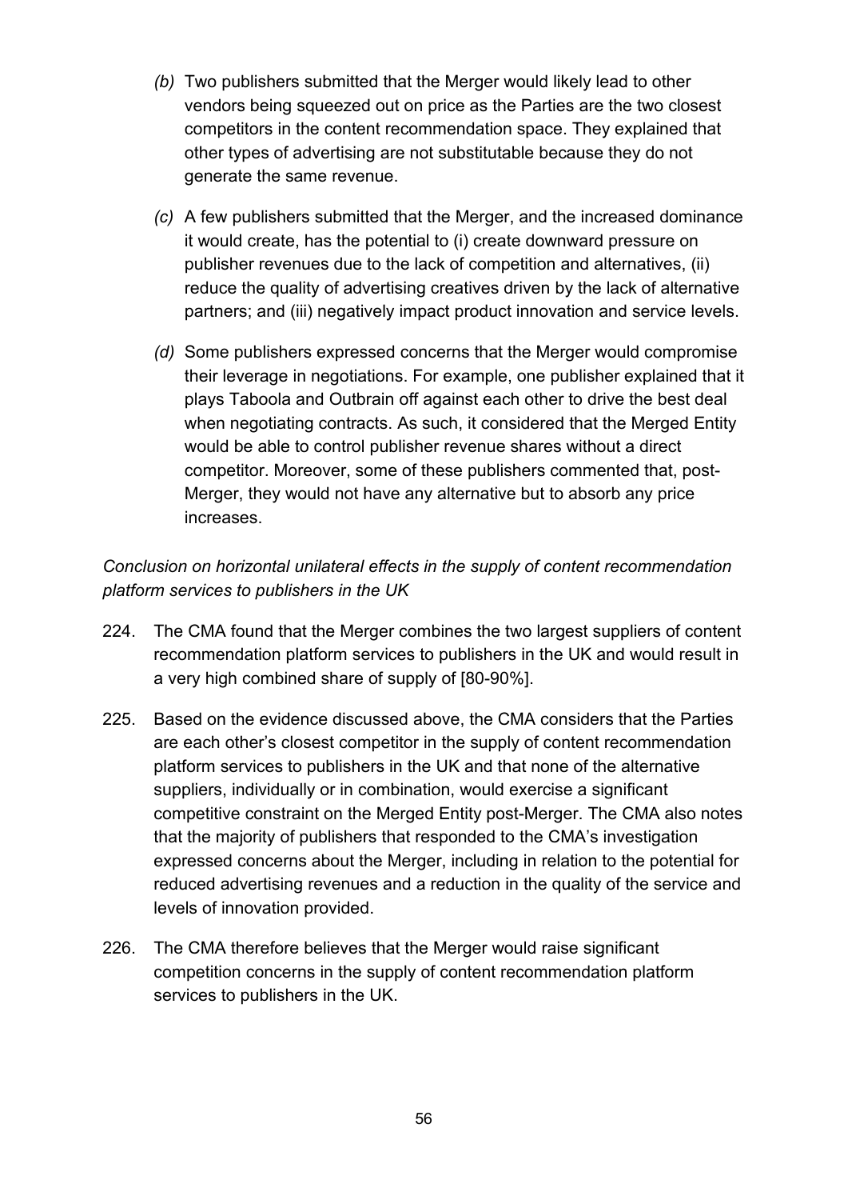*(b)* Two publishers submitted that the Merger would likely lead to other vendors being squeezed out on price as the Parties are the two closest competitors in the content recommendation space. They explained that other types of advertising are not substitutable because they do not generate the same revenue.

*(c)* A few publishers submitted that the Merger, and the increased dominance it would create, has the potential to (i) create downward pressure on publisher revenues due to the lack of competition and alternatives, (ii) reduce the quality of advertising creatives driven by the lack of alternative partners; and (iii) negatively impact product innovation and service levels.

*(d)* Some publishers expressed concerns that the Merger would compromise their leverage in negotiations. For example, one publisher explained that it plays Taboola and Outbrain off against each other to drive the best deal when negotiating contracts. As such, it considered that the Merged Entity would be able to control publisher revenue shares without a direct competitor. Moreover, some of these publishers commented that, post-Merger, they would not have any alternative but to absorb any price increases.

*Conclusion on horizontal unilateral effects in the supply of content recommendation platform services to publishers in the UK*

224. The CMA found that the Merger combines the two largest suppliers of content recommendation platform services to publishers in the UK and would result in a very high combined share of supply of [80-90%].

225. Based on the evidence discussed above, the CMA considers that the Parties are each other's closest competitor in the supply of content recommendation platform services to publishers in the UK and that none of the alternative suppliers, individually or in combination, would exercise a significant competitive constraint on the Merged Entity post-Merger. The CMA also notes that the majority of publishers that responded to the CMA's investigation expressed concerns about the Merger, including in relation to the potential for reduced advertising revenues and a reduction in the quality of the service and levels of innovation provided.

226. The CMA therefore believes that the Merger would raise significant competition concerns in the supply of content recommendation platform services to publishers in the UK.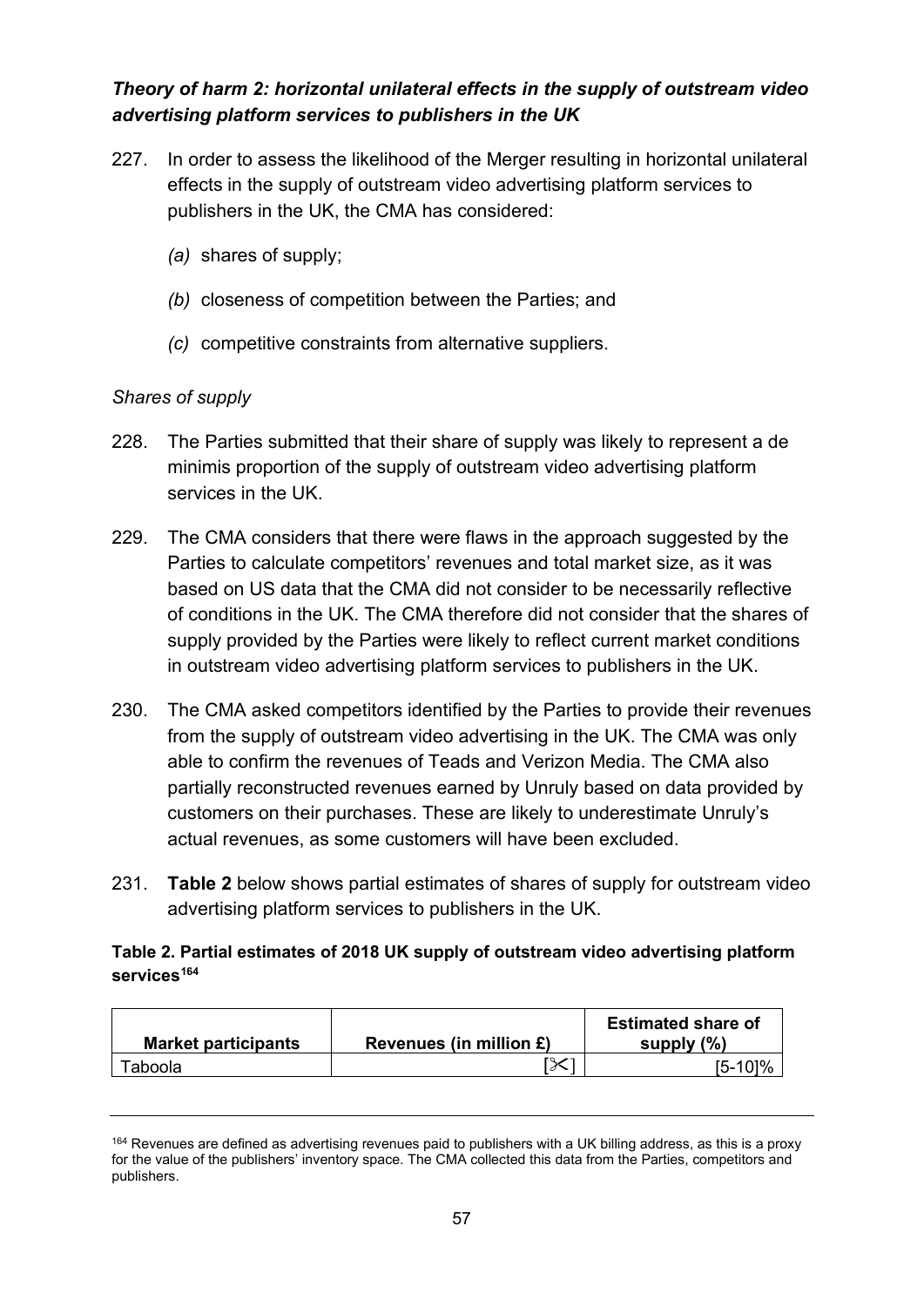### *Theory of harm 2: horizontal unilateral effects in the supply of outstream video advertising platform services to publishers in the UK*

227. In order to assess the likelihood of the Merger resulting in horizontal unilateral effects in the supply of outstream video advertising platform services to publishers in the UK, the CMA has considered:

   *(a)* shares of supply;

   *(b)* closeness of competition between the Parties; and

   *(c)* competitive constraints from alternative suppliers.

*Shares of supply*

228. The Parties submitted that their share of supply was likely to represent a de minimis proportion of the supply of outstream video advertising platform services in the UK.

229. The CMA considers that there were flaws in the approach suggested by the Parties to calculate competitors' revenues and total market size, as it was based on US data that the CMA did not consider to be necessarily reflective of conditions in the UK. The CMA therefore did not consider that the shares of supply provided by the Parties were likely to reflect current market conditions in outstream video advertising platform services to publishers in the UK.

230. The CMA asked competitors identified by the Parties to provide their revenues from the supply of outstream video advertising in the UK. The CMA was only able to confirm the revenues of Teads and Verizon Media. The CMA also partially reconstructed revenues earned by Unruly based on data provided by customers on their purchases. These are likely to underestimate Unruly's actual revenues, as some customers will have been excluded.

231. **Table 2** below shows partial estimates of shares of supply for outstream video advertising platform services to publishers in the UK.

**Table 2. Partial estimates of 2018 UK supply of outstream video advertising platform services[164]**

| Market participants | Revenues (in million £) | Estimated share of supply (%) |
|---|---|---|
| Taboola | [✂] | [5-10]% |

[164] Revenues are defined as advertising revenues paid to publishers with a UK billing address, as this is a proxy for the value of the publishers' inventory space. The CMA collected this data from the Parties, competitors and publishers.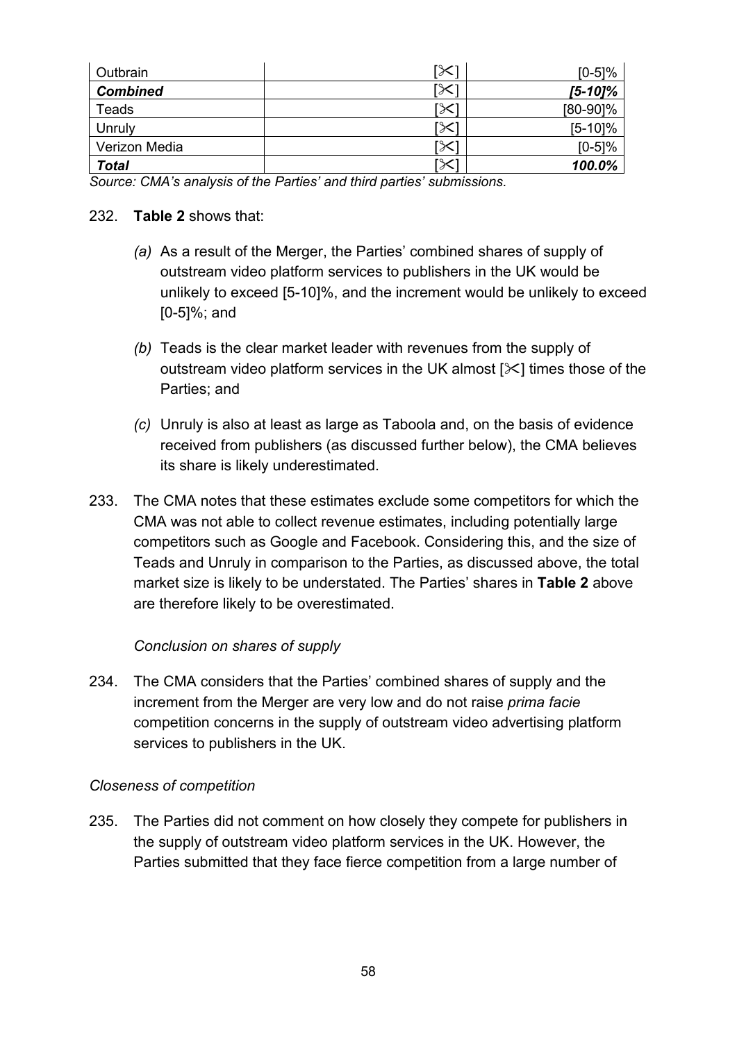| Outbrain | [✂] | [0-5]% |
|---|---|---|
| ***Combined*** | [✂] | ***[5-10]%*** |
| Teads | [✂] | [80-90]% |
| Unruly | [✂] | [5-10]% |
| Verizon Media | [✂] | [0-5]% |
| ***Total*** | [✂] | ***100.0%*** |

*Source: CMA's analysis of the Parties' and third parties' submissions.*

232. **Table 2** shows that:

*(a)* As a result of the Merger, the Parties' combined shares of supply of outstream video platform services to publishers in the UK would be unlikely to exceed [5-10]%, and the increment would be unlikely to exceed [0-5]%; and

*(b)* Teads is the clear market leader with revenues from the supply of outstream video platform services in the UK almost [✂] times those of the Parties; and

*(c)* Unruly is also at least as large as Taboola and, on the basis of evidence received from publishers (as discussed further below), the CMA believes its share is likely underestimated.

233. The CMA notes that these estimates exclude some competitors for which the CMA was not able to collect revenue estimates, including potentially large competitors such as Google and Facebook. Considering this, and the size of Teads and Unruly in comparison to the Parties, as discussed above, the total market size is likely to be understated. The Parties' shares in **Table 2** above are therefore likely to be overestimated.

*Conclusion on shares of supply*

234. The CMA considers that the Parties' combined shares of supply and the increment from the Merger are very low and do not raise *prima facie* competition concerns in the supply of outstream video advertising platform services to publishers in the UK.

*Closeness of competition*

235. The Parties did not comment on how closely they compete for publishers in the supply of outstream video platform services in the UK. However, the Parties submitted that they face fierce competition from a large number of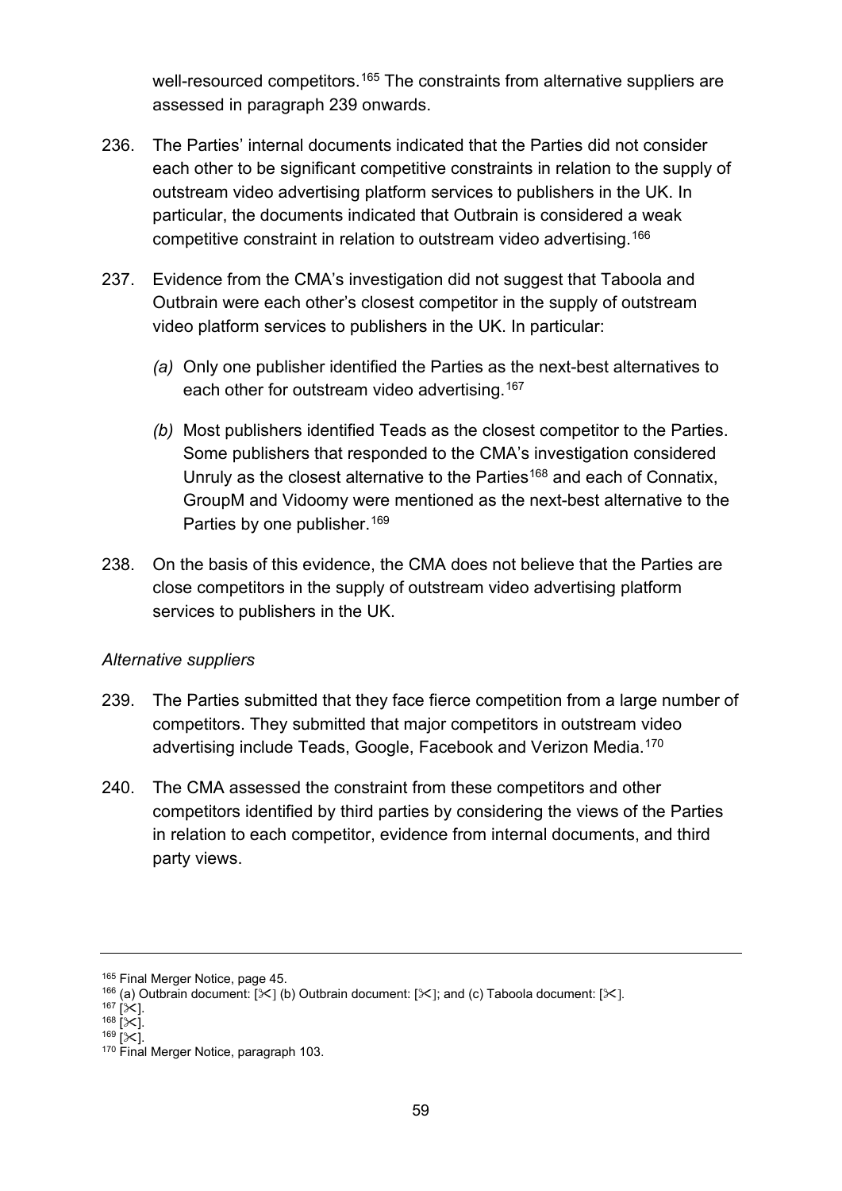well-resourced competitors.[165] The constraints from alternative suppliers are assessed in paragraph 239 onwards.

236. The Parties' internal documents indicated that the Parties did not consider each other to be significant competitive constraints in relation to the supply of outstream video advertising platform services to publishers in the UK. In particular, the documents indicated that Outbrain is considered a weak competitive constraint in relation to outstream video advertising.[166]

237. Evidence from the CMA's investigation did not suggest that Taboola and Outbrain were each other's closest competitor in the supply of outstream video platform services to publishers in the UK. In particular:

   *(a)* Only one publisher identified the Parties as the next-best alternatives to each other for outstream video advertising.[167]

   *(b)* Most publishers identified Teads as the closest competitor to the Parties. Some publishers that responded to the CMA's investigation considered Unruly as the closest alternative to the Parties[168] and each of Connatix, GroupM and Vidoomy were mentioned as the next-best alternative to the Parties by one publisher.[169]

238. On the basis of this evidence, the CMA does not believe that the Parties are close competitors in the supply of outstream video advertising platform services to publishers in the UK.

*Alternative suppliers*

239. The Parties submitted that they face fierce competition from a large number of competitors. They submitted that major competitors in outstream video advertising include Teads, Google, Facebook and Verizon Media.[170]

240. The CMA assessed the constraint from these competitors and other competitors identified by third parties by considering the views of the Parties in relation to each competitor, evidence from internal documents, and third party views.

---

[165] Final Merger Notice, page 45.
[166] (a) Outbrain document: [✂] (b) Outbrain document: [✂]; and (c) Taboola document: [✂].
[167] [✂].
[168] [✂].
[169] [✂].
[170] Final Merger Notice, paragraph 103.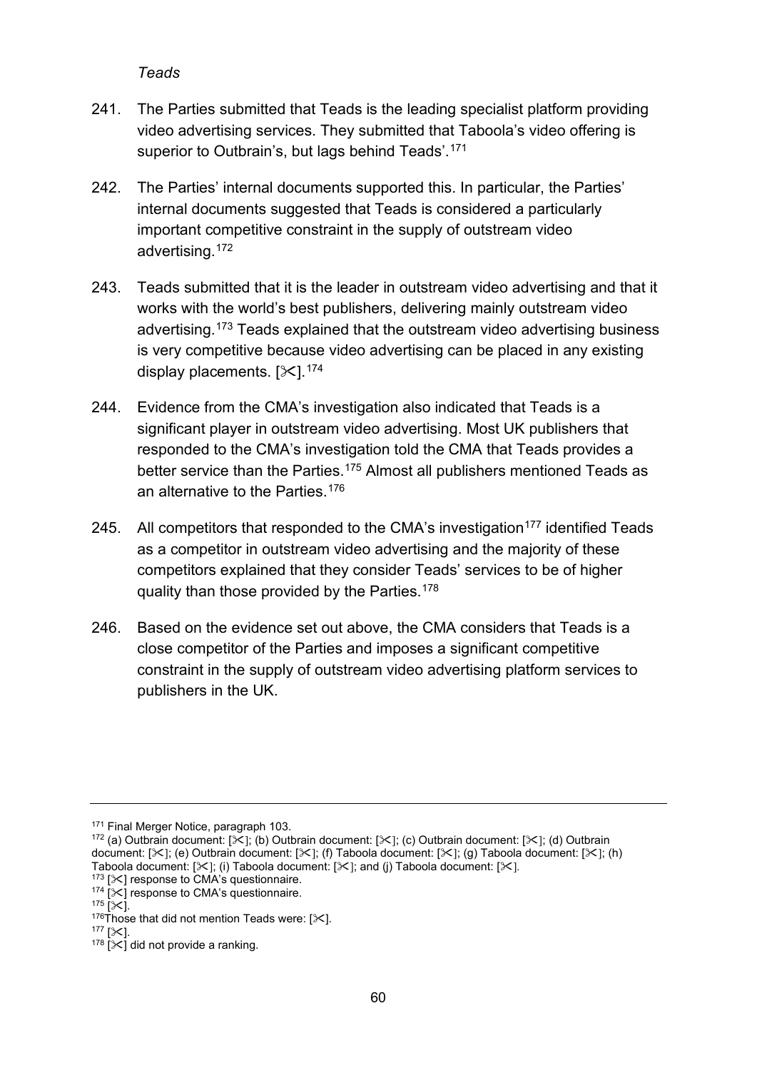*Teads*

241. The Parties submitted that Teads is the leading specialist platform providing video advertising services. They submitted that Taboola's video offering is superior to Outbrain's, but lags behind Teads'.[171]

242. The Parties' internal documents supported this. In particular, the Parties' internal documents suggested that Teads is considered a particularly important competitive constraint in the supply of outstream video advertising.[172]

243. Teads submitted that it is the leader in outstream video advertising and that it works with the world's best publishers, delivering mainly outstream video advertising.[173] Teads explained that the outstream video advertising business is very competitive because video advertising can be placed in any existing display placements. [✂].[174]

244. Evidence from the CMA's investigation also indicated that Teads is a significant player in outstream video advertising. Most UK publishers that responded to the CMA's investigation told the CMA that Teads provides a better service than the Parties.[175] Almost all publishers mentioned Teads as an alternative to the Parties.[176]

245. All competitors that responded to the CMA's investigation[177] identified Teads as a competitor in outstream video advertising and the majority of these competitors explained that they consider Teads' services to be of higher quality than those provided by the Parties.[178]

246. Based on the evidence set out above, the CMA considers that Teads is a close competitor of the Parties and imposes a significant competitive constraint in the supply of outstream video advertising platform services to publishers in the UK.

---

[171] Final Merger Notice, paragraph 103.
[172] (a) Outbrain document: [✂]; (b) Outbrain document: [✂]; (c) Outbrain document: [✂]; (d) Outbrain document: [✂]; (e) Outbrain document: [✂]; (f) Taboola document: [✂]; (g) Taboola document: [✂]; (h) Taboola document: [✂]; (i) Taboola document: [✂]; and (j) Taboola document: [✂].
[173] [✂] response to CMA's questionnaire.
[174] [✂] response to CMA's questionnaire.
[175] [✂].
[176] Those that did not mention Teads were: [✂].
[177] [✂].
[178] [✂] did not provide a ranking.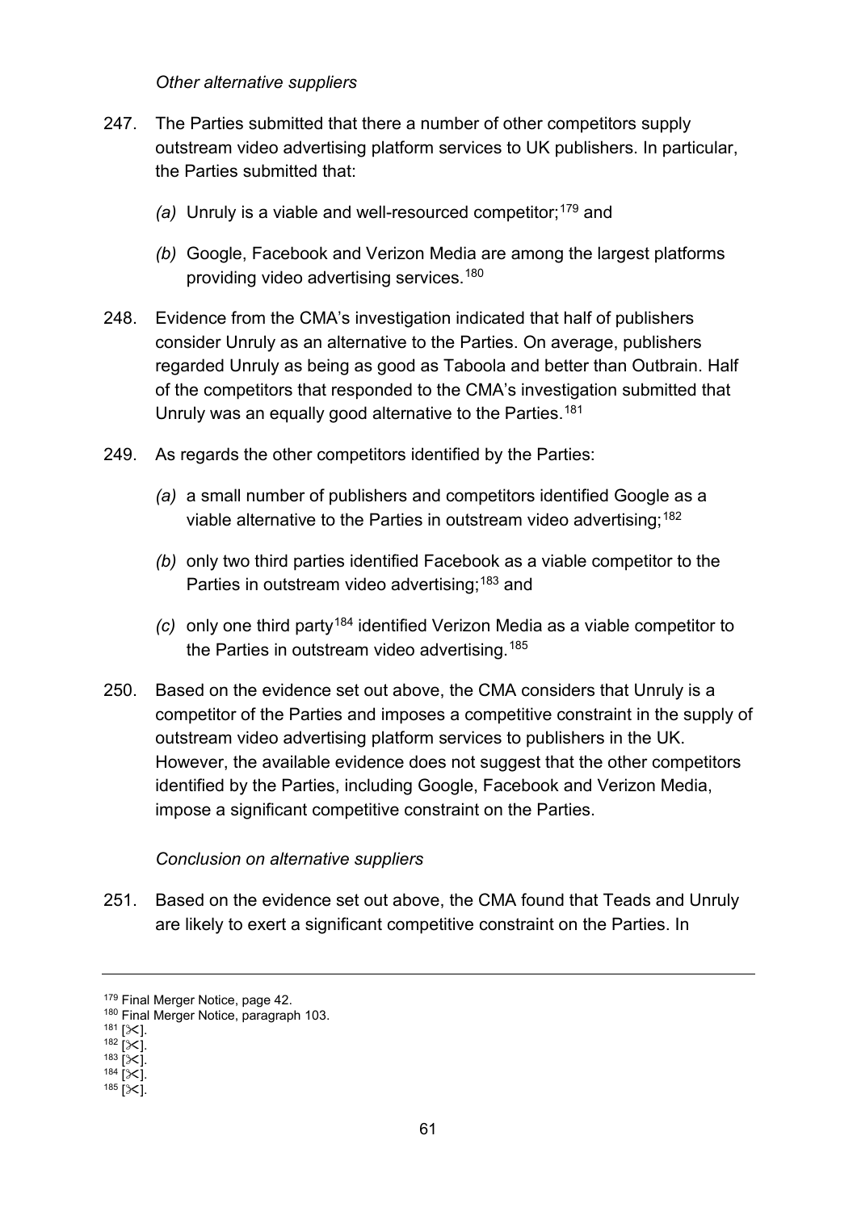*Other alternative suppliers*

247. The Parties submitted that there a number of other competitors supply outstream video advertising platform services to UK publishers. In particular, the Parties submitted that:

  *(a)* Unruly is a viable and well-resourced competitor;[179] and

  *(b)* Google, Facebook and Verizon Media are among the largest platforms providing video advertising services.[180]

248. Evidence from the CMA's investigation indicated that half of publishers consider Unruly as an alternative to the Parties. On average, publishers regarded Unruly as being as good as Taboola and better than Outbrain. Half of the competitors that responded to the CMA's investigation submitted that Unruly was an equally good alternative to the Parties.[181]

249. As regards the other competitors identified by the Parties:

  *(a)* a small number of publishers and competitors identified Google as a viable alternative to the Parties in outstream video advertising;[182]

  *(b)* only two third parties identified Facebook as a viable competitor to the Parties in outstream video advertising;[183] and

  *(c)* only one third party[184] identified Verizon Media as a viable competitor to the Parties in outstream video advertising.[185]

250. Based on the evidence set out above, the CMA considers that Unruly is a competitor of the Parties and imposes a competitive constraint in the supply of outstream video advertising platform services to publishers in the UK. However, the available evidence does not suggest that the other competitors identified by the Parties, including Google, Facebook and Verizon Media, impose a significant competitive constraint on the Parties.

*Conclusion on alternative suppliers*

251. Based on the evidence set out above, the CMA found that Teads and Unruly are likely to exert a significant competitive constraint on the Parties. In

---

[179] Final Merger Notice, page 42.
[180] Final Merger Notice, paragraph 103.
[181] [✂].
[182] [✂].
[183] [✂].
[184] [✂].
[185] [✂].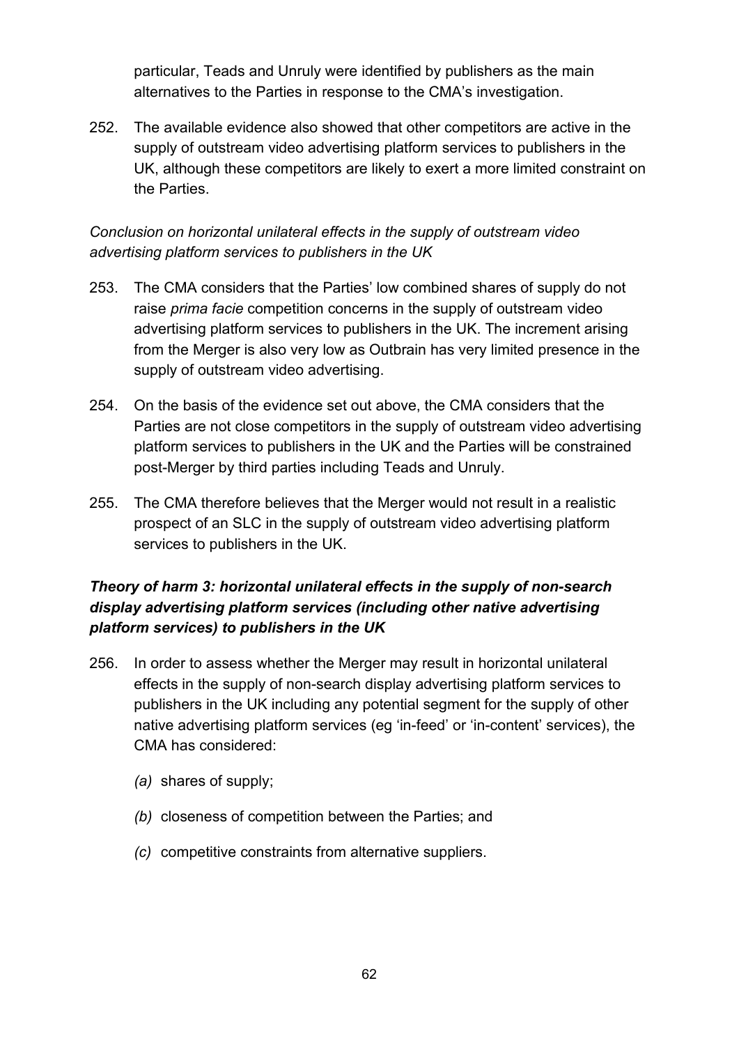particular, Teads and Unruly were identified by publishers as the main alternatives to the Parties in response to the CMA's investigation.

252. The available evidence also showed that other competitors are active in the supply of outstream video advertising platform services to publishers in the UK, although these competitors are likely to exert a more limited constraint on the Parties.

*Conclusion on horizontal unilateral effects in the supply of outstream video advertising platform services to publishers in the UK*

253. The CMA considers that the Parties' low combined shares of supply do not raise *prima facie* competition concerns in the supply of outstream video advertising platform services to publishers in the UK. The increment arising from the Merger is also very low as Outbrain has very limited presence in the supply of outstream video advertising.

254. On the basis of the evidence set out above, the CMA considers that the Parties are not close competitors in the supply of outstream video advertising platform services to publishers in the UK and the Parties will be constrained post-Merger by third parties including Teads and Unruly.

255. The CMA therefore believes that the Merger would not result in a realistic prospect of an SLC in the supply of outstream video advertising platform services to publishers in the UK.

### *Theory of harm 3: horizontal unilateral effects in the supply of non-search display advertising platform services (including other native advertising platform services) to publishers in the UK*

256. In order to assess whether the Merger may result in horizontal unilateral effects in the supply of non-search display advertising platform services to publishers in the UK including any potential segment for the supply of other native advertising platform services (eg 'in-feed' or 'in-content' services), the CMA has considered:

    *(a)* shares of supply;

    *(b)* closeness of competition between the Parties; and

    *(c)* competitive constraints from alternative suppliers.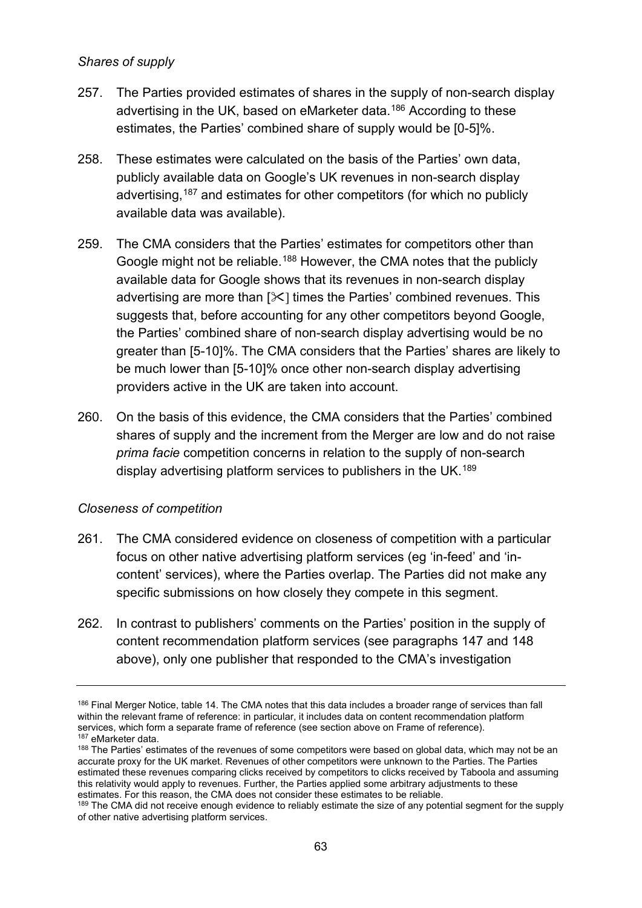*Shares of supply*

257. The Parties provided estimates of shares in the supply of non-search display advertising in the UK, based on eMarketer data.[186] According to these estimates, the Parties' combined share of supply would be [0-5]%.

258. These estimates were calculated on the basis of the Parties' own data, publicly available data on Google's UK revenues in non-search display advertising,[187] and estimates for other competitors (for which no publicly available data was available).

259. The CMA considers that the Parties' estimates for competitors other than Google might not be reliable.[188] However, the CMA notes that the publicly available data for Google shows that its revenues in non-search display advertising are more than [✂] times the Parties' combined revenues. This suggests that, before accounting for any other competitors beyond Google, the Parties' combined share of non-search display advertising would be no greater than [5-10]%. The CMA considers that the Parties' shares are likely to be much lower than [5-10]% once other non-search display advertising providers active in the UK are taken into account.

260. On the basis of this evidence, the CMA considers that the Parties' combined shares of supply and the increment from the Merger are low and do not raise *prima facie* competition concerns in relation to the supply of non-search display advertising platform services to publishers in the UK.[189]

*Closeness of competition*

261. The CMA considered evidence on closeness of competition with a particular focus on other native advertising platform services (eg 'in-feed' and 'in-content' services), where the Parties overlap. The Parties did not make any specific submissions on how closely they compete in this segment.

262. In contrast to publishers' comments on the Parties' position in the supply of content recommendation platform services (see paragraphs 147 and 148 above), only one publisher that responded to the CMA's investigation

---

[186] Final Merger Notice, table 14. The CMA notes that this data includes a broader range of services than fall within the relevant frame of reference: in particular, it includes data on content recommendation platform services, which form a separate frame of reference (see section above on Frame of reference).

[187] eMarketer data.

[188] The Parties' estimates of the revenues of some competitors were based on global data, which may not be an accurate proxy for the UK market. Revenues of other competitors were unknown to the Parties. The Parties estimated these revenues comparing clicks received by competitors to clicks received by Taboola and assuming this relativity would apply to revenues. Further, the Parties applied some arbitrary adjustments to these estimates. For this reason, the CMA does not consider these estimates to be reliable.

[189] The CMA did not receive enough evidence to reliably estimate the size of any potential segment for the supply of other native advertising platform services.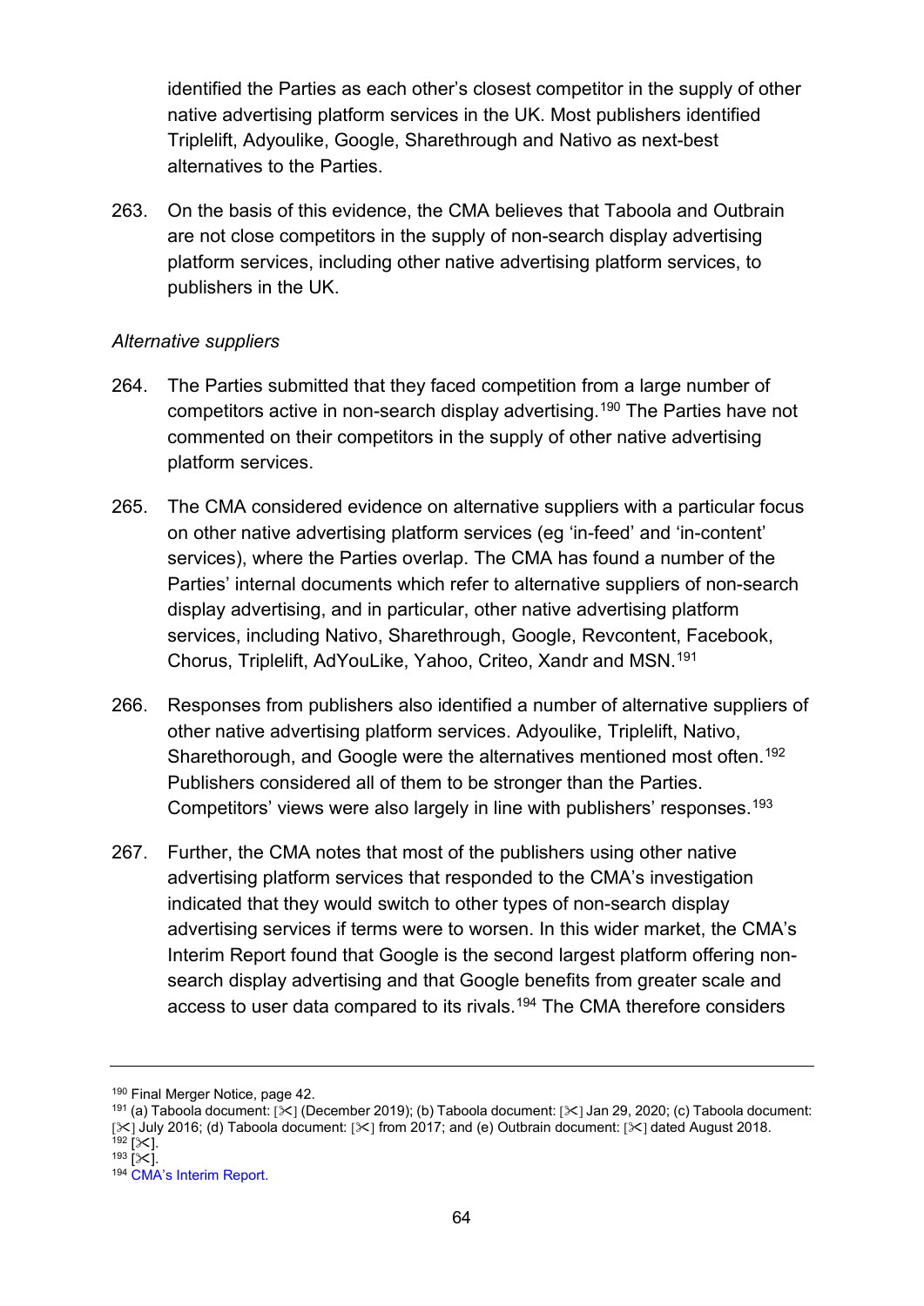identified the Parties as each other's closest competitor in the supply of other native advertising platform services in the UK. Most publishers identified Triplelift, Adyoulike, Google, Sharethrough and Nativo as next-best alternatives to the Parties.

263. On the basis of this evidence, the CMA believes that Taboola and Outbrain are not close competitors in the supply of non-search display advertising platform services, including other native advertising platform services, to publishers in the UK.

*Alternative suppliers*

264. The Parties submitted that they faced competition from a large number of competitors active in non-search display advertising.[190] The Parties have not commented on their competitors in the supply of other native advertising platform services.

265. The CMA considered evidence on alternative suppliers with a particular focus on other native advertising platform services (eg 'in-feed' and 'in-content' services), where the Parties overlap. The CMA has found a number of the Parties' internal documents which refer to alternative suppliers of non-search display advertising, and in particular, other native advertising platform services, including Nativo, Sharethrough, Google, Revcontent, Facebook, Chorus, Triplelift, AdYouLike, Yahoo, Criteo, Xandr and MSN.[191]

266. Responses from publishers also identified a number of alternative suppliers of other native advertising platform services. Adyoulike, Triplelift, Nativo, Sharethorough, and Google were the alternatives mentioned most often.[192] Publishers considered all of them to be stronger than the Parties. Competitors' views were also largely in line with publishers' responses.[193]

267. Further, the CMA notes that most of the publishers using other native advertising platform services that responded to the CMA's investigation indicated that they would switch to other types of non-search display advertising services if terms were to worsen. In this wider market, the CMA's Interim Report found that Google is the second largest platform offering non-search display advertising and that Google benefits from greater scale and access to user data compared to its rivals.[194] The CMA therefore considers

---

[190] Final Merger Notice, page 42.

[191] (a) Taboola document: [✂] (December 2019); (b) Taboola document: [✂] Jan 29, 2020; (c) Taboola document: [✂] July 2016; (d) Taboola document: [✂] from 2017; and (e) Outbrain document: [✂] dated August 2018.

[192] [✂].

[193] [✂].

[194] CMA's Interim Report.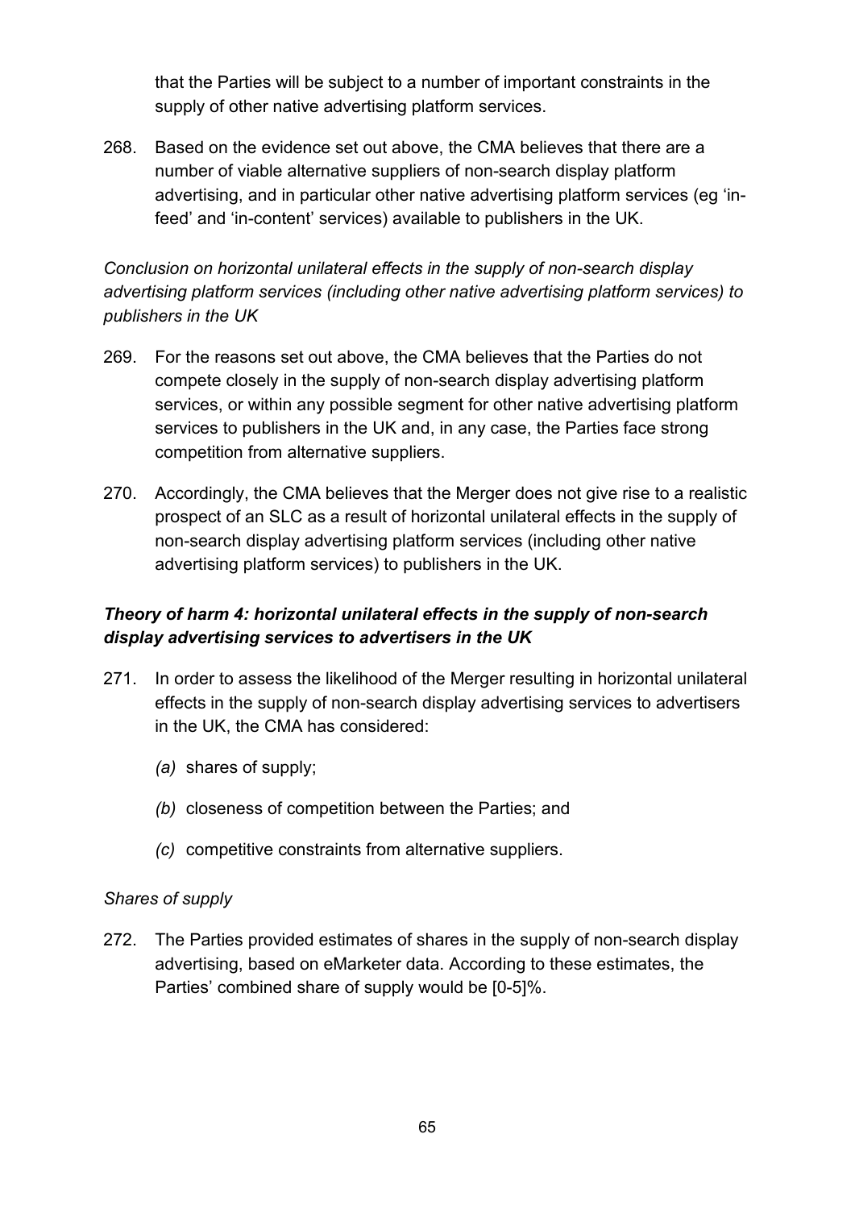that the Parties will be subject to a number of important constraints in the supply of other native advertising platform services.

268. Based on the evidence set out above, the CMA believes that there are a number of viable alternative suppliers of non-search display platform advertising, and in particular other native advertising platform services (eg 'in-feed' and 'in-content' services) available to publishers in the UK.

*Conclusion on horizontal unilateral effects in the supply of non-search display advertising platform services (including other native advertising platform services) to publishers in the UK*

269. For the reasons set out above, the CMA believes that the Parties do not compete closely in the supply of non-search display advertising platform services, or within any possible segment for other native advertising platform services to publishers in the UK and, in any case, the Parties face strong competition from alternative suppliers.

270. Accordingly, the CMA believes that the Merger does not give rise to a realistic prospect of an SLC as a result of horizontal unilateral effects in the supply of non-search display advertising platform services (including other native advertising platform services) to publishers in the UK.

### *Theory of harm 4: horizontal unilateral effects in the supply of non-search display advertising services to advertisers in the UK*

271. In order to assess the likelihood of the Merger resulting in horizontal unilateral effects in the supply of non-search display advertising services to advertisers in the UK, the CMA has considered:

   *(a)* shares of supply;

   *(b)* closeness of competition between the Parties; and

   *(c)* competitive constraints from alternative suppliers.

*Shares of supply*

272. The Parties provided estimates of shares in the supply of non-search display advertising, based on eMarketer data. According to these estimates, the Parties' combined share of supply would be [0-5]%.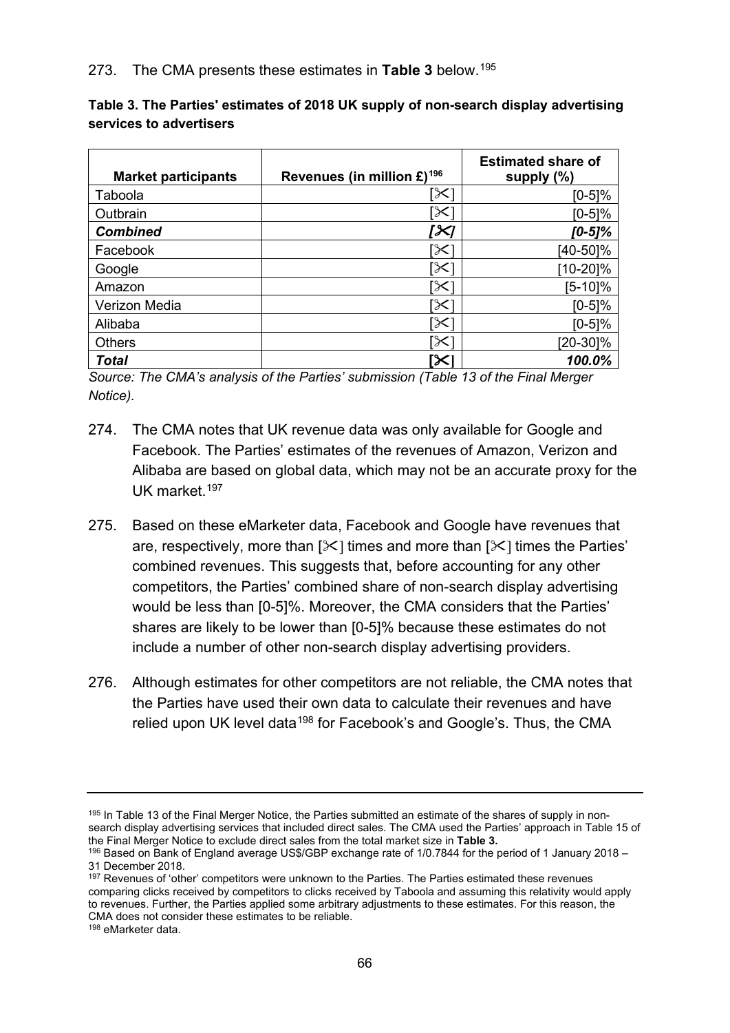273. The CMA presents these estimates in **Table 3** below.[195]

**Table 3. The Parties' estimates of 2018 UK supply of non-search display advertising services to advertisers**

| Market participants | Revenues (in million £)[196] | Estimated share of supply (%) |
|---|---|---|
| Taboola | [✂] | [0-5]% |
| Outbrain | [✂] | [0-5]% |
| ***Combined*** | ***[✂]*** | ***[0-5]%*** |
| Facebook | [✂] | [40-50]% |
| Google | [✂] | [10-20]% |
| Amazon | [✂] | [5-10]% |
| Verizon Media | [✂] | [0-5]% |
| Alibaba | [✂] | [0-5]% |
| Others | [✂] | [20-30]% |
| ***Total*** | **[✂]** | ***100.0%*** |

*Source: The CMA's analysis of the Parties' submission (Table 13 of the Final Merger Notice).*

274. The CMA notes that UK revenue data was only available for Google and Facebook. The Parties' estimates of the revenues of Amazon, Verizon and Alibaba are based on global data, which may not be an accurate proxy for the UK market.[197]

275. Based on these eMarketer data, Facebook and Google have revenues that are, respectively, more than [✂] times and more than [✂] times the Parties' combined revenues. This suggests that, before accounting for any other competitors, the Parties' combined share of non-search display advertising would be less than [0-5]%. Moreover, the CMA considers that the Parties' shares are likely to be lower than [0-5]% because these estimates do not include a number of other non-search display advertising providers.

276. Although estimates for other competitors are not reliable, the CMA notes that the Parties have used their own data to calculate their revenues and have relied upon UK level data[198] for Facebook's and Google's. Thus, the CMA

---

[195] In Table 13 of the Final Merger Notice, the Parties submitted an estimate of the shares of supply in non-search display advertising services that included direct sales. The CMA used the Parties' approach in Table 15 of the Final Merger Notice to exclude direct sales from the total market size in **Table 3.**

[196] Based on Bank of England average US$/GBP exchange rate of 1/0.7844 for the period of 1 January 2018 – 31 December 2018.

[197] Revenues of 'other' competitors were unknown to the Parties. The Parties estimated these revenues comparing clicks received by competitors to clicks received by Taboola and assuming this relativity would apply to revenues. Further, the Parties applied some arbitrary adjustments to these estimates. For this reason, the CMA does not consider these estimates to be reliable.

[198] eMarketer data.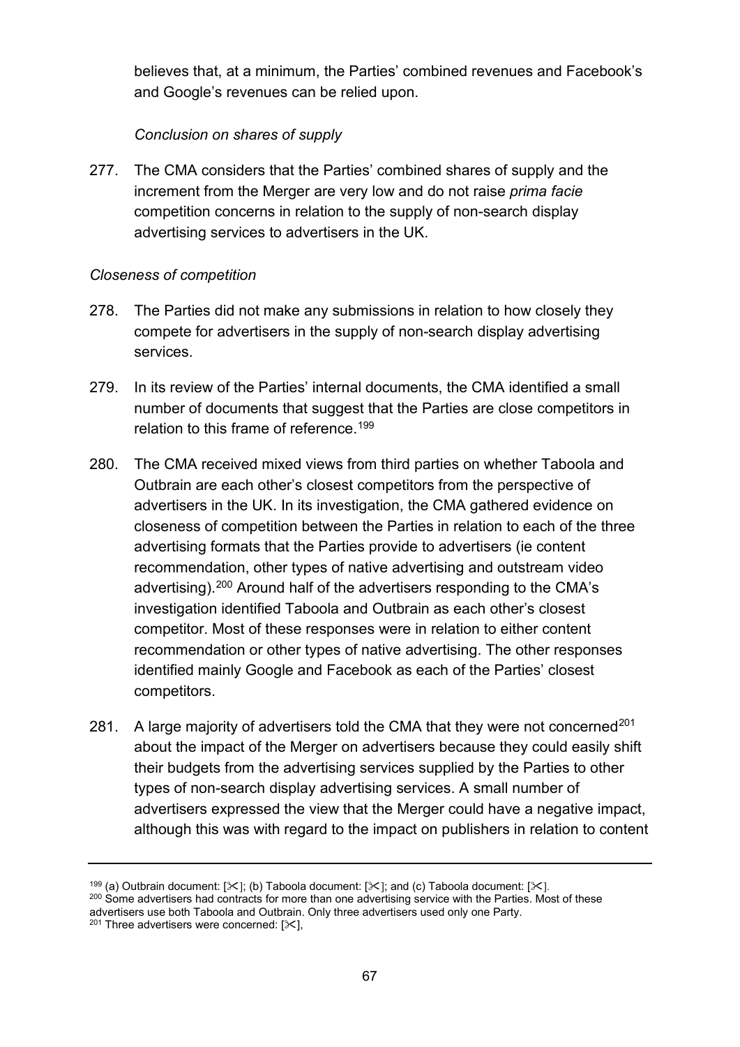believes that, at a minimum, the Parties' combined revenues and Facebook's and Google's revenues can be relied upon.

*Conclusion on shares of supply*

277. The CMA considers that the Parties' combined shares of supply and the increment from the Merger are very low and do not raise *prima facie* competition concerns in relation to the supply of non-search display advertising services to advertisers in the UK.

*Closeness of competition*

278. The Parties did not make any submissions in relation to how closely they compete for advertisers in the supply of non-search display advertising services.

279. In its review of the Parties' internal documents, the CMA identified a small number of documents that suggest that the Parties are close competitors in relation to this frame of reference.[199]

280. The CMA received mixed views from third parties on whether Taboola and Outbrain are each other's closest competitors from the perspective of advertisers in the UK. In its investigation, the CMA gathered evidence on closeness of competition between the Parties in relation to each of the three advertising formats that the Parties provide to advertisers (ie content recommendation, other types of native advertising and outstream video advertising).[200] Around half of the advertisers responding to the CMA's investigation identified Taboola and Outbrain as each other's closest competitor. Most of these responses were in relation to either content recommendation or other types of native advertising. The other responses identified mainly Google and Facebook as each of the Parties' closest competitors.

281. A large majority of advertisers told the CMA that they were not concerned[201] about the impact of the Merger on advertisers because they could easily shift their budgets from the advertising services supplied by the Parties to other types of non-search display advertising services. A small number of advertisers expressed the view that the Merger could have a negative impact, although this was with regard to the impact on publishers in relation to content

---

[199] (a) Outbrain document: [✂]; (b) Taboola document: [✂]; and (c) Taboola document: [✂].

[200] Some advertisers had contracts for more than one advertising service with the Parties. Most of these advertisers use both Taboola and Outbrain. Only three advertisers used only one Party.

[201] Three advertisers were concerned: [✂],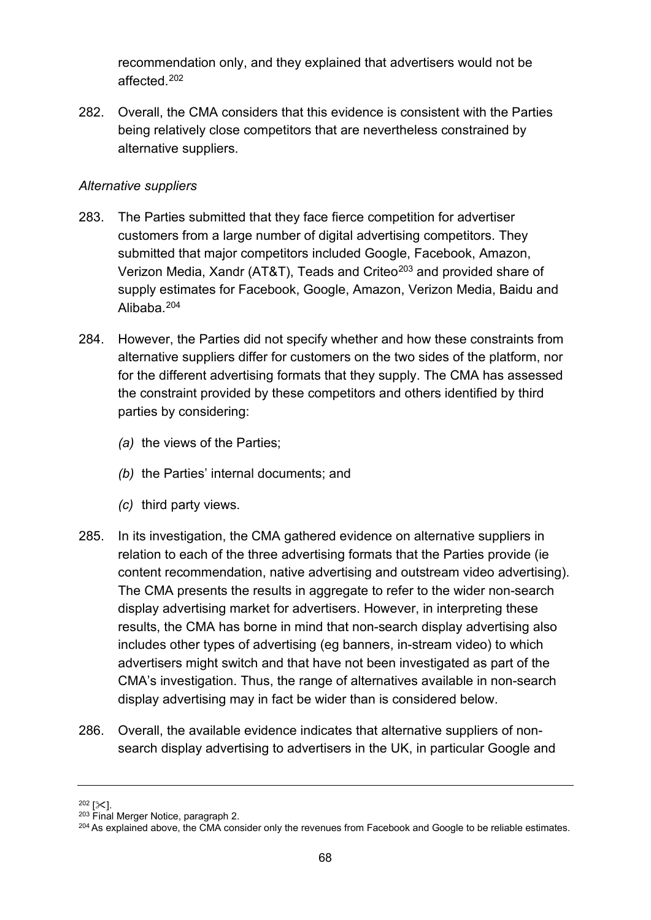recommendation only, and they explained that advertisers would not be affected.[202]

282. Overall, the CMA considers that this evidence is consistent with the Parties being relatively close competitors that are nevertheless constrained by alternative suppliers.

*Alternative suppliers*

283. The Parties submitted that they face fierce competition for advertiser customers from a large number of digital advertising competitors. They submitted that major competitors included Google, Facebook, Amazon, Verizon Media, Xandr (AT&T), Teads and Criteo[203] and provided share of supply estimates for Facebook, Google, Amazon, Verizon Media, Baidu and Alibaba.[204]

284. However, the Parties did not specify whether and how these constraints from alternative suppliers differ for customers on the two sides of the platform, nor for the different advertising formats that they supply. The CMA has assessed the constraint provided by these competitors and others identified by third parties by considering:

   *(a)* the views of the Parties;

   *(b)* the Parties' internal documents; and

   *(c)* third party views.

285. In its investigation, the CMA gathered evidence on alternative suppliers in relation to each of the three advertising formats that the Parties provide (ie content recommendation, native advertising and outstream video advertising). The CMA presents the results in aggregate to refer to the wider non-search display advertising market for advertisers. However, in interpreting these results, the CMA has borne in mind that non-search display advertising also includes other types of advertising (eg banners, in-stream video) to which advertisers might switch and that have not been investigated as part of the CMA's investigation. Thus, the range of alternatives available in non-search display advertising may in fact be wider than is considered below.

286. Overall, the available evidence indicates that alternative suppliers of non-search display advertising to advertisers in the UK, in particular Google and

---

[202] [✂].

[203] Final Merger Notice, paragraph 2.

[204] As explained above, the CMA consider only the revenues from Facebook and Google to be reliable estimates.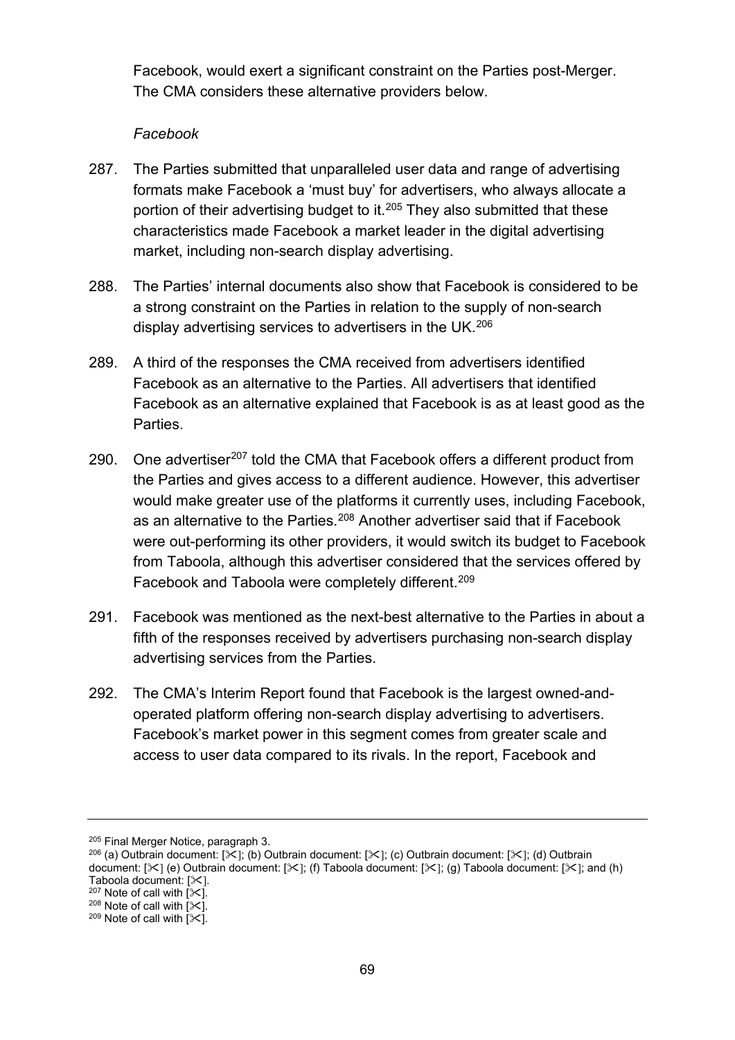Facebook, would exert a significant constraint on the Parties post-Merger. The CMA considers these alternative providers below.

*Facebook*

287. The Parties submitted that unparalleled user data and range of advertising formats make Facebook a 'must buy' for advertisers, who always allocate a portion of their advertising budget to it.[205] They also submitted that these characteristics made Facebook a market leader in the digital advertising market, including non-search display advertising.

288. The Parties' internal documents also show that Facebook is considered to be a strong constraint on the Parties in relation to the supply of non-search display advertising services to advertisers in the UK.[206]

289. A third of the responses the CMA received from advertisers identified Facebook as an alternative to the Parties. All advertisers that identified Facebook as an alternative explained that Facebook is as at least good as the Parties.

290. One advertiser[207] told the CMA that Facebook offers a different product from the Parties and gives access to a different audience. However, this advertiser would make greater use of the platforms it currently uses, including Facebook, as an alternative to the Parties.[208] Another advertiser said that if Facebook were out-performing its other providers, it would switch its budget to Facebook from Taboola, although this advertiser considered that the services offered by Facebook and Taboola were completely different.[209]

291. Facebook was mentioned as the next-best alternative to the Parties in about a fifth of the responses received by advertisers purchasing non-search display advertising services from the Parties.

292. The CMA's Interim Report found that Facebook is the largest owned-and-operated platform offering non-search display advertising to advertisers. Facebook's market power in this segment comes from greater scale and access to user data compared to its rivals. In the report, Facebook and

---

[205] Final Merger Notice, paragraph 3.

[206] (a) Outbrain document: [✂]; (b) Outbrain document: [✂]; (c) Outbrain document: [✂]; (d) Outbrain document: [✂] (e) Outbrain document: [✂]; (f) Taboola document: [✂]; (g) Taboola document: [✂]; and (h) Taboola document: [✂].

[207] Note of call with [✂].

[208] Note of call with [✂].

[209] Note of call with [✂].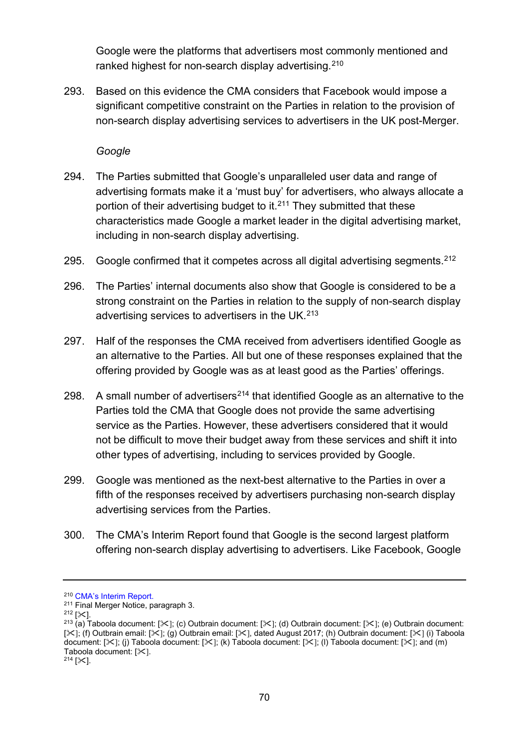Google were the platforms that advertisers most commonly mentioned and ranked highest for non-search display advertising.[210]

293. Based on this evidence the CMA considers that Facebook would impose a significant competitive constraint on the Parties in relation to the provision of non-search display advertising services to advertisers in the UK post-Merger.

*Google*

294. The Parties submitted that Google's unparalleled user data and range of advertising formats make it a 'must buy' for advertisers, who always allocate a portion of their advertising budget to it.[211] They submitted that these characteristics made Google a market leader in the digital advertising market, including in non-search display advertising.

295. Google confirmed that it competes across all digital advertising segments.[212]

296. The Parties' internal documents also show that Google is considered to be a strong constraint on the Parties in relation to the supply of non-search display advertising services to advertisers in the UK.[213]

297. Half of the responses the CMA received from advertisers identified Google as an alternative to the Parties. All but one of these responses explained that the offering provided by Google was as at least good as the Parties' offerings.

298. A small number of advertisers[214] that identified Google as an alternative to the Parties told the CMA that Google does not provide the same advertising service as the Parties. However, these advertisers considered that it would not be difficult to move their budget away from these services and shift it into other types of advertising, including to services provided by Google.

299. Google was mentioned as the next-best alternative to the Parties in over a fifth of the responses received by advertisers purchasing non-search display advertising services from the Parties.

300. The CMA's Interim Report found that Google is the second largest platform offering non-search display advertising to advertisers. Like Facebook, Google

---

[210] CMA's Interim Report.
[211] Final Merger Notice, paragraph 3.
[212] [✂].
[213] (a) Taboola document: [✂]; (c) Outbrain document: [✂]; (d) Outbrain document: [✂]; (e) Outbrain document: [✂]; (f) Outbrain email: [✂]; (g) Outbrain email: [✂], dated August 2017; (h) Outbrain document: [✂] (i) Taboola document: [✂]; (j) Taboola document: [✂]; (k) Taboola document: [✂]; (l) Taboola document: [✂]; and (m) Taboola document: [✂].
[214] [✂].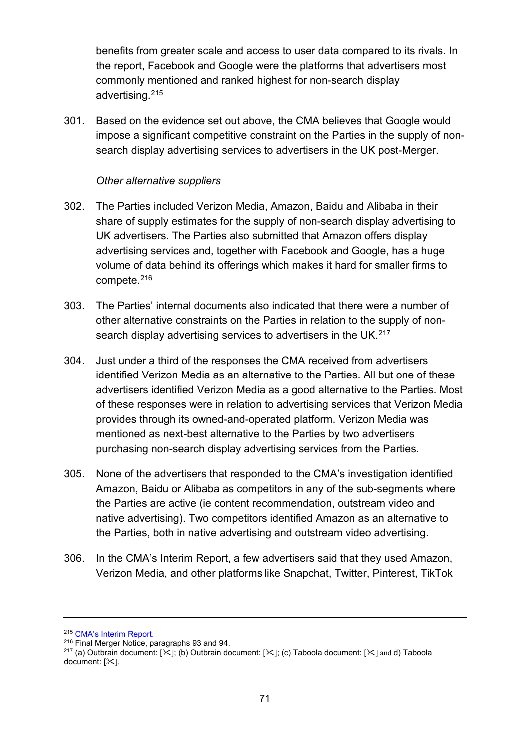benefits from greater scale and access to user data compared to its rivals. In the report, Facebook and Google were the platforms that advertisers most commonly mentioned and ranked highest for non-search display advertising.[215]

301. Based on the evidence set out above, the CMA believes that Google would impose a significant competitive constraint on the Parties in the supply of non-search display advertising services to advertisers in the UK post-Merger.

*Other alternative suppliers*

302. The Parties included Verizon Media, Amazon, Baidu and Alibaba in their share of supply estimates for the supply of non-search display advertising to UK advertisers. The Parties also submitted that Amazon offers display advertising services and, together with Facebook and Google, has a huge volume of data behind its offerings which makes it hard for smaller firms to compete.[216]

303. The Parties' internal documents also indicated that there were a number of other alternative constraints on the Parties in relation to the supply of non-search display advertising services to advertisers in the UK.[217]

304. Just under a third of the responses the CMA received from advertisers identified Verizon Media as an alternative to the Parties. All but one of these advertisers identified Verizon Media as a good alternative to the Parties. Most of these responses were in relation to advertising services that Verizon Media provides through its owned-and-operated platform. Verizon Media was mentioned as next-best alternative to the Parties by two advertisers purchasing non-search display advertising services from the Parties.

305. None of the advertisers that responded to the CMA's investigation identified Amazon, Baidu or Alibaba as competitors in any of the sub-segments where the Parties are active (ie content recommendation, outstream video and native advertising). Two competitors identified Amazon as an alternative to the Parties, both in native advertising and outstream video advertising.

306. In the CMA's Interim Report, a few advertisers said that they used Amazon, Verizon Media, and other platforms like Snapchat, Twitter, Pinterest, TikTok

---

[215] CMA's Interim Report.
[216] Final Merger Notice, paragraphs 93 and 94.
[217] (a) Outbrain document: [✂]; (b) Outbrain document: [✂]; (c) Taboola document: [✂] and d) Taboola document: [✂].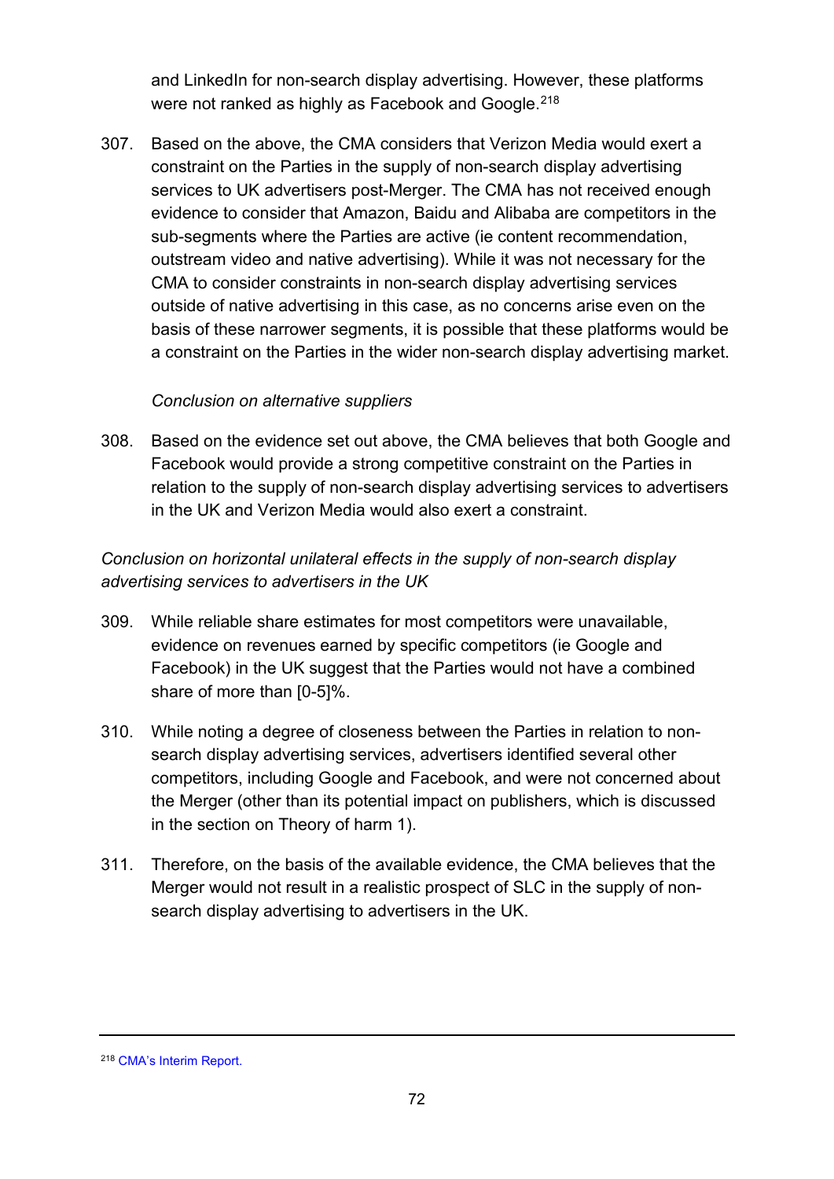and LinkedIn for non-search display advertising. However, these platforms were not ranked as highly as Facebook and Google.[218]

307. Based on the above, the CMA considers that Verizon Media would exert a constraint on the Parties in the supply of non-search display advertising services to UK advertisers post-Merger. The CMA has not received enough evidence to consider that Amazon, Baidu and Alibaba are competitors in the sub-segments where the Parties are active (ie content recommendation, outstream video and native advertising). While it was not necessary for the CMA to consider constraints in non-search display advertising services outside of native advertising in this case, as no concerns arise even on the basis of these narrower segments, it is possible that these platforms would be a constraint on the Parties in the wider non-search display advertising market.

*Conclusion on alternative suppliers*

308. Based on the evidence set out above, the CMA believes that both Google and Facebook would provide a strong competitive constraint on the Parties in relation to the supply of non-search display advertising services to advertisers in the UK and Verizon Media would also exert a constraint.

*Conclusion on horizontal unilateral effects in the supply of non-search display advertising services to advertisers in the UK*

309. While reliable share estimates for most competitors were unavailable, evidence on revenues earned by specific competitors (ie Google and Facebook) in the UK suggest that the Parties would not have a combined share of more than [0-5]%.

310. While noting a degree of closeness between the Parties in relation to non-search display advertising services, advertisers identified several other competitors, including Google and Facebook, and were not concerned about the Merger (other than its potential impact on publishers, which is discussed in the section on Theory of harm 1).

311. Therefore, on the basis of the available evidence, the CMA believes that the Merger would not result in a realistic prospect of SLC in the supply of non-search display advertising to advertisers in the UK.

---

[218] CMA's Interim Report.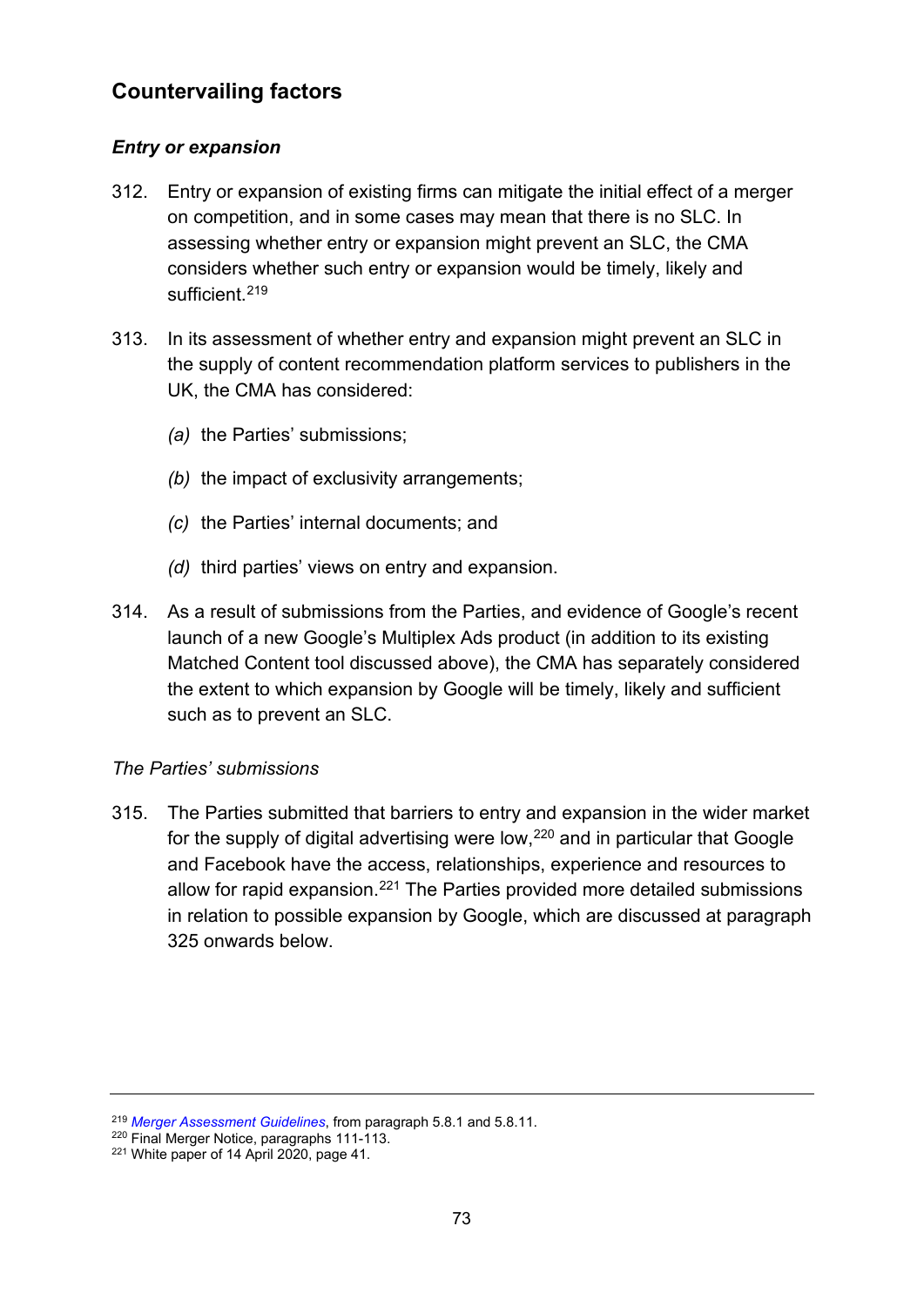## Countervailing factors

### *Entry or expansion*

312. Entry or expansion of existing firms can mitigate the initial effect of a merger on competition, and in some cases may mean that there is no SLC. In assessing whether entry or expansion might prevent an SLC, the CMA considers whether such entry or expansion would be timely, likely and sufficient.[219]

313. In its assessment of whether entry and expansion might prevent an SLC in the supply of content recommendation platform services to publishers in the UK, the CMA has considered:

    *(a)* the Parties' submissions;

    *(b)* the impact of exclusivity arrangements;

    *(c)* the Parties' internal documents; and

    *(d)* third parties' views on entry and expansion.

314. As a result of submissions from the Parties, and evidence of Google's recent launch of a new Google's Multiplex Ads product (in addition to its existing Matched Content tool discussed above), the CMA has separately considered the extent to which expansion by Google will be timely, likely and sufficient such as to prevent an SLC.

*The Parties' submissions*

315. The Parties submitted that barriers to entry and expansion in the wider market for the supply of digital advertising were low,[220] and in particular that Google and Facebook have the access, relationships, experience and resources to allow for rapid expansion.[221] The Parties provided more detailed submissions in relation to possible expansion by Google, which are discussed at paragraph 325 onwards below.

---

[219] *Merger Assessment Guidelines*, from paragraph 5.8.1 and 5.8.11.
[220] Final Merger Notice, paragraphs 111-113.
[221] White paper of 14 April 2020, page 41.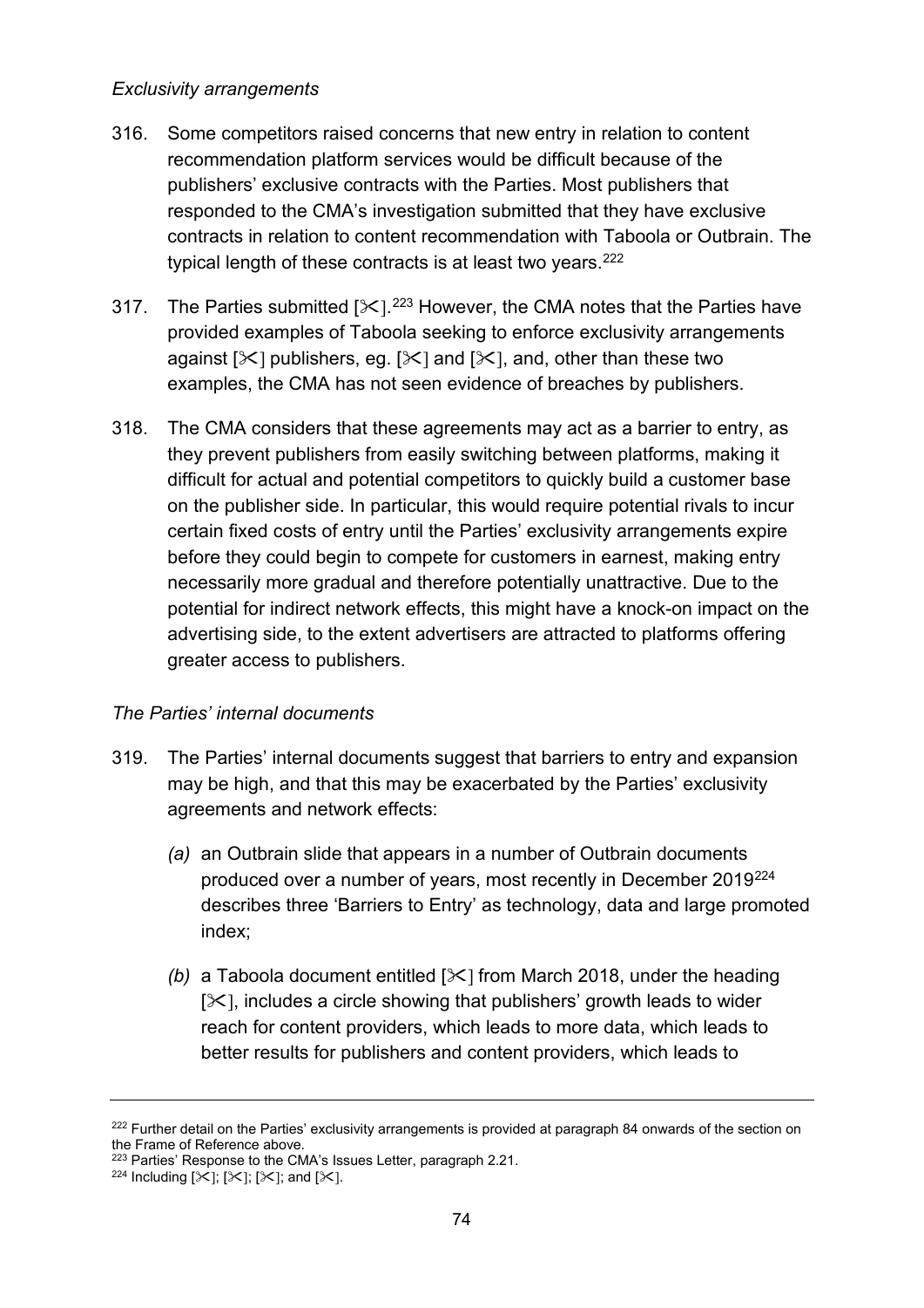*Exclusivity arrangements*

316. Some competitors raised concerns that new entry in relation to content recommendation platform services would be difficult because of the publishers' exclusive contracts with the Parties. Most publishers that responded to the CMA's investigation submitted that they have exclusive contracts in relation to content recommendation with Taboola or Outbrain. The typical length of these contracts is at least two years.[222]

317. The Parties submitted [✂].[223] However, the CMA notes that the Parties have provided examples of Taboola seeking to enforce exclusivity arrangements against [✂] publishers, eg. [✂] and [✂], and, other than these two examples, the CMA has not seen evidence of breaches by publishers.

318. The CMA considers that these agreements may act as a barrier to entry, as they prevent publishers from easily switching between platforms, making it difficult for actual and potential competitors to quickly build a customer base on the publisher side. In particular, this would require potential rivals to incur certain fixed costs of entry until the Parties' exclusivity arrangements expire before they could begin to compete for customers in earnest, making entry necessarily more gradual and therefore potentially unattractive. Due to the potential for indirect network effects, this might have a knock-on impact on the advertising side, to the extent advertisers are attracted to platforms offering greater access to publishers.

*The Parties' internal documents*

319. The Parties' internal documents suggest that barriers to entry and expansion may be high, and that this may be exacerbated by the Parties' exclusivity agreements and network effects:

   *(a)* an Outbrain slide that appears in a number of Outbrain documents produced over a number of years, most recently in December 2019[224] describes three 'Barriers to Entry' as technology, data and large promoted index;

   *(b)* a Taboola document entitled [✂] from March 2018, under the heading [✂], includes a circle showing that publishers' growth leads to wider reach for content providers, which leads to more data, which leads to better results for publishers and content providers, which leads to

---

[222] Further detail on the Parties' exclusivity arrangements is provided at paragraph 84 onwards of the section on the Frame of Reference above.

[223] Parties' Response to the CMA's Issues Letter, paragraph 2.21.

[224] Including [✂]; [✂]; [✂]; and [✂].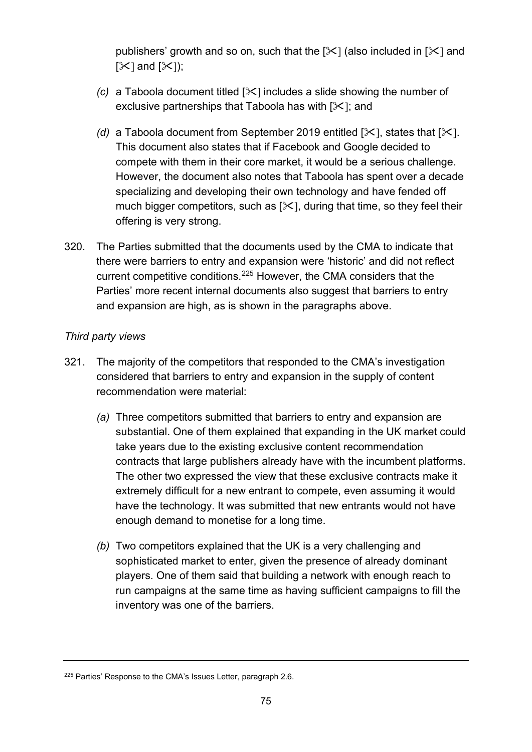publishers' growth and so on, such that the [✂] (also included in [✂] and [✂] and [✂]);

*(c)* a Taboola document titled [✂] includes a slide showing the number of exclusive partnerships that Taboola has with [✂]; and

*(d)* a Taboola document from September 2019 entitled [✂], states that [✂]. This document also states that if Facebook and Google decided to compete with them in their core market, it would be a serious challenge. However, the document also notes that Taboola has spent over a decade specializing and developing their own technology and have fended off much bigger competitors, such as [✂], during that time, so they feel their offering is very strong.

320. The Parties submitted that the documents used by the CMA to indicate that there were barriers to entry and expansion were 'historic' and did not reflect current competitive conditions.[225] However, the CMA considers that the Parties' more recent internal documents also suggest that barriers to entry and expansion are high, as is shown in the paragraphs above.

*Third party views*

321. The majority of the competitors that responded to the CMA's investigation considered that barriers to entry and expansion in the supply of content recommendation were material:

*(a)* Three competitors submitted that barriers to entry and expansion are substantial. One of them explained that expanding in the UK market could take years due to the existing exclusive content recommendation contracts that large publishers already have with the incumbent platforms. The other two expressed the view that these exclusive contracts make it extremely difficult for a new entrant to compete, even assuming it would have the technology. It was submitted that new entrants would not have enough demand to monetise for a long time.

*(b)* Two competitors explained that the UK is a very challenging and sophisticated market to enter, given the presence of already dominant players. One of them said that building a network with enough reach to run campaigns at the same time as having sufficient campaigns to fill the inventory was one of the barriers.

[225] Parties' Response to the CMA's Issues Letter, paragraph 2.6.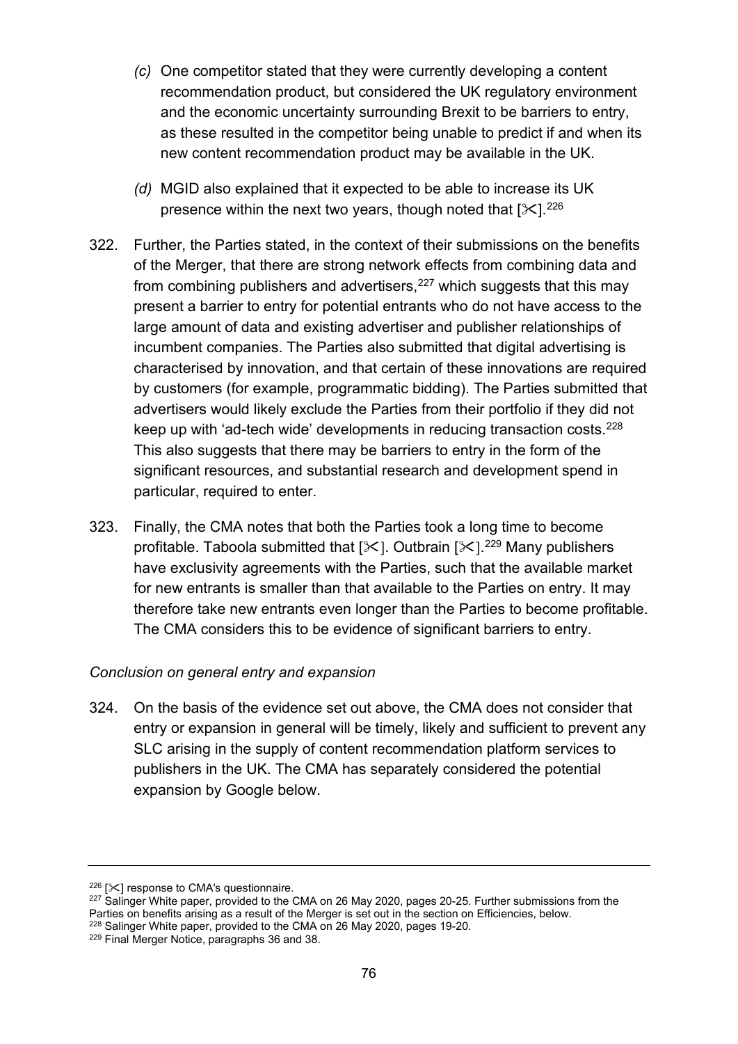*(c)* One competitor stated that they were currently developing a content recommendation product, but considered the UK regulatory environment and the economic uncertainty surrounding Brexit to be barriers to entry, as these resulted in the competitor being unable to predict if and when its new content recommendation product may be available in the UK.

*(d)* MGID also explained that it expected to be able to increase its UK presence within the next two years, though noted that [✂].[226]

322. Further, the Parties stated, in the context of their submissions on the benefits of the Merger, that there are strong network effects from combining data and from combining publishers and advertisers,[227] which suggests that this may present a barrier to entry for potential entrants who do not have access to the large amount of data and existing advertiser and publisher relationships of incumbent companies. The Parties also submitted that digital advertising is characterised by innovation, and that certain of these innovations are required by customers (for example, programmatic bidding). The Parties submitted that advertisers would likely exclude the Parties from their portfolio if they did not keep up with 'ad-tech wide' developments in reducing transaction costs.[228] This also suggests that there may be barriers to entry in the form of the significant resources, and substantial research and development spend in particular, required to enter.

323. Finally, the CMA notes that both the Parties took a long time to become profitable. Taboola submitted that [✂]. Outbrain [✂].[229] Many publishers have exclusivity agreements with the Parties, such that the available market for new entrants is smaller than that available to the Parties on entry. It may therefore take new entrants even longer than the Parties to become profitable. The CMA considers this to be evidence of significant barriers to entry.

*Conclusion on general entry and expansion*

324. On the basis of the evidence set out above, the CMA does not consider that entry or expansion in general will be timely, likely and sufficient to prevent any SLC arising in the supply of content recommendation platform services to publishers in the UK. The CMA has separately considered the potential expansion by Google below.

---

[226] [✂] response to CMA's questionnaire.

[227] Salinger White paper, provided to the CMA on 26 May 2020, pages 20-25. Further submissions from the Parties on benefits arising as a result of the Merger is set out in the section on Efficiencies, below.

[228] Salinger White paper, provided to the CMA on 26 May 2020, pages 19-20.

[229] Final Merger Notice, paragraphs 36 and 38.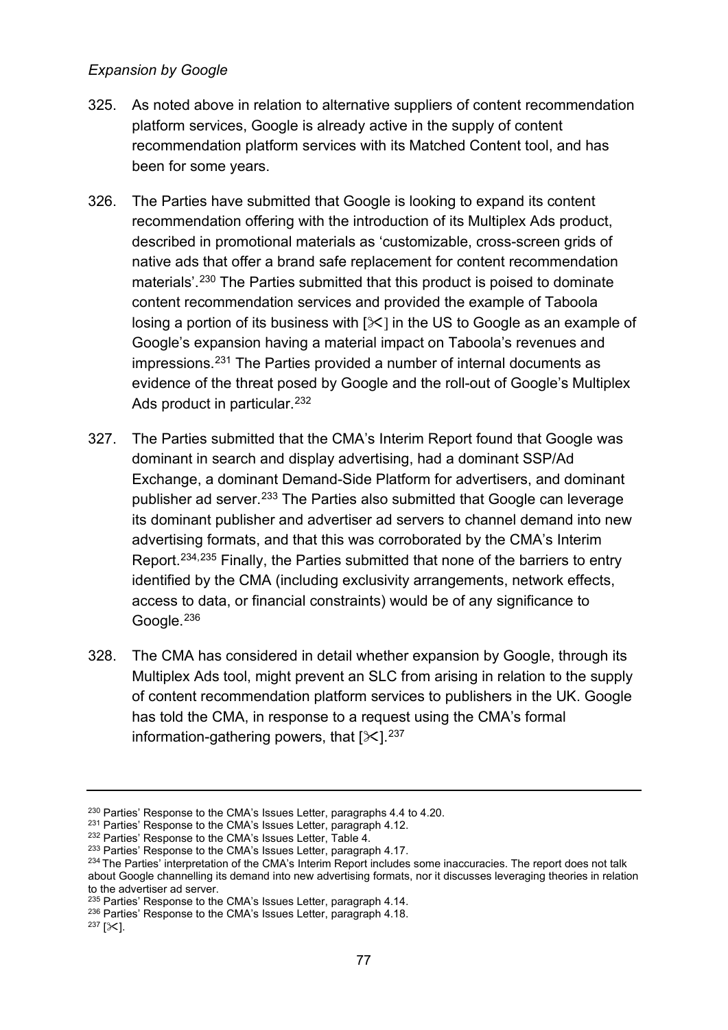*Expansion by Google*

325. As noted above in relation to alternative suppliers of content recommendation platform services, Google is already active in the supply of content recommendation platform services with its Matched Content tool, and has been for some years.

326. The Parties have submitted that Google is looking to expand its content recommendation offering with the introduction of its Multiplex Ads product, described in promotional materials as 'customizable, cross-screen grids of native ads that offer a brand safe replacement for content recommendation materials'.[230] The Parties submitted that this product is poised to dominate content recommendation services and provided the example of Taboola losing a portion of its business with [✂] in the US to Google as an example of Google's expansion having a material impact on Taboola's revenues and impressions.[231] The Parties provided a number of internal documents as evidence of the threat posed by Google and the roll-out of Google's Multiplex Ads product in particular.[232]

327. The Parties submitted that the CMA's Interim Report found that Google was dominant in search and display advertising, had a dominant SSP/Ad Exchange, a dominant Demand-Side Platform for advertisers, and dominant publisher ad server.[233] The Parties also submitted that Google can leverage its dominant publisher and advertiser ad servers to channel demand into new advertising formats, and that this was corroborated by the CMA's Interim Report.[234,235] Finally, the Parties submitted that none of the barriers to entry identified by the CMA (including exclusivity arrangements, network effects, access to data, or financial constraints) would be of any significance to Google.[236]

328. The CMA has considered in detail whether expansion by Google, through its Multiplex Ads tool, might prevent an SLC from arising in relation to the supply of content recommendation platform services to publishers in the UK. Google has told the CMA, in response to a request using the CMA's formal information-gathering powers, that [✂].[237]

---

[230] Parties' Response to the CMA's Issues Letter, paragraphs 4.4 to 4.20.

[231] Parties' Response to the CMA's Issues Letter, paragraph 4.12.

[232] Parties' Response to the CMA's Issues Letter, Table 4.

[233] Parties' Response to the CMA's Issues Letter, paragraph 4.17.

[234] The Parties' interpretation of the CMA's Interim Report includes some inaccuracies. The report does not talk about Google channelling its demand into new advertising formats, nor it discusses leveraging theories in relation to the advertiser ad server.

[235] Parties' Response to the CMA's Issues Letter, paragraph 4.14.

[236] Parties' Response to the CMA's Issues Letter, paragraph 4.18.

[237] [✂].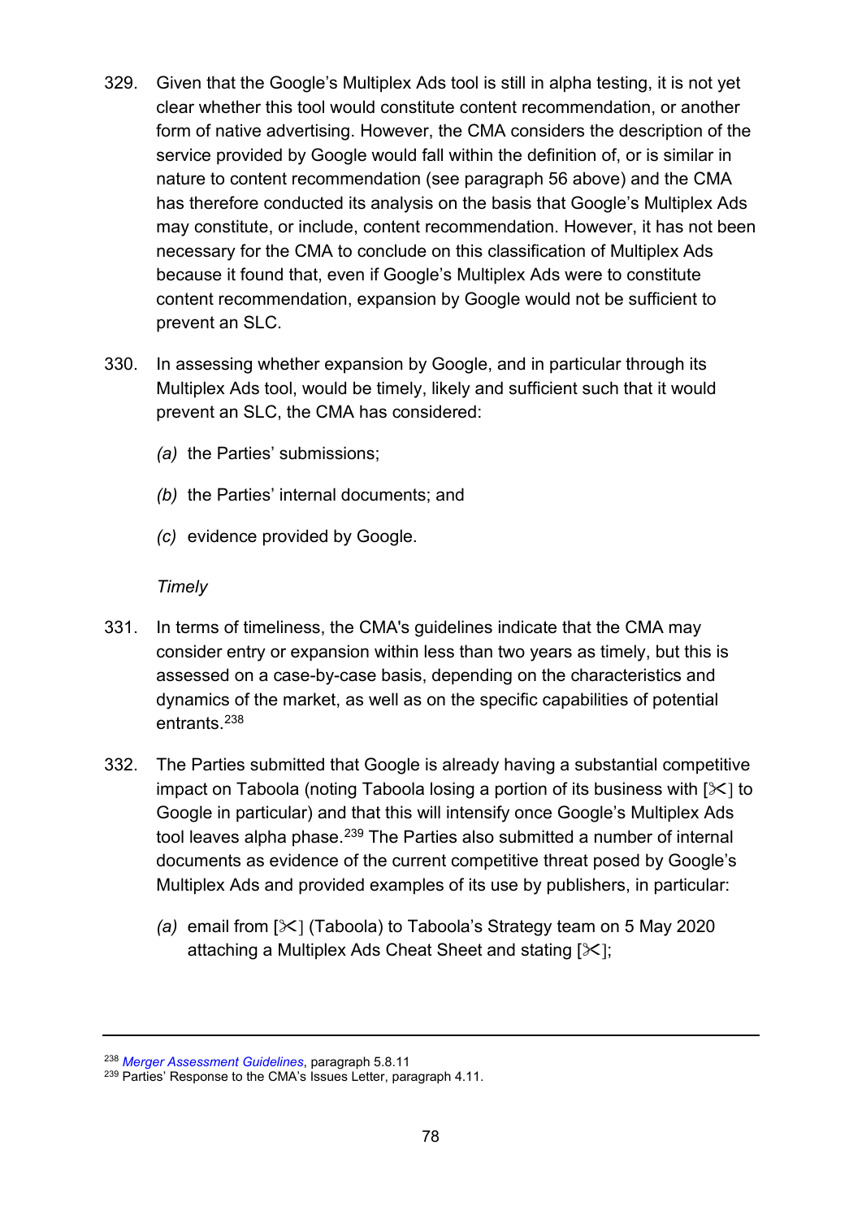329. Given that the Google's Multiplex Ads tool is still in alpha testing, it is not yet clear whether this tool would constitute content recommendation, or another form of native advertising. However, the CMA considers the description of the service provided by Google would fall within the definition of, or is similar in nature to content recommendation (see paragraph 56 above) and the CMA has therefore conducted its analysis on the basis that Google's Multiplex Ads may constitute, or include, content recommendation. However, it has not been necessary for the CMA to conclude on this classification of Multiplex Ads because it found that, even if Google's Multiplex Ads were to constitute content recommendation, expansion by Google would not be sufficient to prevent an SLC.

330. In assessing whether expansion by Google, and in particular through its Multiplex Ads tool, would be timely, likely and sufficient such that it would prevent an SLC, the CMA has considered:

*(a)* the Parties' submissions;

*(b)* the Parties' internal documents; and

*(c)* evidence provided by Google.

*Timely*

331. In terms of timeliness, the CMA's guidelines indicate that the CMA may consider entry or expansion within less than two years as timely, but this is assessed on a case-by-case basis, depending on the characteristics and dynamics of the market, as well as on the specific capabilities of potential entrants.[238]

332. The Parties submitted that Google is already having a substantial competitive impact on Taboola (noting Taboola losing a portion of its business with [✂] to Google in particular) and that this will intensify once Google's Multiplex Ads tool leaves alpha phase.[239] The Parties also submitted a number of internal documents as evidence of the current competitive threat posed by Google's Multiplex Ads and provided examples of its use by publishers, in particular:

*(a)* email from [✂] (Taboola) to Taboola's Strategy team on 5 May 2020 attaching a Multiplex Ads Cheat Sheet and stating [✂];

---

[238] *Merger Assessment Guidelines*, paragraph 5.8.11

[239] Parties' Response to the CMA's Issues Letter, paragraph 4.11.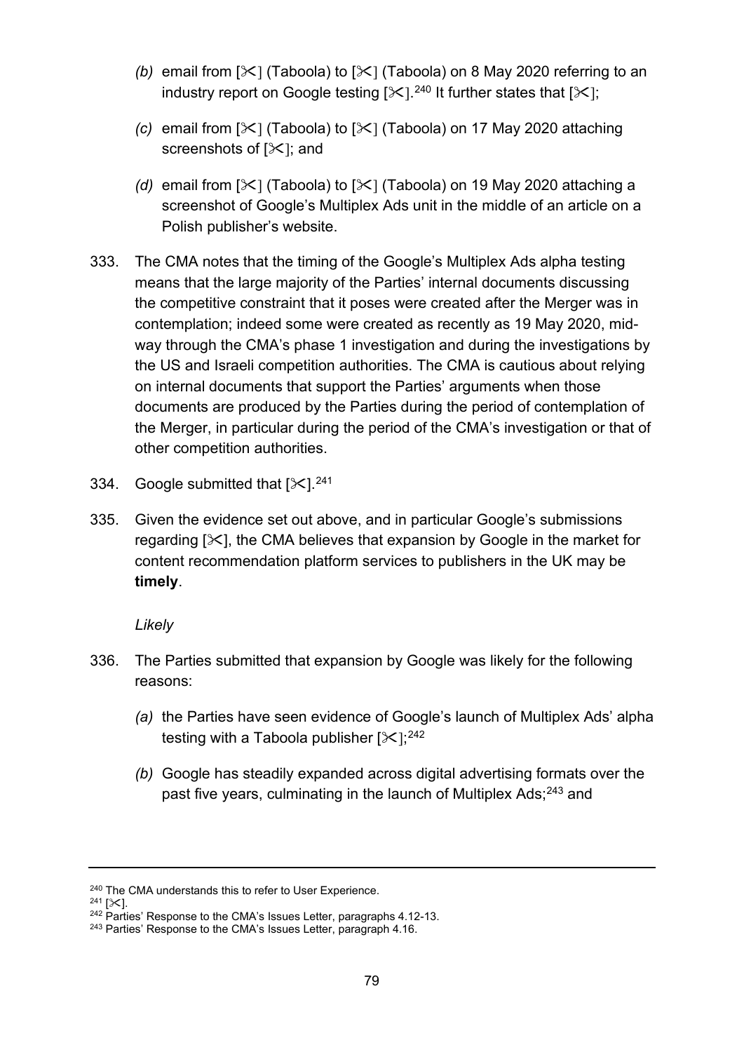(b) email from [✂] (Taboola) to [✂] (Taboola) on 8 May 2020 referring to an industry report on Google testing [✂].[240] It further states that [✂];

(c) email from [✂] (Taboola) to [✂] (Taboola) on 17 May 2020 attaching screenshots of [✂]; and

(d) email from [✂] (Taboola) to [✂] (Taboola) on 19 May 2020 attaching a screenshot of Google's Multiplex Ads unit in the middle of an article on a Polish publisher's website.

333. The CMA notes that the timing of the Google's Multiplex Ads alpha testing means that the large majority of the Parties' internal documents discussing the competitive constraint that it poses were created after the Merger was in contemplation; indeed some were created as recently as 19 May 2020, mid-way through the CMA's phase 1 investigation and during the investigations by the US and Israeli competition authorities. The CMA is cautious about relying on internal documents that support the Parties' arguments when those documents are produced by the Parties during the period of contemplation of the Merger, in particular during the period of the CMA's investigation or that of other competition authorities.

334. Google submitted that [✂].[241]

335. Given the evidence set out above, and in particular Google's submissions regarding [✂], the CMA believes that expansion by Google in the market for content recommendation platform services to publishers in the UK may be **timely**.

*Likely*

336. The Parties submitted that expansion by Google was likely for the following reasons:

(a) the Parties have seen evidence of Google's launch of Multiplex Ads' alpha testing with a Taboola publisher [✂];[242]

(b) Google has steadily expanded across digital advertising formats over the past five years, culminating in the launch of Multiplex Ads;[243] and

---

[240] The CMA understands this to refer to User Experience.

[241] [✂].

[242] Parties' Response to the CMA's Issues Letter, paragraphs 4.12-13.

[243] Parties' Response to the CMA's Issues Letter, paragraph 4.16.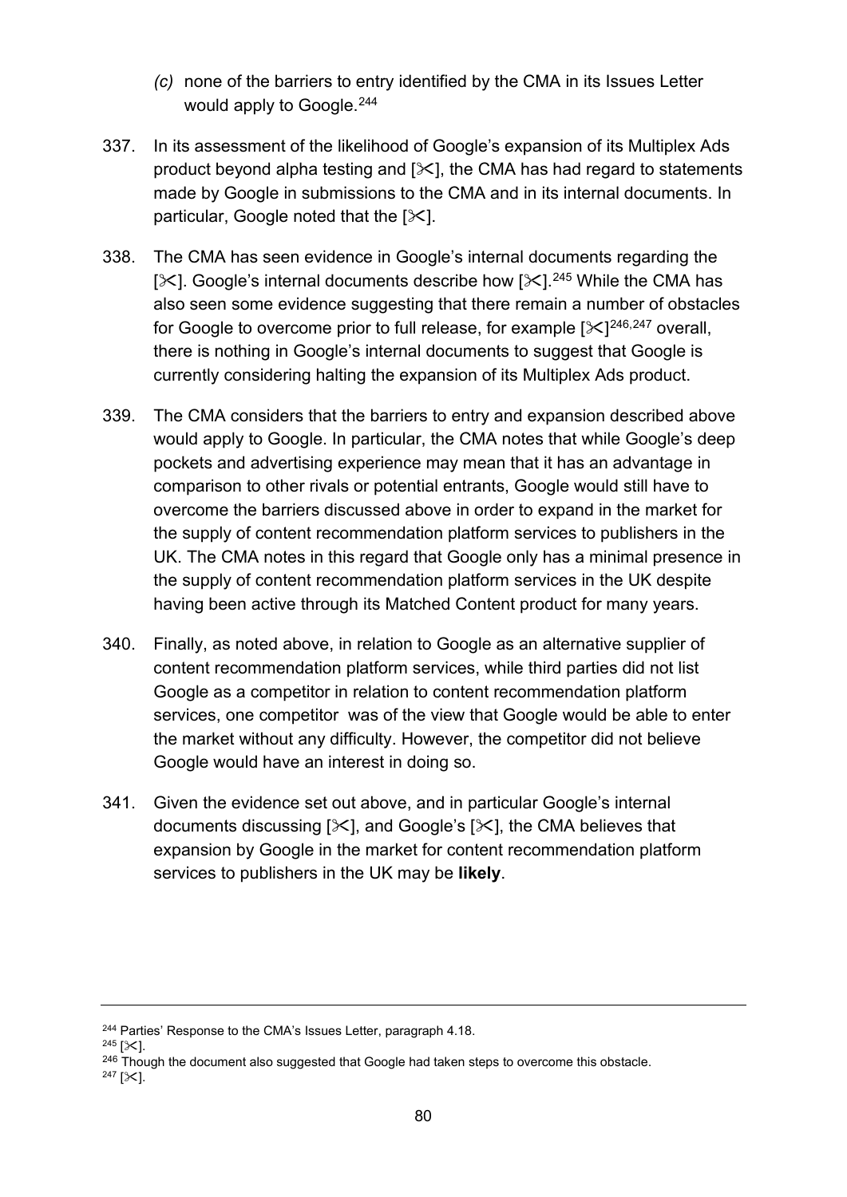*(c)* none of the barriers to entry identified by the CMA in its Issues Letter would apply to Google.[244]

337. In its assessment of the likelihood of Google's expansion of its Multiplex Ads product beyond alpha testing and [✂], the CMA has had regard to statements made by Google in submissions to the CMA and in its internal documents. In particular, Google noted that the [✂].

338. The CMA has seen evidence in Google's internal documents regarding the [✂]. Google's internal documents describe how [✂].[245] While the CMA has also seen some evidence suggesting that there remain a number of obstacles for Google to overcome prior to full release, for example [✂][246,247] overall, there is nothing in Google's internal documents to suggest that Google is currently considering halting the expansion of its Multiplex Ads product.

339. The CMA considers that the barriers to entry and expansion described above would apply to Google. In particular, the CMA notes that while Google's deep pockets and advertising experience may mean that it has an advantage in comparison to other rivals or potential entrants, Google would still have to overcome the barriers discussed above in order to expand in the market for the supply of content recommendation platform services to publishers in the UK. The CMA notes in this regard that Google only has a minimal presence in the supply of content recommendation platform services in the UK despite having been active through its Matched Content product for many years.

340. Finally, as noted above, in relation to Google as an alternative supplier of content recommendation platform services, while third parties did not list Google as a competitor in relation to content recommendation platform services, one competitor was of the view that Google would be able to enter the market without any difficulty. However, the competitor did not believe Google would have an interest in doing so.

341. Given the evidence set out above, and in particular Google's internal documents discussing [✂], and Google's [✂], the CMA believes that expansion by Google in the market for content recommendation platform services to publishers in the UK may be **likely**.

---

[244] Parties' Response to the CMA's Issues Letter, paragraph 4.18.

[245] [✂].

[246] Though the document also suggested that Google had taken steps to overcome this obstacle.

[247] [✂].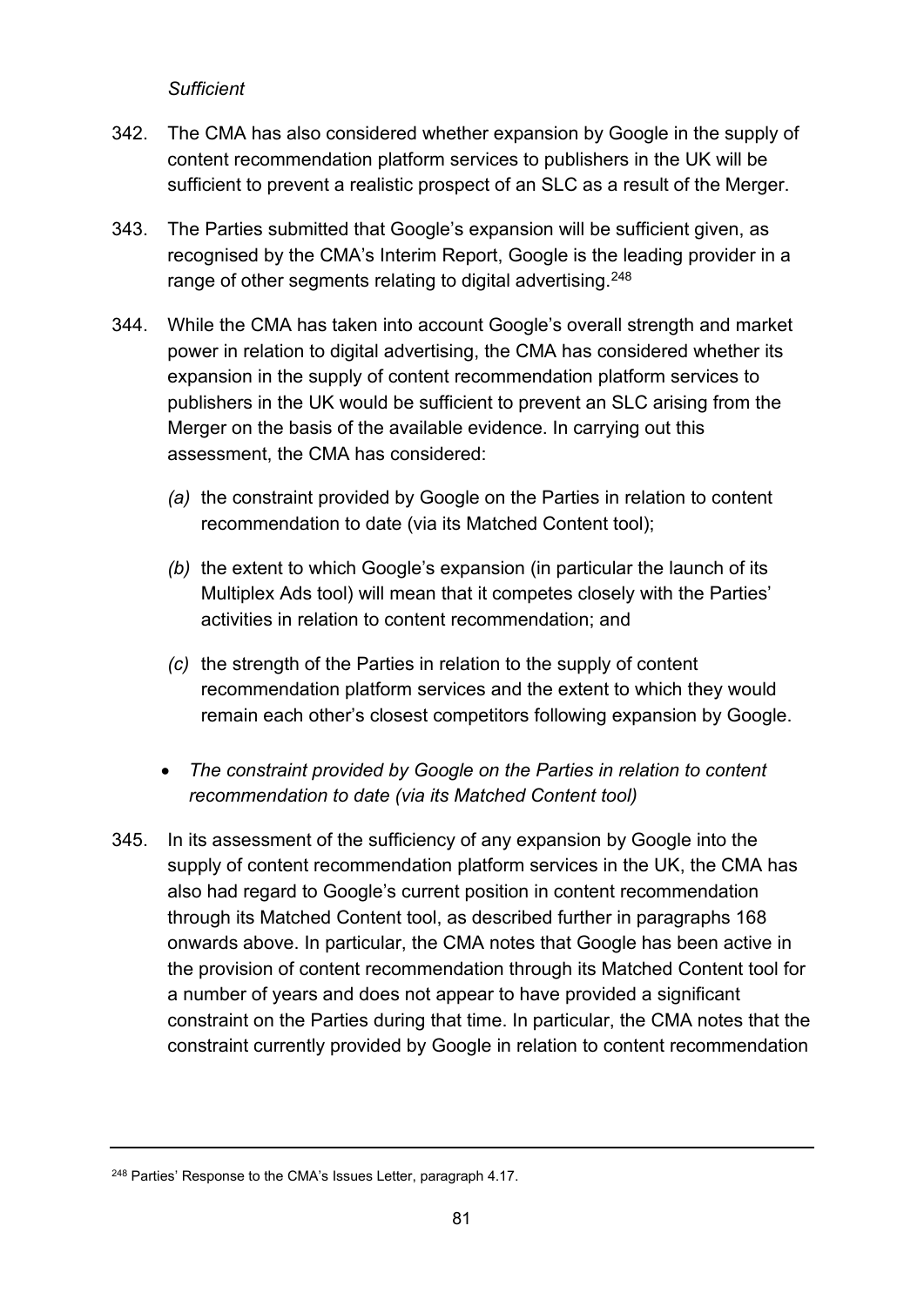*Sufficient*

342. The CMA has also considered whether expansion by Google in the supply of content recommendation platform services to publishers in the UK will be sufficient to prevent a realistic prospect of an SLC as a result of the Merger.

343. The Parties submitted that Google's expansion will be sufficient given, as recognised by the CMA's Interim Report, Google is the leading provider in a range of other segments relating to digital advertising.[248]

344. While the CMA has taken into account Google's overall strength and market power in relation to digital advertising, the CMA has considered whether its expansion in the supply of content recommendation platform services to publishers in the UK would be sufficient to prevent an SLC arising from the Merger on the basis of the available evidence. In carrying out this assessment, the CMA has considered:

   *(a)* the constraint provided by Google on the Parties in relation to content recommendation to date (via its Matched Content tool);

   *(b)* the extent to which Google's expansion (in particular the launch of its Multiplex Ads tool) will mean that it competes closely with the Parties' activities in relation to content recommendation; and

   *(c)* the strength of the Parties in relation to the supply of content recommendation platform services and the extent to which they would remain each other's closest competitors following expansion by Google.

- *The constraint provided by Google on the Parties in relation to content recommendation to date (via its Matched Content tool)*

345. In its assessment of the sufficiency of any expansion by Google into the supply of content recommendation platform services in the UK, the CMA has also had regard to Google's current position in content recommendation through its Matched Content tool, as described further in paragraphs 168 onwards above. In particular, the CMA notes that Google has been active in the provision of content recommendation through its Matched Content tool for a number of years and does not appear to have provided a significant constraint on the Parties during that time. In particular, the CMA notes that the constraint currently provided by Google in relation to content recommendation

[248] Parties' Response to the CMA's Issues Letter, paragraph 4.17.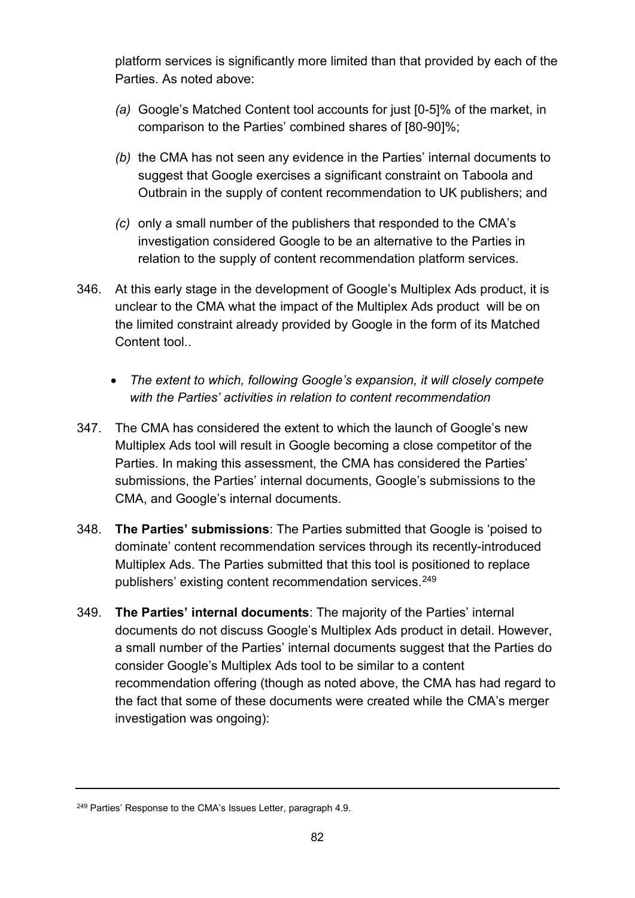platform services is significantly more limited than that provided by each of the Parties. As noted above:

*(a)* Google's Matched Content tool accounts for just [0-5]% of the market, in comparison to the Parties' combined shares of [80-90]%;

*(b)* the CMA has not seen any evidence in the Parties' internal documents to suggest that Google exercises a significant constraint on Taboola and Outbrain in the supply of content recommendation to UK publishers; and

*(c)* only a small number of the publishers that responded to the CMA's investigation considered Google to be an alternative to the Parties in relation to the supply of content recommendation platform services.

346. At this early stage in the development of Google's Multiplex Ads product, it is unclear to the CMA what the impact of the Multiplex Ads product will be on the limited constraint already provided by Google in the form of its Matched Content tool..

- *The extent to which, following Google's expansion, it will closely compete with the Parties' activities in relation to content recommendation*

347. The CMA has considered the extent to which the launch of Google's new Multiplex Ads tool will result in Google becoming a close competitor of the Parties. In making this assessment, the CMA has considered the Parties' submissions, the Parties' internal documents, Google's submissions to the CMA, and Google's internal documents.

348. **The Parties' submissions**: The Parties submitted that Google is 'poised to dominate' content recommendation services through its recently-introduced Multiplex Ads. The Parties submitted that this tool is positioned to replace publishers' existing content recommendation services.[249]

349. **The Parties' internal documents**: The majority of the Parties' internal documents do not discuss Google's Multiplex Ads product in detail. However, a small number of the Parties' internal documents suggest that the Parties do consider Google's Multiplex Ads tool to be similar to a content recommendation offering (though as noted above, the CMA has had regard to the fact that some of these documents were created while the CMA's merger investigation was ongoing):

[249] Parties' Response to the CMA's Issues Letter, paragraph 4.9.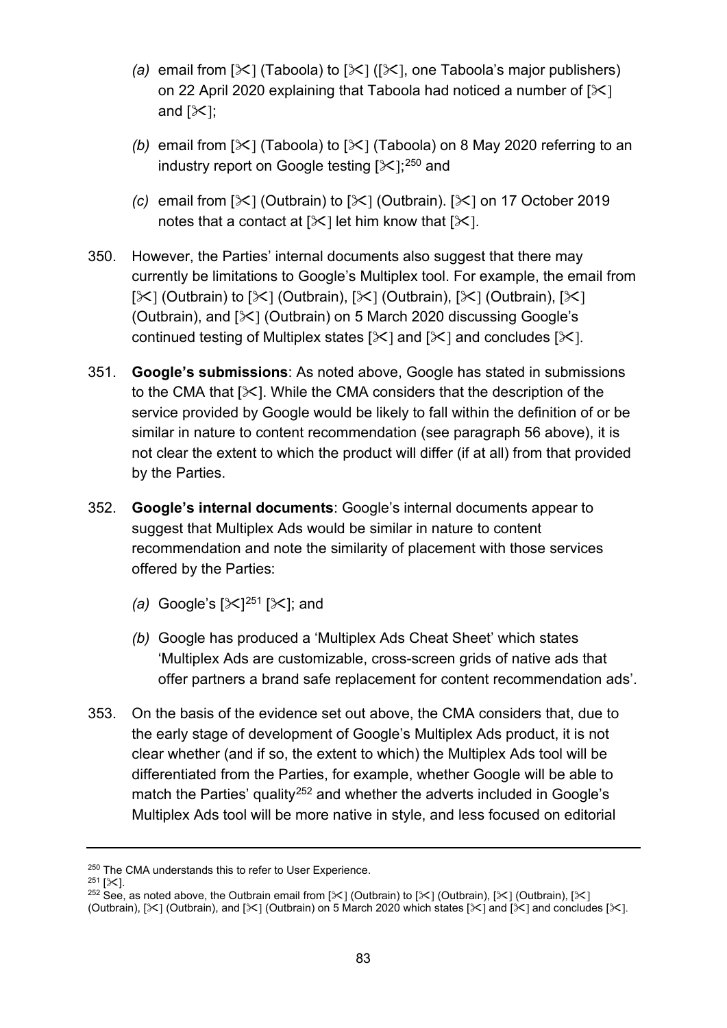*(a)* email from [✂] (Taboola) to [✂] ([✂], one Taboola's major publishers) on 22 April 2020 explaining that Taboola had noticed a number of [✂] and [✂];

*(b)* email from [✂] (Taboola) to [✂] (Taboola) on 8 May 2020 referring to an industry report on Google testing [✂];[250] and

*(c)* email from [✂] (Outbrain) to [✂] (Outbrain). [✂] on 17 October 2019 notes that a contact at [✂] let him know that [✂].

350. However, the Parties' internal documents also suggest that there may currently be limitations to Google's Multiplex tool. For example, the email from [✂] (Outbrain) to [✂] (Outbrain), [✂] (Outbrain), [✂] (Outbrain), [✂] (Outbrain), and [✂] (Outbrain) on 5 March 2020 discussing Google's continued testing of Multiplex states [✂] and [✂] and concludes [✂].

351. **Google's submissions**: As noted above, Google has stated in submissions to the CMA that [✂]. While the CMA considers that the description of the service provided by Google would be likely to fall within the definition of or be similar in nature to content recommendation (see paragraph 56 above), it is not clear the extent to which the product will differ (if at all) from that provided by the Parties.

352. **Google's internal documents**: Google's internal documents appear to suggest that Multiplex Ads would be similar in nature to content recommendation and note the similarity of placement with those services offered by the Parties:

*(a)* Google's [✂][251] [✂]; and

*(b)* Google has produced a 'Multiplex Ads Cheat Sheet' which states 'Multiplex Ads are customizable, cross-screen grids of native ads that offer partners a brand safe replacement for content recommendation ads'.

353. On the basis of the evidence set out above, the CMA considers that, due to the early stage of development of Google's Multiplex Ads product, it is not clear whether (and if so, the extent to which) the Multiplex Ads tool will be differentiated from the Parties, for example, whether Google will be able to match the Parties' quality[252] and whether the adverts included in Google's Multiplex Ads tool will be more native in style, and less focused on editorial

---

[250] The CMA understands this to refer to User Experience.

[251] [✂].

[252] See, as noted above, the Outbrain email from [✂] (Outbrain) to [✂] (Outbrain), [✂] (Outbrain), [✂] (Outbrain), [✂] (Outbrain), and [✂] (Outbrain) on 5 March 2020 which states [✂] and [✂] and concludes [✂].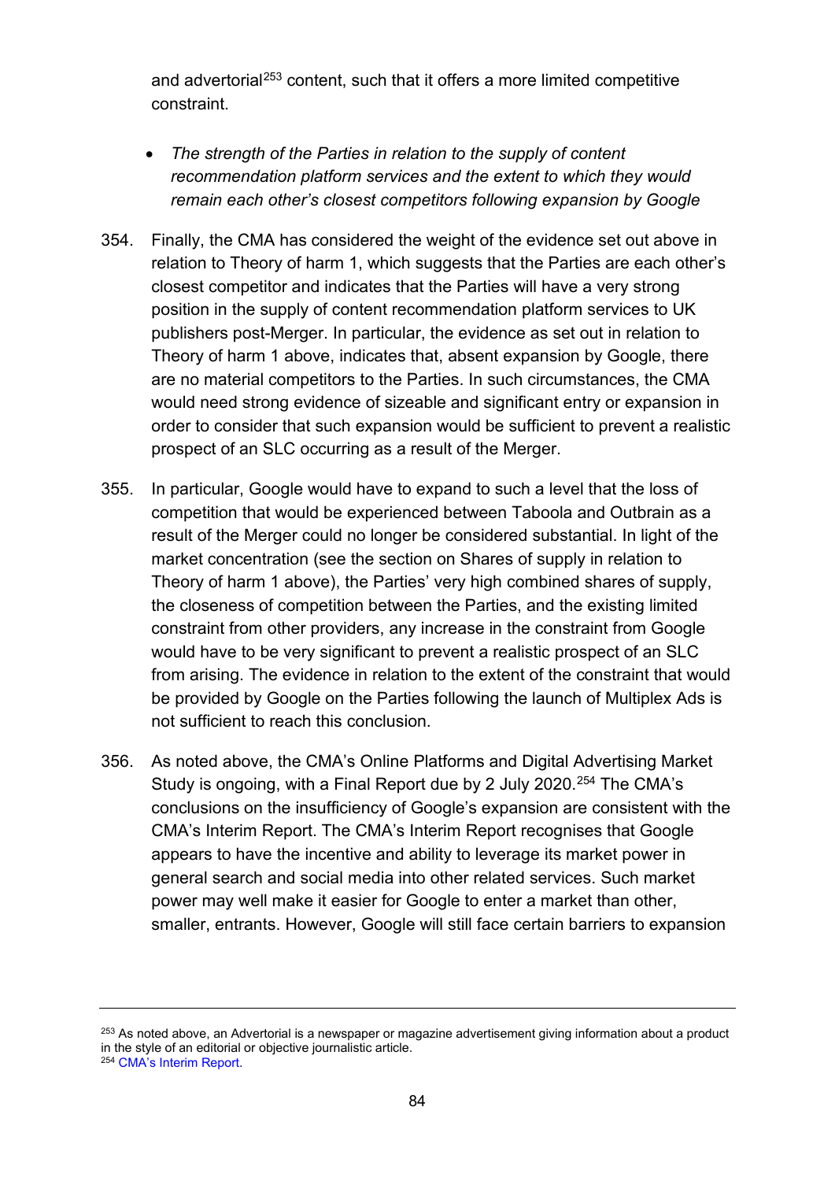and advertorial[253] content, such that it offers a more limited competitive constraint.

- *The strength of the Parties in relation to the supply of content recommendation platform services and the extent to which they would remain each other's closest competitors following expansion by Google*

354. Finally, the CMA has considered the weight of the evidence set out above in relation to Theory of harm 1, which suggests that the Parties are each other's closest competitor and indicates that the Parties will have a very strong position in the supply of content recommendation platform services to UK publishers post-Merger. In particular, the evidence as set out in relation to Theory of harm 1 above, indicates that, absent expansion by Google, there are no material competitors to the Parties. In such circumstances, the CMA would need strong evidence of sizeable and significant entry or expansion in order to consider that such expansion would be sufficient to prevent a realistic prospect of an SLC occurring as a result of the Merger.

355. In particular, Google would have to expand to such a level that the loss of competition that would be experienced between Taboola and Outbrain as a result of the Merger could no longer be considered substantial. In light of the market concentration (see the section on Shares of supply in relation to Theory of harm 1 above), the Parties' very high combined shares of supply, the closeness of competition between the Parties, and the existing limited constraint from other providers, any increase in the constraint from Google would have to be very significant to prevent a realistic prospect of an SLC from arising. The evidence in relation to the extent of the constraint that would be provided by Google on the Parties following the launch of Multiplex Ads is not sufficient to reach this conclusion.

356. As noted above, the CMA's Online Platforms and Digital Advertising Market Study is ongoing, with a Final Report due by 2 July 2020.[254] The CMA's conclusions on the insufficiency of Google's expansion are consistent with the CMA's Interim Report. The CMA's Interim Report recognises that Google appears to have the incentive and ability to leverage its market power in general search and social media into other related services. Such market power may well make it easier for Google to enter a market than other, smaller, entrants. However, Google will still face certain barriers to expansion

---

[253] As noted above, an Advertorial is a newspaper or magazine advertisement giving information about a product in the style of an editorial or objective journalistic article.

[254] CMA's Interim Report.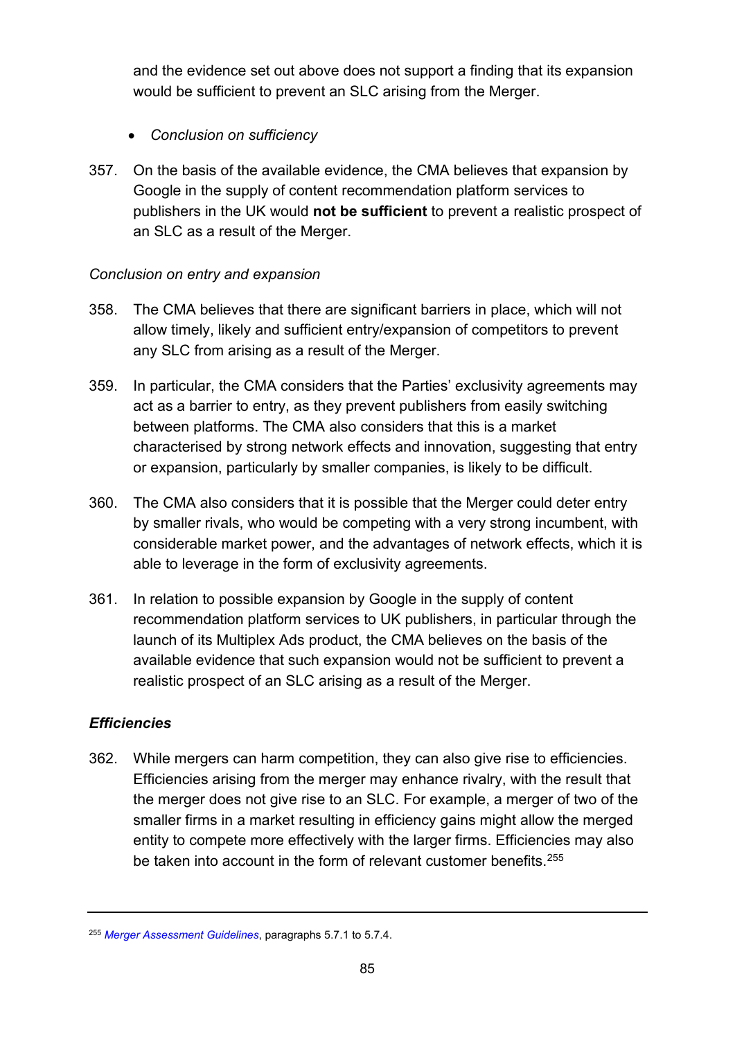and the evidence set out above does not support a finding that its expansion would be sufficient to prevent an SLC arising from the Merger.

- *Conclusion on sufficiency*

357. On the basis of the available evidence, the CMA believes that expansion by Google in the supply of content recommendation platform services to publishers in the UK would **not be sufficient** to prevent a realistic prospect of an SLC as a result of the Merger.

*Conclusion on entry and expansion*

358. The CMA believes that there are significant barriers in place, which will not allow timely, likely and sufficient entry/expansion of competitors to prevent any SLC from arising as a result of the Merger.

359. In particular, the CMA considers that the Parties' exclusivity agreements may act as a barrier to entry, as they prevent publishers from easily switching between platforms. The CMA also considers that this is a market characterised by strong network effects and innovation, suggesting that entry or expansion, particularly by smaller companies, is likely to be difficult.

360. The CMA also considers that it is possible that the Merger could deter entry by smaller rivals, who would be competing with a very strong incumbent, with considerable market power, and the advantages of network effects, which it is able to leverage in the form of exclusivity agreements.

361. In relation to possible expansion by Google in the supply of content recommendation platform services to UK publishers, in particular through the launch of its Multiplex Ads product, the CMA believes on the basis of the available evidence that such expansion would not be sufficient to prevent a realistic prospect of an SLC arising as a result of the Merger.

### *Efficiencies*

362. While mergers can harm competition, they can also give rise to efficiencies. Efficiencies arising from the merger may enhance rivalry, with the result that the merger does not give rise to an SLC. For example, a merger of two of the smaller firms in a market resulting in efficiency gains might allow the merged entity to compete more effectively with the larger firms. Efficiencies may also be taken into account in the form of relevant customer benefits.[255]

---

[255] *Merger Assessment Guidelines*, paragraphs 5.7.1 to 5.7.4.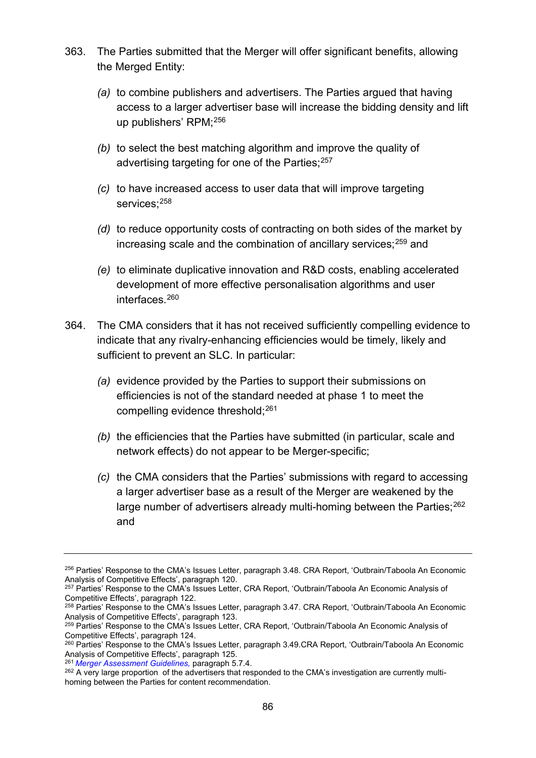363. The Parties submitted that the Merger will offer significant benefits, allowing the Merged Entity:

   *(a)* to combine publishers and advertisers. The Parties argued that having access to a larger advertiser base will increase the bidding density and lift up publishers' RPM;[256]

   *(b)* to select the best matching algorithm and improve the quality of advertising targeting for one of the Parties;[257]

   *(c)* to have increased access to user data that will improve targeting services;[258]

   *(d)* to reduce opportunity costs of contracting on both sides of the market by increasing scale and the combination of ancillary services;[259] and

   *(e)* to eliminate duplicative innovation and R&D costs, enabling accelerated development of more effective personalisation algorithms and user interfaces.[260]

364. The CMA considers that it has not received sufficiently compelling evidence to indicate that any rivalry-enhancing efficiencies would be timely, likely and sufficient to prevent an SLC. In particular:

   *(a)* evidence provided by the Parties to support their submissions on efficiencies is not of the standard needed at phase 1 to meet the compelling evidence threshold;[261]

   *(b)* the efficiencies that the Parties have submitted (in particular, scale and network effects) do not appear to be Merger-specific;

   *(c)* the CMA considers that the Parties' submissions with regard to accessing a larger advertiser base as a result of the Merger are weakened by the large number of advertisers already multi-homing between the Parties;[262] and

---

[256] Parties' Response to the CMA's Issues Letter, paragraph 3.48. CRA Report, 'Outbrain/Taboola An Economic Analysis of Competitive Effects', paragraph 120.

[257] Parties' Response to the CMA's Issues Letter, CRA Report, 'Outbrain/Taboola An Economic Analysis of Competitive Effects', paragraph 122.

[258] Parties' Response to the CMA's Issues Letter, paragraph 3.47. CRA Report, 'Outbrain/Taboola An Economic Analysis of Competitive Effects', paragraph 123.

[259] Parties' Response to the CMA's Issues Letter, CRA Report, 'Outbrain/Taboola An Economic Analysis of Competitive Effects', paragraph 124.

[260] Parties' Response to the CMA's Issues Letter, paragraph 3.49.CRA Report, 'Outbrain/Taboola An Economic Analysis of Competitive Effects', paragraph 125.

[261] *Merger Assessment Guidelines,* paragraph 5.7.4.

[262] A very large proportion of the advertisers that responded to the CMA's investigation are currently multi-homing between the Parties for content recommendation.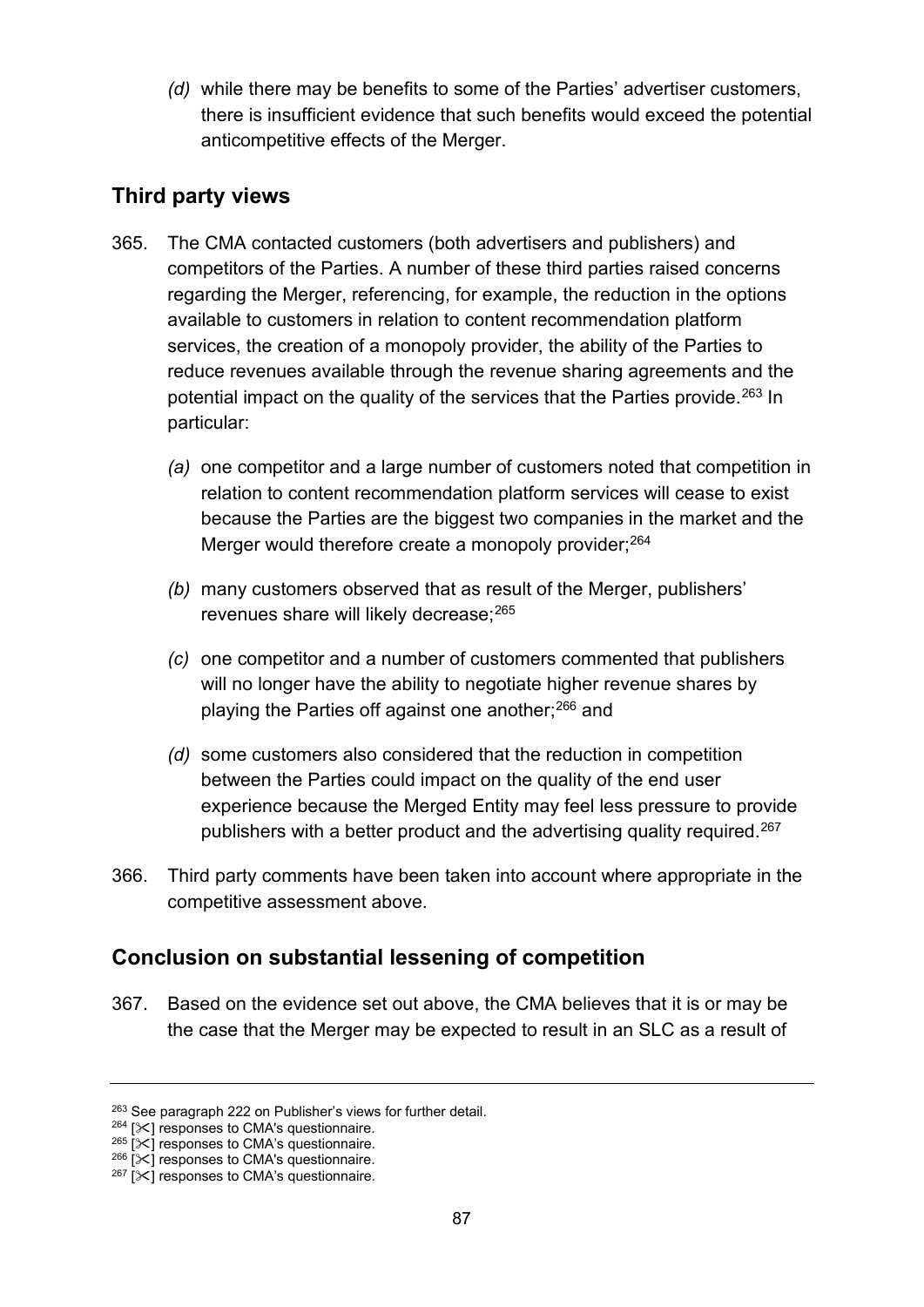*(d)* while there may be benefits to some of the Parties' advertiser customers, there is insufficient evidence that such benefits would exceed the potential anticompetitive effects of the Merger.

## Third party views

365. The CMA contacted customers (both advertisers and publishers) and competitors of the Parties. A number of these third parties raised concerns regarding the Merger, referencing, for example, the reduction in the options available to customers in relation to content recommendation platform services, the creation of a monopoly provider, the ability of the Parties to reduce revenues available through the revenue sharing agreements and the potential impact on the quality of the services that the Parties provide.[263] In particular:

    *(a)* one competitor and a large number of customers noted that competition in relation to content recommendation platform services will cease to exist because the Parties are the biggest two companies in the market and the Merger would therefore create a monopoly provider;[264]

    *(b)* many customers observed that as result of the Merger, publishers' revenues share will likely decrease;[265]

    *(c)* one competitor and a number of customers commented that publishers will no longer have the ability to negotiate higher revenue shares by playing the Parties off against one another;[266] and

    *(d)* some customers also considered that the reduction in competition between the Parties could impact on the quality of the end user experience because the Merged Entity may feel less pressure to provide publishers with a better product and the advertising quality required.[267]

366. Third party comments have been taken into account where appropriate in the competitive assessment above.

## Conclusion on substantial lessening of competition

367. Based on the evidence set out above, the CMA believes that it is or may be the case that the Merger may be expected to result in an SLC as a result of

---

[263] See paragraph 222 on Publisher's views for further detail.
[264] [✂] responses to CMA's questionnaire.
[265] [✂] responses to CMA's questionnaire.
[266] [✂] responses to CMA's questionnaire.
[267] [✂] responses to CMA's questionnaire.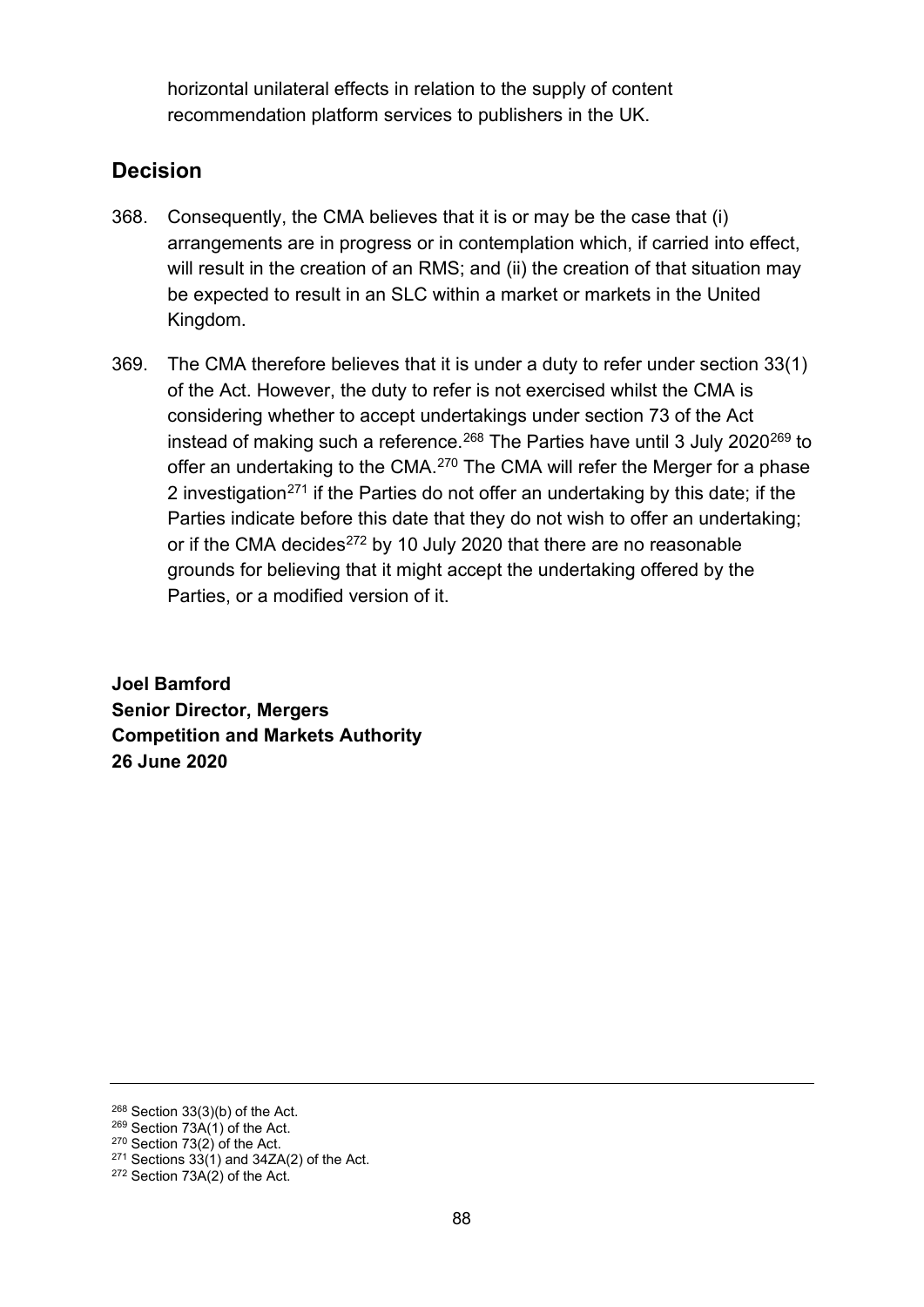horizontal unilateral effects in relation to the supply of content recommendation platform services to publishers in the UK.

## Decision

368. Consequently, the CMA believes that it is or may be the case that (i) arrangements are in progress or in contemplation which, if carried into effect, will result in the creation of an RMS; and (ii) the creation of that situation may be expected to result in an SLC within a market or markets in the United Kingdom.

369. The CMA therefore believes that it is under a duty to refer under section 33(1) of the Act. However, the duty to refer is not exercised whilst the CMA is considering whether to accept undertakings under section 73 of the Act instead of making such a reference.[268] The Parties have until 3 July 2020[269] to offer an undertaking to the CMA.[270] The CMA will refer the Merger for a phase 2 investigation[271] if the Parties do not offer an undertaking by this date; if the Parties indicate before this date that they do not wish to offer an undertaking; or if the CMA decides[272] by 10 July 2020 that there are no reasonable grounds for believing that it might accept the undertaking offered by the Parties, or a modified version of it.

**Joel Bamford**
**Senior Director, Mergers**
**Competition and Markets Authority**
**26 June 2020**

---

[268] Section 33(3)(b) of the Act.
[269] Section 73A(1) of the Act.
[270] Section 73(2) of the Act.
[271] Sections 33(1) and 34ZA(2) of the Act.
[272] Section 73A(2) of the Act.